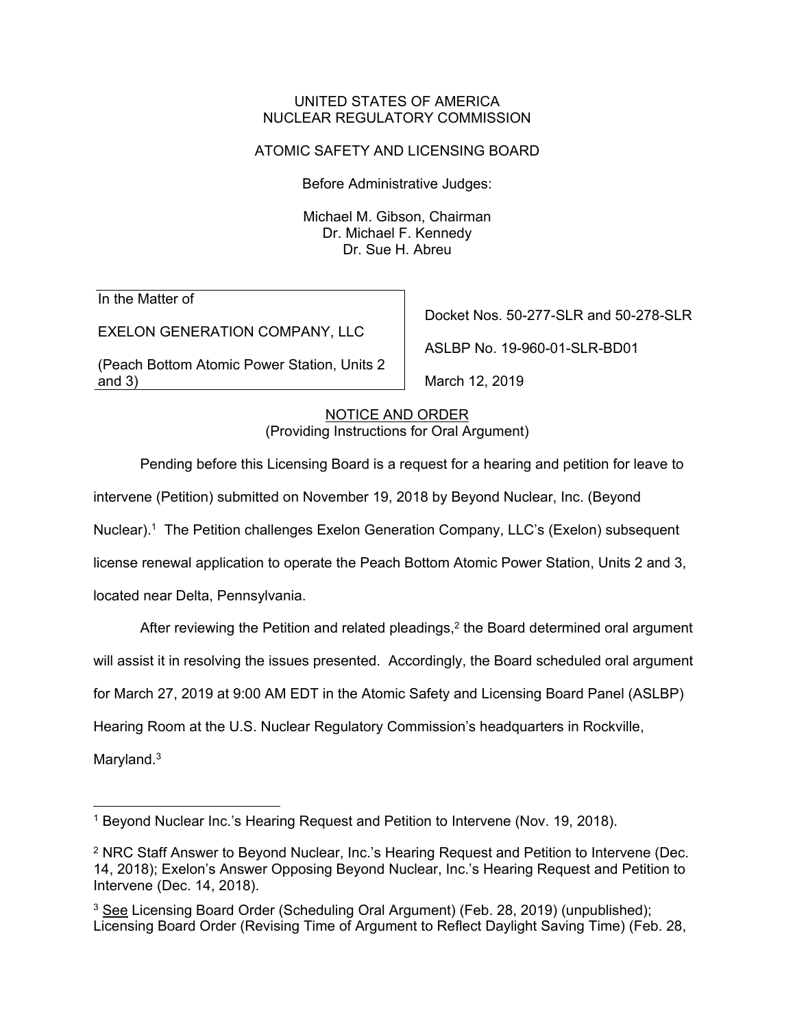UNITED STATES OF AMERICA
NUCLEAR REGULATORY COMMISSION

ATOMIC SAFETY AND LICENSING BOARD

Before Administrative Judges:

Michael M. Gibson, Chairman
Dr. Michael F. Kennedy
Dr. Sue H. Abreu

| In the Matter of<br><br>EXELON GENERATION COMPANY, LLC<br><br>(Peach Bottom Atomic Power Station, Units 2 and 3) | Docket Nos. 50-277-SLR and 50-278-SLR<br><br>ASLBP No. 19-960-01-SLR-BD01<br><br>March 12, 2019 |
|---|---|

NOTICE AND ORDER
(Providing Instructions for Oral Argument)

Pending before this Licensing Board is a request for a hearing and petition for leave to intervene (Petition) submitted on November 19, 2018 by Beyond Nuclear, Inc. (Beyond Nuclear).[1] The Petition challenges Exelon Generation Company, LLC's (Exelon) subsequent license renewal application to operate the Peach Bottom Atomic Power Station, Units 2 and 3, located near Delta, Pennsylvania.

After reviewing the Petition and related pleadings,[2] the Board determined oral argument will assist it in resolving the issues presented. Accordingly, the Board scheduled oral argument for March 27, 2019 at 9:00 AM EDT in the Atomic Safety and Licensing Board Panel (ASLBP) Hearing Room at the U.S. Nuclear Regulatory Commission's headquarters in Rockville, Maryland.[3]

---

[1] Beyond Nuclear Inc.'s Hearing Request and Petition to Intervene (Nov. 19, 2018).

[2] NRC Staff Answer to Beyond Nuclear, Inc.'s Hearing Request and Petition to Intervene (Dec. 14, 2018); Exelon's Answer Opposing Beyond Nuclear, Inc.'s Hearing Request and Petition to Intervene (Dec. 14, 2018).

[3] See Licensing Board Order (Scheduling Oral Argument) (Feb. 28, 2019) (unpublished); Licensing Board Order (Revising Time of Argument to Reflect Daylight Saving Time) (Feb. 28,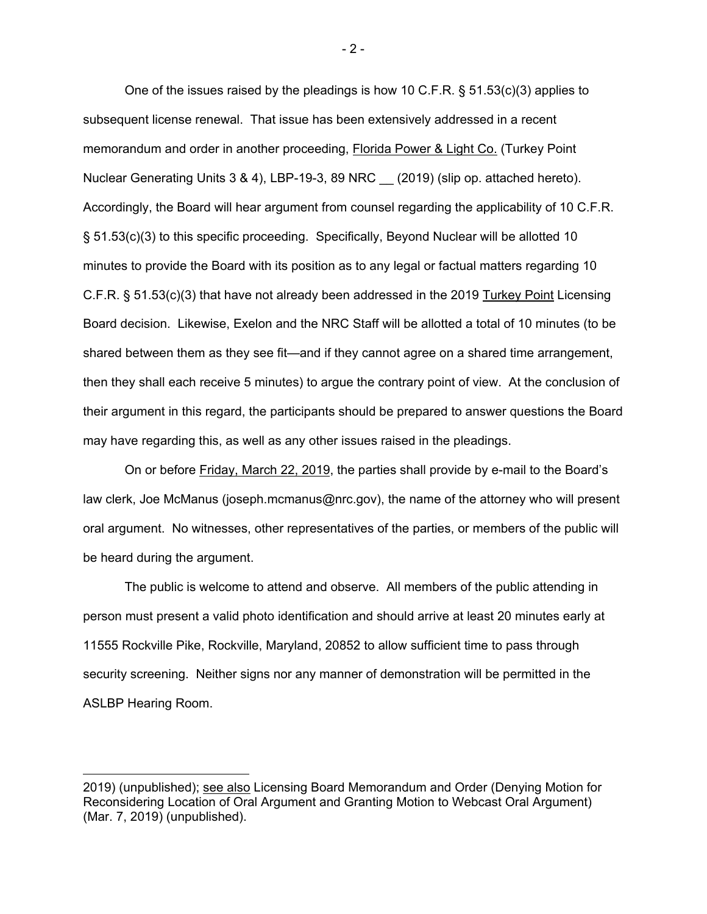One of the issues raised by the pleadings is how 10 C.F.R. § 51.53(c)(3) applies to subsequent license renewal. That issue has been extensively addressed in a recent memorandum and order in another proceeding, Florida Power & Light Co. (Turkey Point Nuclear Generating Units 3 & 4), LBP-19-3, 89 NRC __ (2019) (slip op. attached hereto). Accordingly, the Board will hear argument from counsel regarding the applicability of 10 C.F.R. § 51.53(c)(3) to this specific proceeding. Specifically, Beyond Nuclear will be allotted 10 minutes to provide the Board with its position as to any legal or factual matters regarding 10 C.F.R. § 51.53(c)(3) that have not already been addressed in the 2019 Turkey Point Licensing Board decision. Likewise, Exelon and the NRC Staff will be allotted a total of 10 minutes (to be shared between them as they see fit—and if they cannot agree on a shared time arrangement, then they shall each receive 5 minutes) to argue the contrary point of view. At the conclusion of their argument in this regard, the participants should be prepared to answer questions the Board may have regarding this, as well as any other issues raised in the pleadings.

On or before Friday, March 22, 2019, the parties shall provide by e-mail to the Board's law clerk, Joe McManus (joseph.mcmanus@nrc.gov), the name of the attorney who will present oral argument. No witnesses, other representatives of the parties, or members of the public will be heard during the argument.

The public is welcome to attend and observe. All members of the public attending in person must present a valid photo identification and should arrive at least 20 minutes early at 11555 Rockville Pike, Rockville, Maryland, 20852 to allow sufficient time to pass through security screening. Neither signs nor any manner of demonstration will be permitted in the ASLBP Hearing Room.

---

2019) (unpublished); see also Licensing Board Memorandum and Order (Denying Motion for Reconsidering Location of Oral Argument and Granting Motion to Webcast Oral Argument) (Mar. 7, 2019) (unpublished).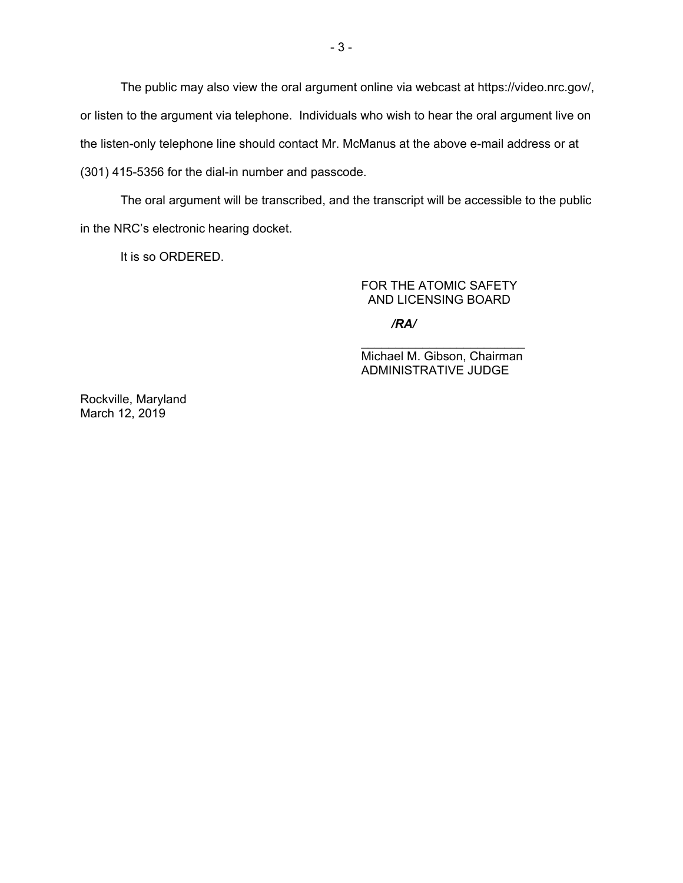The public may also view the oral argument online via webcast at https://video.nrc.gov/, or listen to the argument via telephone. Individuals who wish to hear the oral argument live on the listen-only telephone line should contact Mr. McManus at the above e-mail address or at (301) 415-5356 for the dial-in number and passcode.

The oral argument will be transcribed, and the transcript will be accessible to the public in the NRC's electronic hearing docket.

It is so ORDERED.

FOR THE ATOMIC SAFETY
AND LICENSING BOARD

***/RA/***

\_\_\_\_\_\_\_\_\_\_\_\_\_\_\_\_\_\_\_\_\_\_\_\_\_\_
Michael M. Gibson, Chairman
ADMINISTRATIVE JUDGE

Rockville, Maryland
March 12, 2019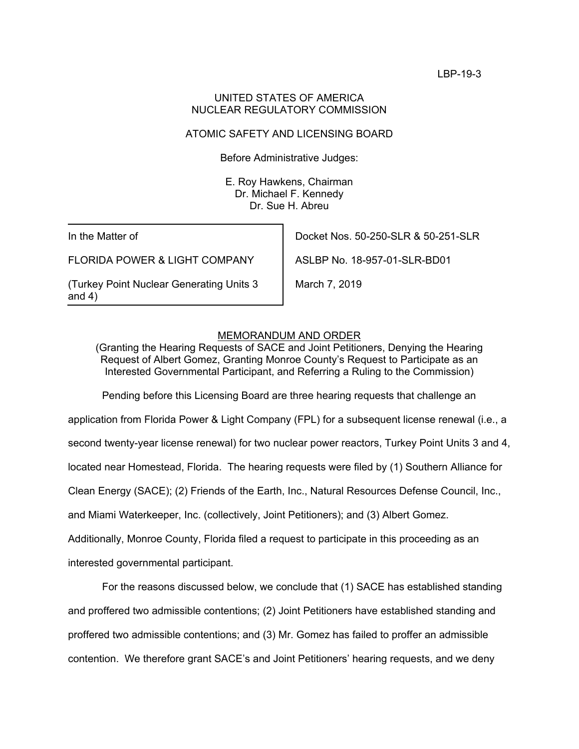LBP-19-3

UNITED STATES OF AMERICA
NUCLEAR REGULATORY COMMISSION

ATOMIC SAFETY AND LICENSING BOARD

Before Administrative Judges:

E. Roy Hawkens, Chairman
Dr. Michael F. Kennedy
Dr. Sue H. Abreu

| In the Matter of | Docket Nos. 50-250-SLR & 50-251-SLR |
|---|---|
| FLORIDA POWER & LIGHT COMPANY | ASLBP No. 18-957-01-SLR-BD01 |
| (Turkey Point Nuclear Generating Units 3 and 4) | March 7, 2019 |

## MEMORANDUM AND ORDER

(Granting the Hearing Requests of SACE and Joint Petitioners, Denying the Hearing Request of Albert Gomez, Granting Monroe County's Request to Participate as an Interested Governmental Participant, and Referring a Ruling to the Commission)

Pending before this Licensing Board are three hearing requests that challenge an application from Florida Power & Light Company (FPL) for a subsequent license renewal (i.e., a second twenty-year license renewal) for two nuclear power reactors, Turkey Point Units 3 and 4, located near Homestead, Florida. The hearing requests were filed by (1) Southern Alliance for Clean Energy (SACE); (2) Friends of the Earth, Inc., Natural Resources Defense Council, Inc., and Miami Waterkeeper, Inc. (collectively, Joint Petitioners); and (3) Albert Gomez. Additionally, Monroe County, Florida filed a request to participate in this proceeding as an interested governmental participant.

For the reasons discussed below, we conclude that (1) SACE has established standing and proffered two admissible contentions; (2) Joint Petitioners have established standing and proffered two admissible contentions; and (3) Mr. Gomez has failed to proffer an admissible contention. We therefore grant SACE's and Joint Petitioners' hearing requests, and we deny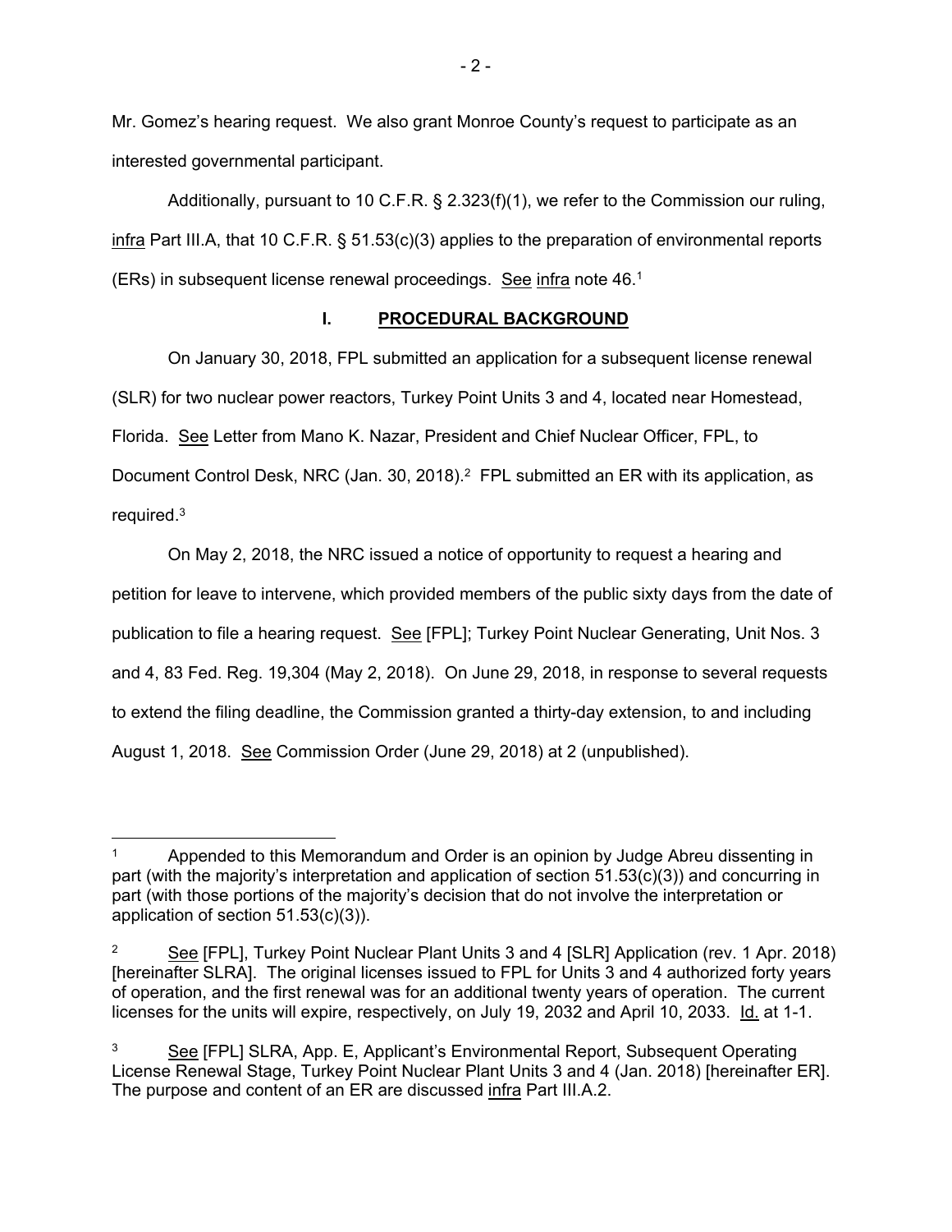Mr. Gomez's hearing request. We also grant Monroe County's request to participate as an interested governmental participant.

Additionally, pursuant to 10 C.F.R. § 2.323(f)(1), we refer to the Commission our ruling, infra Part III.A, that 10 C.F.R. § 51.53(c)(3) applies to the preparation of environmental reports (ERs) in subsequent license renewal proceedings. See infra note 46.[1]

## I. PROCEDURAL BACKGROUND

On January 30, 2018, FPL submitted an application for a subsequent license renewal (SLR) for two nuclear power reactors, Turkey Point Units 3 and 4, located near Homestead, Florida. See Letter from Mano K. Nazar, President and Chief Nuclear Officer, FPL, to Document Control Desk, NRC (Jan. 30, 2018).[2] FPL submitted an ER with its application, as required.[3]

On May 2, 2018, the NRC issued a notice of opportunity to request a hearing and petition for leave to intervene, which provided members of the public sixty days from the date of publication to file a hearing request. See [FPL]; Turkey Point Nuclear Generating, Unit Nos. 3 and 4, 83 Fed. Reg. 19,304 (May 2, 2018). On June 29, 2018, in response to several requests to extend the filing deadline, the Commission granted a thirty-day extension, to and including August 1, 2018. See Commission Order (June 29, 2018) at 2 (unpublished).

---

[1] Appended to this Memorandum and Order is an opinion by Judge Abreu dissenting in part (with the majority's interpretation and application of section 51.53(c)(3)) and concurring in part (with those portions of the majority's decision that do not involve the interpretation or application of section 51.53(c)(3)).

[2] See [FPL], Turkey Point Nuclear Plant Units 3 and 4 [SLR] Application (rev. 1 Apr. 2018) [hereinafter SLRA]. The original licenses issued to FPL for Units 3 and 4 authorized forty years of operation, and the first renewal was for an additional twenty years of operation. The current licenses for the units will expire, respectively, on July 19, 2032 and April 10, 2033. Id. at 1-1.

[3] See [FPL] SLRA, App. E, Applicant's Environmental Report, Subsequent Operating License Renewal Stage, Turkey Point Nuclear Plant Units 3 and 4 (Jan. 2018) [hereinafter ER]. The purpose and content of an ER are discussed infra Part III.A.2.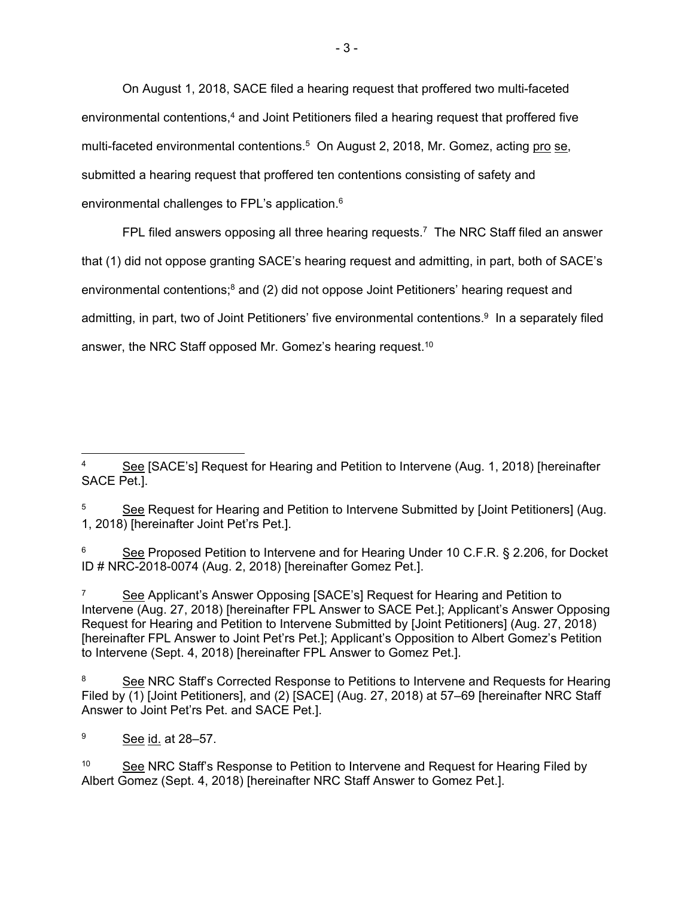On August 1, 2018, SACE filed a hearing request that proffered two multi-faceted environmental contentions,[4] and Joint Petitioners filed a hearing request that proffered five multi-faceted environmental contentions.[5] On August 2, 2018, Mr. Gomez, acting pro se, submitted a hearing request that proffered ten contentions consisting of safety and environmental challenges to FPL's application.[6]

FPL filed answers opposing all three hearing requests.[7] The NRC Staff filed an answer that (1) did not oppose granting SACE's hearing request and admitting, in part, both of SACE's environmental contentions;[8] and (2) did not oppose Joint Petitioners' hearing request and admitting, in part, two of Joint Petitioners' five environmental contentions.[9] In a separately filed answer, the NRC Staff opposed Mr. Gomez's hearing request.[10]

---

[4] See [SACE's] Request for Hearing and Petition to Intervene (Aug. 1, 2018) [hereinafter SACE Pet.].

[5] See Request for Hearing and Petition to Intervene Submitted by [Joint Petitioners] (Aug. 1, 2018) [hereinafter Joint Pet'rs Pet.].

[6] See Proposed Petition to Intervene and for Hearing Under 10 C.F.R. § 2.206, for Docket ID # NRC-2018-0074 (Aug. 2, 2018) [hereinafter Gomez Pet.].

[7] See Applicant's Answer Opposing [SACE's] Request for Hearing and Petition to Intervene (Aug. 27, 2018) [hereinafter FPL Answer to SACE Pet.]; Applicant's Answer Opposing Request for Hearing and Petition to Intervene Submitted by [Joint Petitioners] (Aug. 27, 2018) [hereinafter FPL Answer to Joint Pet'rs Pet.]; Applicant's Opposition to Albert Gomez's Petition to Intervene (Sept. 4, 2018) [hereinafter FPL Answer to Gomez Pet.].

[8] See NRC Staff's Corrected Response to Petitions to Intervene and Requests for Hearing Filed by (1) [Joint Petitioners], and (2) [SACE] (Aug. 27, 2018) at 57–69 [hereinafter NRC Staff Answer to Joint Pet'rs Pet. and SACE Pet.].

[9] See id. at 28–57.

[10] See NRC Staff's Response to Petition to Intervene and Request for Hearing Filed by Albert Gomez (Sept. 4, 2018) [hereinafter NRC Staff Answer to Gomez Pet.].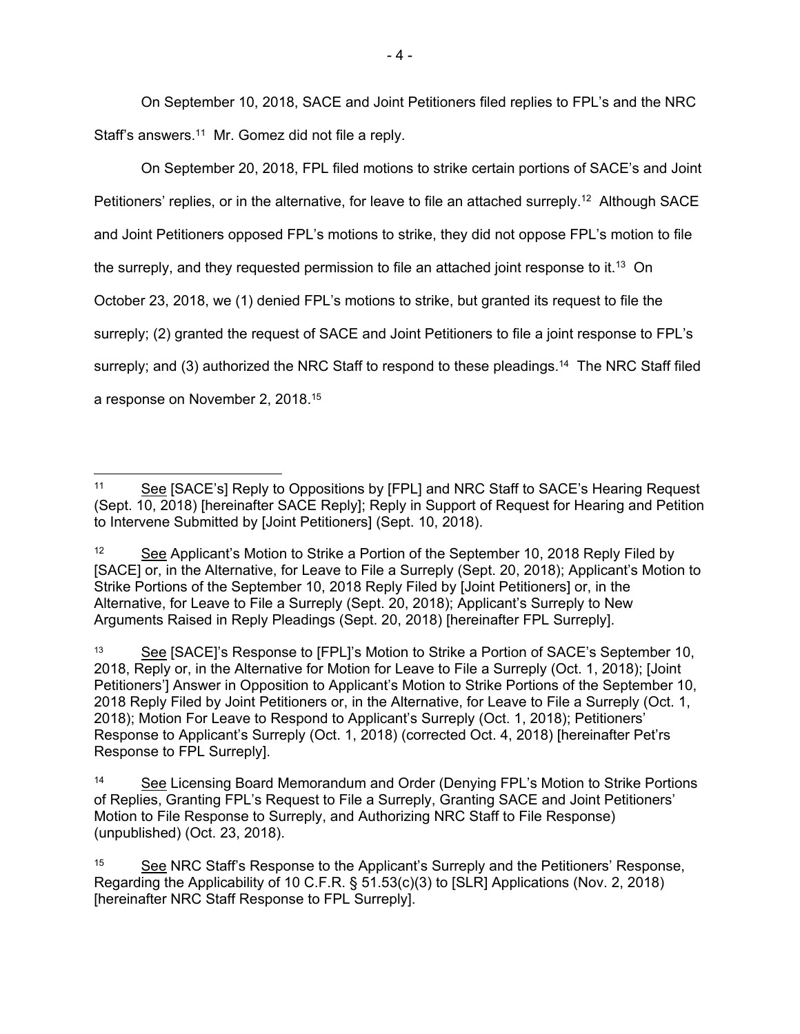On September 10, 2018, SACE and Joint Petitioners filed replies to FPL's and the NRC Staff's answers.[11] Mr. Gomez did not file a reply.

On September 20, 2018, FPL filed motions to strike certain portions of SACE's and Joint Petitioners' replies, or in the alternative, for leave to file an attached surreply.[12] Although SACE and Joint Petitioners opposed FPL's motions to strike, they did not oppose FPL's motion to file the surreply, and they requested permission to file an attached joint response to it.[13] On October 23, 2018, we (1) denied FPL's motions to strike, but granted its request to file the surreply; (2) granted the request of SACE and Joint Petitioners to file a joint response to FPL's surreply; and (3) authorized the NRC Staff to respond to these pleadings.[14] The NRC Staff filed a response on November 2, 2018.[15]

---

[11] See [SACE's] Reply to Oppositions by [FPL] and NRC Staff to SACE's Hearing Request (Sept. 10, 2018) [hereinafter SACE Reply]; Reply in Support of Request for Hearing and Petition to Intervene Submitted by [Joint Petitioners] (Sept. 10, 2018).

[12] See Applicant's Motion to Strike a Portion of the September 10, 2018 Reply Filed by [SACE] or, in the Alternative, for Leave to File a Surreply (Sept. 20, 2018); Applicant's Motion to Strike Portions of the September 10, 2018 Reply Filed by [Joint Petitioners] or, in the Alternative, for Leave to File a Surreply (Sept. 20, 2018); Applicant's Surreply to New Arguments Raised in Reply Pleadings (Sept. 20, 2018) [hereinafter FPL Surreply].

[13] See [SACE]'s Response to [FPL]'s Motion to Strike a Portion of SACE's September 10, 2018, Reply or, in the Alternative for Motion for Leave to File a Surreply (Oct. 1, 2018); [Joint Petitioners'] Answer in Opposition to Applicant's Motion to Strike Portions of the September 10, 2018 Reply Filed by Joint Petitioners or, in the Alternative, for Leave to File a Surreply (Oct. 1, 2018); Motion For Leave to Respond to Applicant's Surreply (Oct. 1, 2018); Petitioners' Response to Applicant's Surreply (Oct. 1, 2018) (corrected Oct. 4, 2018) [hereinafter Pet'rs Response to FPL Surreply].

[14] See Licensing Board Memorandum and Order (Denying FPL's Motion to Strike Portions of Replies, Granting FPL's Request to File a Surreply, Granting SACE and Joint Petitioners' Motion to File Response to Surreply, and Authorizing NRC Staff to File Response) (unpublished) (Oct. 23, 2018).

[15] See NRC Staff's Response to the Applicant's Surreply and the Petitioners' Response, Regarding the Applicability of 10 C.F.R. § 51.53(c)(3) to [SLR] Applications (Nov. 2, 2018) [hereinafter NRC Staff Response to FPL Surreply].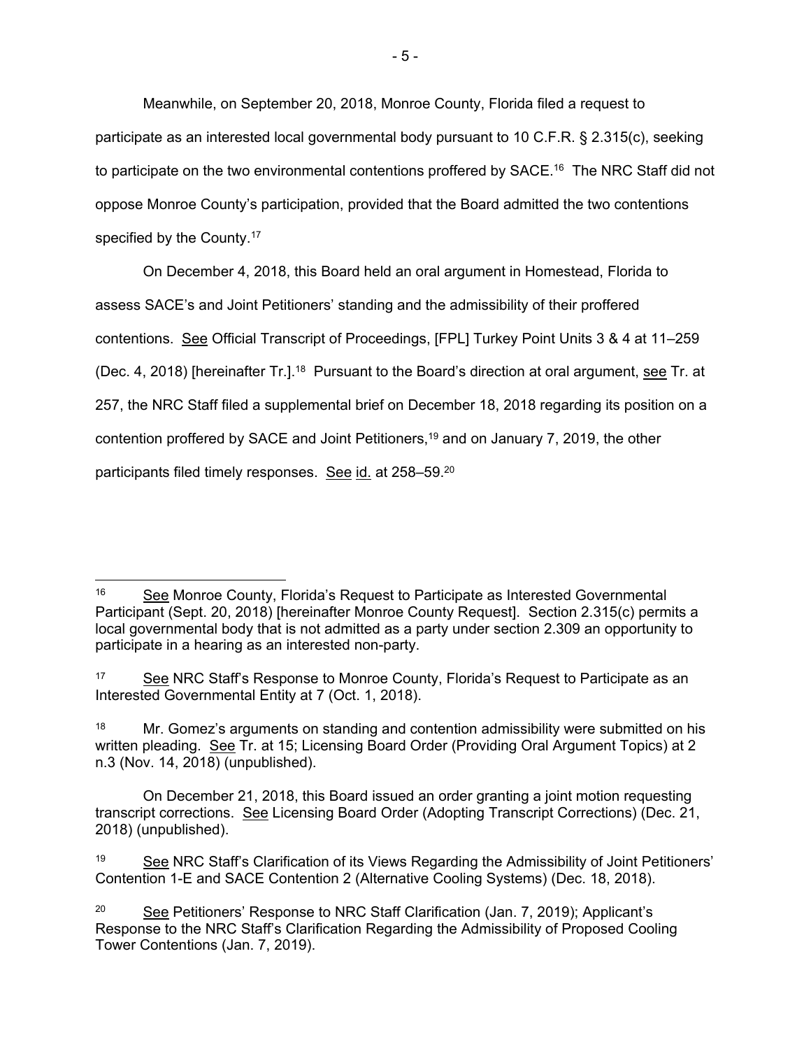Meanwhile, on September 20, 2018, Monroe County, Florida filed a request to participate as an interested local governmental body pursuant to 10 C.F.R. § 2.315(c), seeking to participate on the two environmental contentions proffered by SACE.[16] The NRC Staff did not oppose Monroe County's participation, provided that the Board admitted the two contentions specified by the County.[17]

On December 4, 2018, this Board held an oral argument in Homestead, Florida to assess SACE's and Joint Petitioners' standing and the admissibility of their proffered contentions. See Official Transcript of Proceedings, [FPL] Turkey Point Units 3 & 4 at 11–259 (Dec. 4, 2018) [hereinafter Tr.].[18] Pursuant to the Board's direction at oral argument, see Tr. at 257, the NRC Staff filed a supplemental brief on December 18, 2018 regarding its position on a contention proffered by SACE and Joint Petitioners,[19] and on January 7, 2019, the other participants filed timely responses. See id. at 258–59.[20]

---

[16] See Monroe County, Florida's Request to Participate as Interested Governmental Participant (Sept. 20, 2018) [hereinafter Monroe County Request]. Section 2.315(c) permits a local governmental body that is not admitted as a party under section 2.309 an opportunity to participate in a hearing as an interested non-party.

[17] See NRC Staff's Response to Monroe County, Florida's Request to Participate as an Interested Governmental Entity at 7 (Oct. 1, 2018).

[18] Mr. Gomez's arguments on standing and contention admissibility were submitted on his written pleading. See Tr. at 15; Licensing Board Order (Providing Oral Argument Topics) at 2 n.3 (Nov. 14, 2018) (unpublished).

On December 21, 2018, this Board issued an order granting a joint motion requesting transcript corrections. See Licensing Board Order (Adopting Transcript Corrections) (Dec. 21, 2018) (unpublished).

[19] See NRC Staff's Clarification of its Views Regarding the Admissibility of Joint Petitioners' Contention 1-E and SACE Contention 2 (Alternative Cooling Systems) (Dec. 18, 2018).

[20] See Petitioners' Response to NRC Staff Clarification (Jan. 7, 2019); Applicant's Response to the NRC Staff's Clarification Regarding the Admissibility of Proposed Cooling Tower Contentions (Jan. 7, 2019).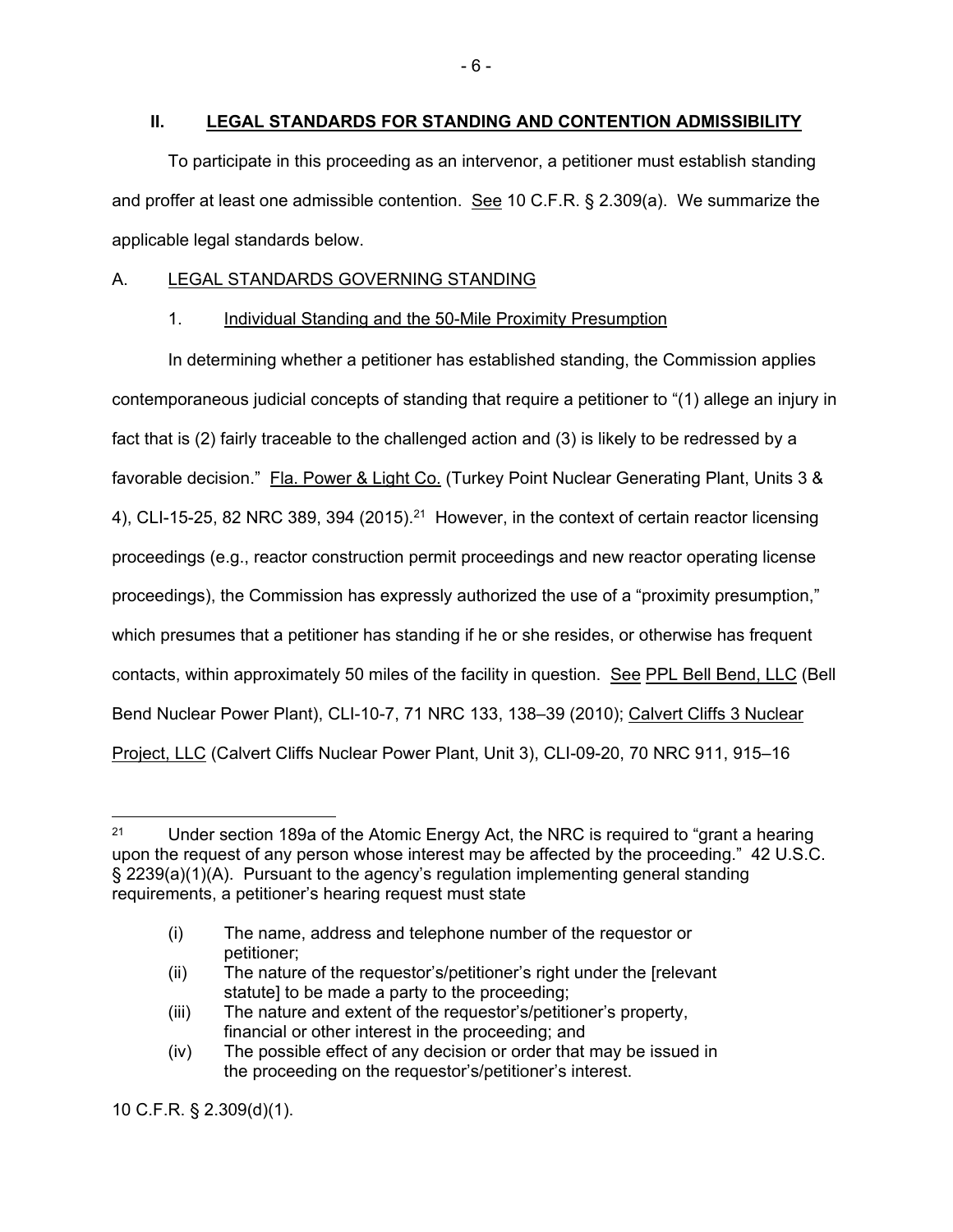## II. <u>LEGAL STANDARDS FOR STANDING AND CONTENTION ADMISSIBILITY</u>

To participate in this proceeding as an intervenor, a petitioner must establish standing and proffer at least one admissible contention. <u>See</u> 10 C.F.R. § 2.309(a). We summarize the applicable legal standards below.

### A. <u>LEGAL STANDARDS GOVERNING STANDING</u>

#### 1. <u>Individual Standing and the 50-Mile Proximity Presumption</u>

In determining whether a petitioner has established standing, the Commission applies contemporaneous judicial concepts of standing that require a petitioner to "(1) allege an injury in fact that is (2) fairly traceable to the challenged action and (3) is likely to be redressed by a favorable decision." <u>Fla. Power & Light Co.</u> (Turkey Point Nuclear Generating Plant, Units 3 & 4), CLI-15-25, 82 NRC 389, 394 (2015).[21] However, in the context of certain reactor licensing proceedings (e.g., reactor construction permit proceedings and new reactor operating license proceedings), the Commission has expressly authorized the use of a "proximity presumption," which presumes that a petitioner has standing if he or she resides, or otherwise has frequent contacts, within approximately 50 miles of the facility in question. <u>See</u> <u>PPL Bell Bend, LLC</u> (Bell Bend Nuclear Power Plant), CLI-10-7, 71 NRC 133, 138–39 (2010); <u>Calvert Cliffs 3 Nuclear Project, LLC</u> (Calvert Cliffs Nuclear Power Plant, Unit 3), CLI-09-20, 70 NRC 911, 915–16

---

[21] Under section 189a of the Atomic Energy Act, the NRC is required to "grant a hearing upon the request of any person whose interest may be affected by the proceeding." 42 U.S.C. § 2239(a)(1)(A). Pursuant to the agency's regulation implementing general standing requirements, a petitioner's hearing request must state

> (i) The name, address and telephone number of the requestor or petitioner;
>
> (ii) The nature of the requestor's/petitioner's right under the [relevant statute] to be made a party to the proceeding;
>
> (iii) The nature and extent of the requestor's/petitioner's property, financial or other interest in the proceeding; and
>
> (iv) The possible effect of any decision or order that may be issued in the proceeding on the requestor's/petitioner's interest.

10 C.F.R. § 2.309(d)(1).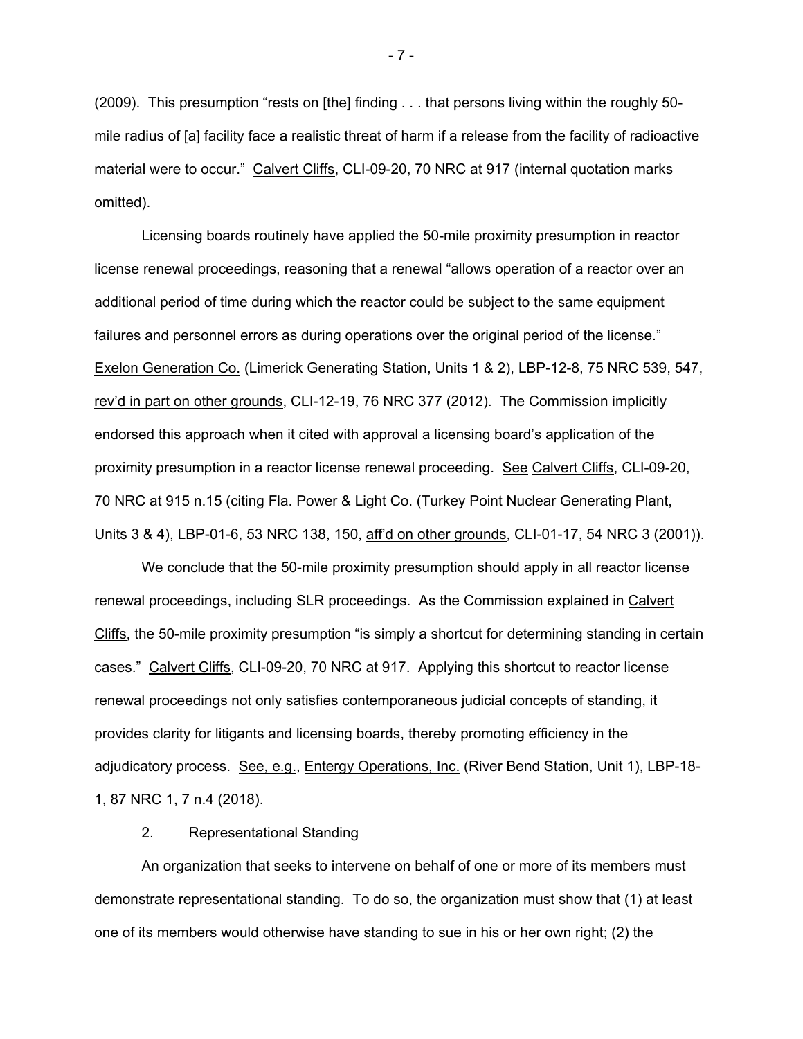(2009). This presumption "rests on [the] finding . . . that persons living within the roughly 50-mile radius of [a] facility face a realistic threat of harm if a release from the facility of radioactive material were to occur." Calvert Cliffs, CLI-09-20, 70 NRC at 917 (internal quotation marks omitted).

Licensing boards routinely have applied the 50-mile proximity presumption in reactor license renewal proceedings, reasoning that a renewal "allows operation of a reactor over an additional period of time during which the reactor could be subject to the same equipment failures and personnel errors as during operations over the original period of the license." Exelon Generation Co. (Limerick Generating Station, Units 1 & 2), LBP-12-8, 75 NRC 539, 547, rev'd in part on other grounds, CLI-12-19, 76 NRC 377 (2012). The Commission implicitly endorsed this approach when it cited with approval a licensing board's application of the proximity presumption in a reactor license renewal proceeding. See Calvert Cliffs, CLI-09-20, 70 NRC at 915 n.15 (citing Fla. Power & Light Co. (Turkey Point Nuclear Generating Plant, Units 3 & 4), LBP-01-6, 53 NRC 138, 150, aff'd on other grounds, CLI-01-17, 54 NRC 3 (2001)).

We conclude that the 50-mile proximity presumption should apply in all reactor license renewal proceedings, including SLR proceedings. As the Commission explained in Calvert Cliffs, the 50-mile proximity presumption "is simply a shortcut for determining standing in certain cases." Calvert Cliffs, CLI-09-20, 70 NRC at 917. Applying this shortcut to reactor license renewal proceedings not only satisfies contemporaneous judicial concepts of standing, it provides clarity for litigants and licensing boards, thereby promoting efficiency in the adjudicatory process. See, e.g., Entergy Operations, Inc. (River Bend Station, Unit 1), LBP-18-1, 87 NRC 1, 7 n.4 (2018).

2. Representational Standing

An organization that seeks to intervene on behalf of one or more of its members must demonstrate representational standing. To do so, the organization must show that (1) at least one of its members would otherwise have standing to sue in his or her own right; (2) the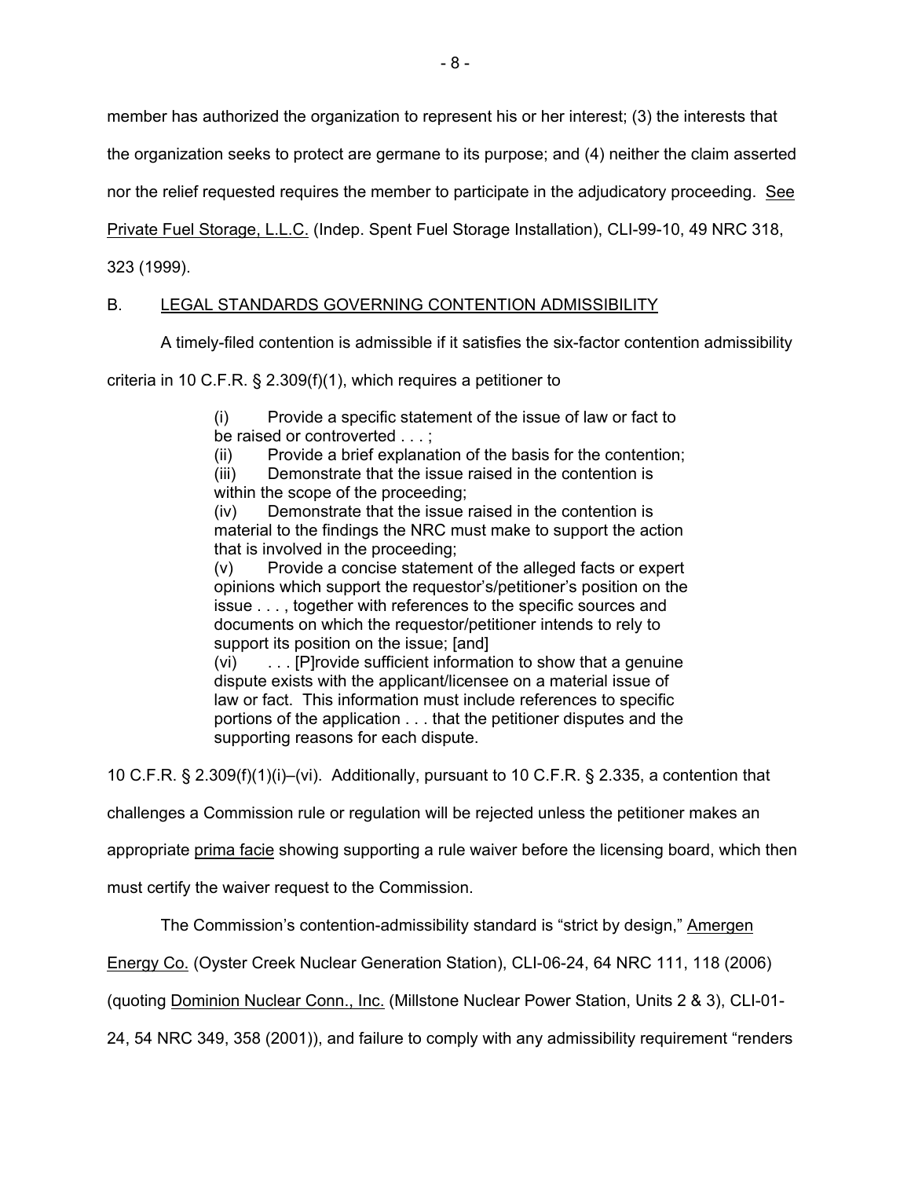member has authorized the organization to represent his or her interest; (3) the interests that the organization seeks to protect are germane to its purpose; and (4) neither the claim asserted nor the relief requested requires the member to participate in the adjudicatory proceeding. See Private Fuel Storage, L.L.C. (Indep. Spent Fuel Storage Installation), CLI-99-10, 49 NRC 318, 323 (1999).

## B. LEGAL STANDARDS GOVERNING CONTENTION ADMISSIBILITY

A timely-filed contention is admissible if it satisfies the six-factor contention admissibility criteria in 10 C.F.R. § 2.309(f)(1), which requires a petitioner to

> (i) Provide a specific statement of the issue of law or fact to be raised or controverted . . . ;
> (ii) Provide a brief explanation of the basis for the contention;
> (iii) Demonstrate that the issue raised in the contention is within the scope of the proceeding;
> (iv) Demonstrate that the issue raised in the contention is material to the findings the NRC must make to support the action that is involved in the proceeding;
> (v) Provide a concise statement of the alleged facts or expert opinions which support the requestor's/petitioner's position on the issue . . . , together with references to the specific sources and documents on which the requestor/petitioner intends to rely to support its position on the issue; [and]
> (vi) . . . [P]rovide sufficient information to show that a genuine dispute exists with the applicant/licensee on a material issue of law or fact. This information must include references to specific portions of the application . . . that the petitioner disputes and the supporting reasons for each dispute.

10 C.F.R. § 2.309(f)(1)(i)–(vi). Additionally, pursuant to 10 C.F.R. § 2.335, a contention that challenges a Commission rule or regulation will be rejected unless the petitioner makes an appropriate prima facie showing supporting a rule waiver before the licensing board, which then must certify the waiver request to the Commission.

The Commission's contention-admissibility standard is "strict by design," Amergen Energy Co. (Oyster Creek Nuclear Generation Station), CLI-06-24, 64 NRC 111, 118 (2006) (quoting Dominion Nuclear Conn., Inc. (Millstone Nuclear Power Station, Units 2 & 3), CLI-01-24, 54 NRC 349, 358 (2001)), and failure to comply with any admissibility requirement "renders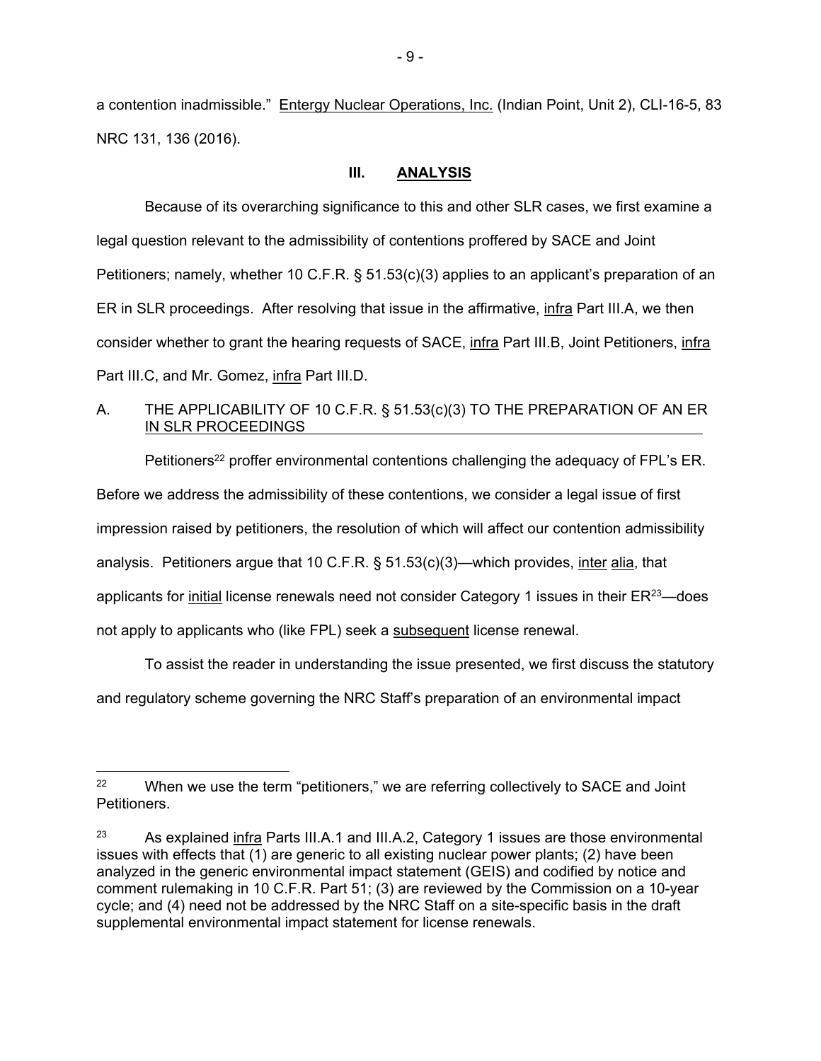a contention inadmissible." Entergy Nuclear Operations, Inc. (Indian Point, Unit 2), CLI-16-5, 83 NRC 131, 136 (2016).

## III. ANALYSIS

Because of its overarching significance to this and other SLR cases, we first examine a legal question relevant to the admissibility of contentions proffered by SACE and Joint Petitioners; namely, whether 10 C.F.R. § 51.53(c)(3) applies to an applicant's preparation of an ER in SLR proceedings. After resolving that issue in the affirmative, infra Part III.A, we then consider whether to grant the hearing requests of SACE, infra Part III.B, Joint Petitioners, infra Part III.C, and Mr. Gomez, infra Part III.D.

### A. THE APPLICABILITY OF 10 C.F.R. § 51.53(c)(3) TO THE PREPARATION OF AN ER IN SLR PROCEEDINGS

Petitioners[22] proffer environmental contentions challenging the adequacy of FPL's ER. Before we address the admissibility of these contentions, we consider a legal issue of first impression raised by petitioners, the resolution of which will affect our contention admissibility analysis. Petitioners argue that 10 C.F.R. § 51.53(c)(3)—which provides, inter alia, that applicants for initial license renewals need not consider Category 1 issues in their ER[23]—does not apply to applicants who (like FPL) seek a subsequent license renewal.

To assist the reader in understanding the issue presented, we first discuss the statutory and regulatory scheme governing the NRC Staff's preparation of an environmental impact

---

[22] When we use the term "petitioners," we are referring collectively to SACE and Joint Petitioners.

[23] As explained infra Parts III.A.1 and III.A.2, Category 1 issues are those environmental issues with effects that (1) are generic to all existing nuclear power plants; (2) have been analyzed in the generic environmental impact statement (GEIS) and codified by notice and comment rulemaking in 10 C.F.R. Part 51; (3) are reviewed by the Commission on a 10-year cycle; and (4) need not be addressed by the NRC Staff on a site-specific basis in the draft supplemental environmental impact statement for license renewals.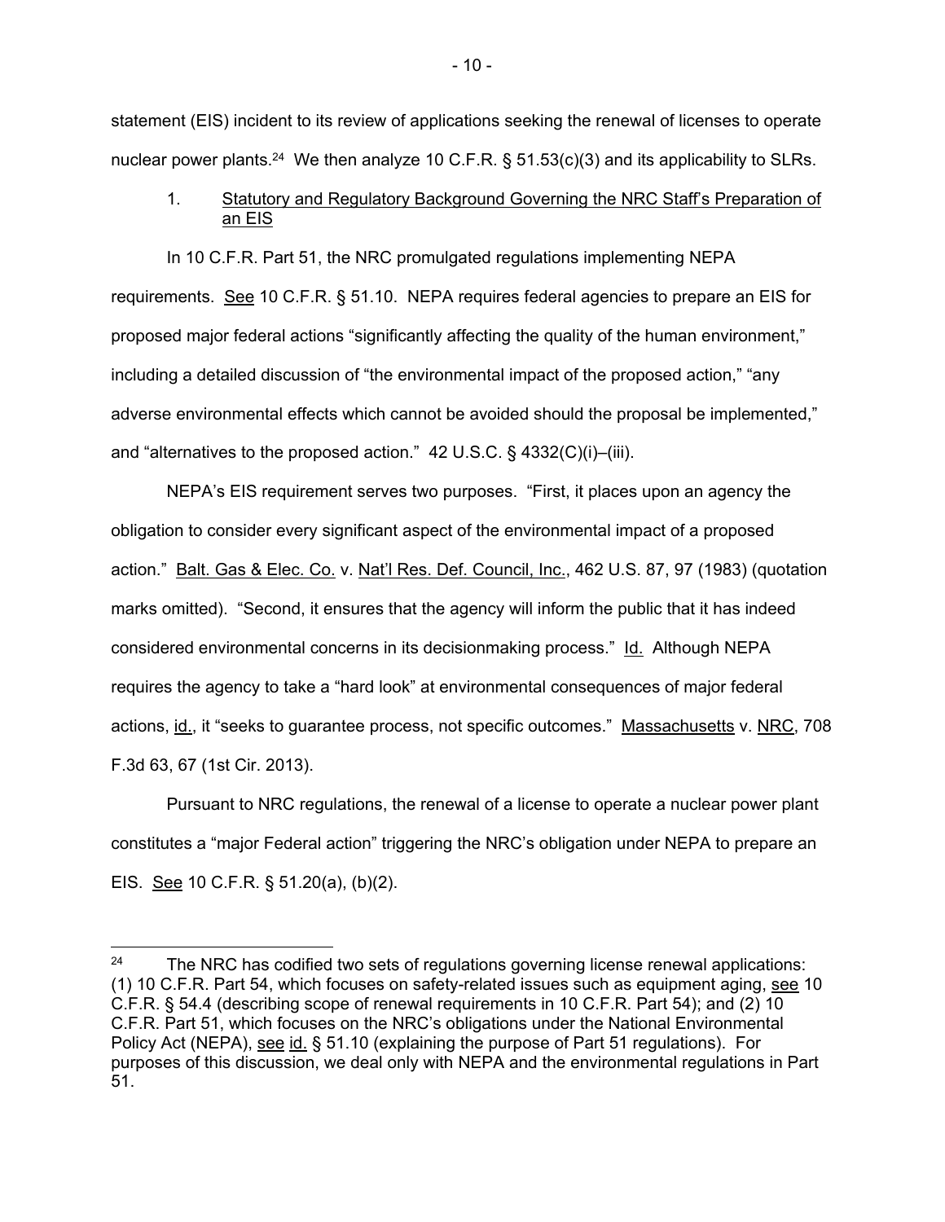statement (EIS) incident to its review of applications seeking the renewal of licenses to operate nuclear power plants.[24] We then analyze 10 C.F.R. § 51.53(c)(3) and its applicability to SLRs.

1. Statutory and Regulatory Background Governing the NRC Staff's Preparation of an EIS

In 10 C.F.R. Part 51, the NRC promulgated regulations implementing NEPA requirements. See 10 C.F.R. § 51.10. NEPA requires federal agencies to prepare an EIS for proposed major federal actions "significantly affecting the quality of the human environment," including a detailed discussion of "the environmental impact of the proposed action," "any adverse environmental effects which cannot be avoided should the proposal be implemented," and "alternatives to the proposed action." 42 U.S.C. § 4332(C)(i)–(iii).

NEPA's EIS requirement serves two purposes. "First, it places upon an agency the obligation to consider every significant aspect of the environmental impact of a proposed action." Balt. Gas & Elec. Co. v. Nat'l Res. Def. Council, Inc., 462 U.S. 87, 97 (1983) (quotation marks omitted). "Second, it ensures that the agency will inform the public that it has indeed considered environmental concerns in its decisionmaking process." Id. Although NEPA requires the agency to take a "hard look" at environmental consequences of major federal actions, id., it "seeks to guarantee process, not specific outcomes." Massachusetts v. NRC, 708 F.3d 63, 67 (1st Cir. 2013).

Pursuant to NRC regulations, the renewal of a license to operate a nuclear power plant constitutes a "major Federal action" triggering the NRC's obligation under NEPA to prepare an EIS. See 10 C.F.R. § 51.20(a), (b)(2).

---

[24] The NRC has codified two sets of regulations governing license renewal applications: (1) 10 C.F.R. Part 54, which focuses on safety-related issues such as equipment aging, see 10 C.F.R. § 54.4 (describing scope of renewal requirements in 10 C.F.R. Part 54); and (2) 10 C.F.R. Part 51, which focuses on the NRC's obligations under the National Environmental Policy Act (NEPA), see id. § 51.10 (explaining the purpose of Part 51 regulations). For purposes of this discussion, we deal only with NEPA and the environmental regulations in Part 51.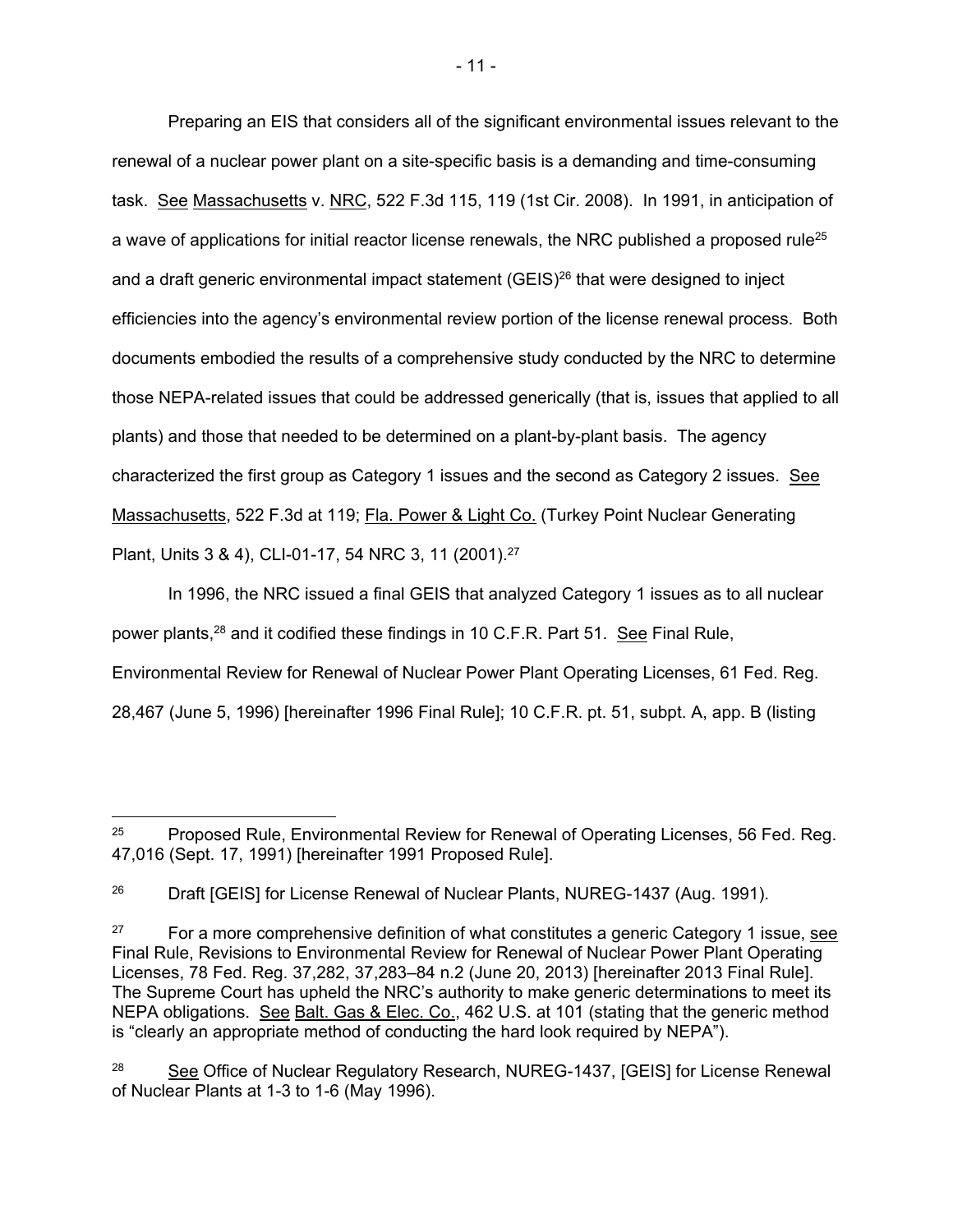Preparing an EIS that considers all of the significant environmental issues relevant to the renewal of a nuclear power plant on a site-specific basis is a demanding and time-consuming task. See Massachusetts v. NRC, 522 F.3d 115, 119 (1st Cir. 2008). In 1991, in anticipation of a wave of applications for initial reactor license renewals, the NRC published a proposed rule[25] and a draft generic environmental impact statement (GEIS)[26] that were designed to inject efficiencies into the agency's environmental review portion of the license renewal process. Both documents embodied the results of a comprehensive study conducted by the NRC to determine those NEPA-related issues that could be addressed generically (that is, issues that applied to all plants) and those that needed to be determined on a plant-by-plant basis. The agency characterized the first group as Category 1 issues and the second as Category 2 issues. See Massachusetts, 522 F.3d at 119; Fla. Power & Light Co. (Turkey Point Nuclear Generating Plant, Units 3 & 4), CLI-01-17, 54 NRC 3, 11 (2001).[27]

In 1996, the NRC issued a final GEIS that analyzed Category 1 issues as to all nuclear power plants,[28] and it codified these findings in 10 C.F.R. Part 51. See Final Rule, Environmental Review for Renewal of Nuclear Power Plant Operating Licenses, 61 Fed. Reg. 28,467 (June 5, 1996) [hereinafter 1996 Final Rule]; 10 C.F.R. pt. 51, subpt. A, app. B (listing

---

[25] Proposed Rule, Environmental Review for Renewal of Operating Licenses, 56 Fed. Reg. 47,016 (Sept. 17, 1991) [hereinafter 1991 Proposed Rule].

[26] Draft [GEIS] for License Renewal of Nuclear Plants, NUREG-1437 (Aug. 1991).

[27] For a more comprehensive definition of what constitutes a generic Category 1 issue, see Final Rule, Revisions to Environmental Review for Renewal of Nuclear Power Plant Operating Licenses, 78 Fed. Reg. 37,282, 37,283–84 n.2 (June 20, 2013) [hereinafter 2013 Final Rule]. The Supreme Court has upheld the NRC's authority to make generic determinations to meet its NEPA obligations. See Balt. Gas & Elec. Co., 462 U.S. at 101 (stating that the generic method is "clearly an appropriate method of conducting the hard look required by NEPA").

[28] See Office of Nuclear Regulatory Research, NUREG-1437, [GEIS] for License Renewal of Nuclear Plants at 1-3 to 1-6 (May 1996).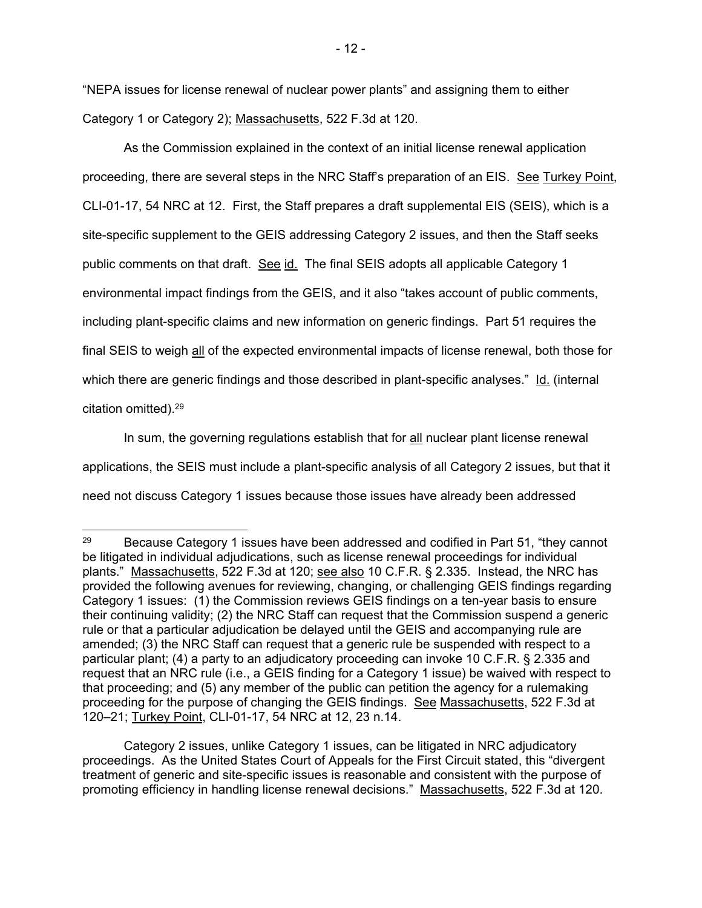"NEPA issues for license renewal of nuclear power plants" and assigning them to either Category 1 or Category 2); Massachusetts, 522 F.3d at 120.

As the Commission explained in the context of an initial license renewal application proceeding, there are several steps in the NRC Staff's preparation of an EIS. See Turkey Point, CLI-01-17, 54 NRC at 12. First, the Staff prepares a draft supplemental EIS (SEIS), which is a site-specific supplement to the GEIS addressing Category 2 issues, and then the Staff seeks public comments on that draft. See id. The final SEIS adopts all applicable Category 1 environmental impact findings from the GEIS, and it also "takes account of public comments, including plant-specific claims and new information on generic findings. Part 51 requires the final SEIS to weigh all of the expected environmental impacts of license renewal, both those for which there are generic findings and those described in plant-specific analyses." Id. (internal citation omitted).[29]

In sum, the governing regulations establish that for all nuclear plant license renewal applications, the SEIS must include a plant-specific analysis of all Category 2 issues, but that it need not discuss Category 1 issues because those issues have already been addressed

---

[29] Because Category 1 issues have been addressed and codified in Part 51, "they cannot be litigated in individual adjudications, such as license renewal proceedings for individual plants." Massachusetts, 522 F.3d at 120; see also 10 C.F.R. § 2.335. Instead, the NRC has provided the following avenues for reviewing, changing, or challenging GEIS findings regarding Category 1 issues: (1) the Commission reviews GEIS findings on a ten-year basis to ensure their continuing validity; (2) the NRC Staff can request that the Commission suspend a generic rule or that a particular adjudication be delayed until the GEIS and accompanying rule are amended; (3) the NRC Staff can request that a generic rule be suspended with respect to a particular plant; (4) a party to an adjudicatory proceeding can invoke 10 C.F.R. § 2.335 and request that an NRC rule (i.e., a GEIS finding for a Category 1 issue) be waived with respect to that proceeding; and (5) any member of the public can petition the agency for a rulemaking proceeding for the purpose of changing the GEIS findings. See Massachusetts, 522 F.3d at 120–21; Turkey Point, CLI-01-17, 54 NRC at 12, 23 n.14.

Category 2 issues, unlike Category 1 issues, can be litigated in NRC adjudicatory proceedings. As the United States Court of Appeals for the First Circuit stated, this "divergent treatment of generic and site-specific issues is reasonable and consistent with the purpose of promoting efficiency in handling license renewal decisions." Massachusetts, 522 F.3d at 120.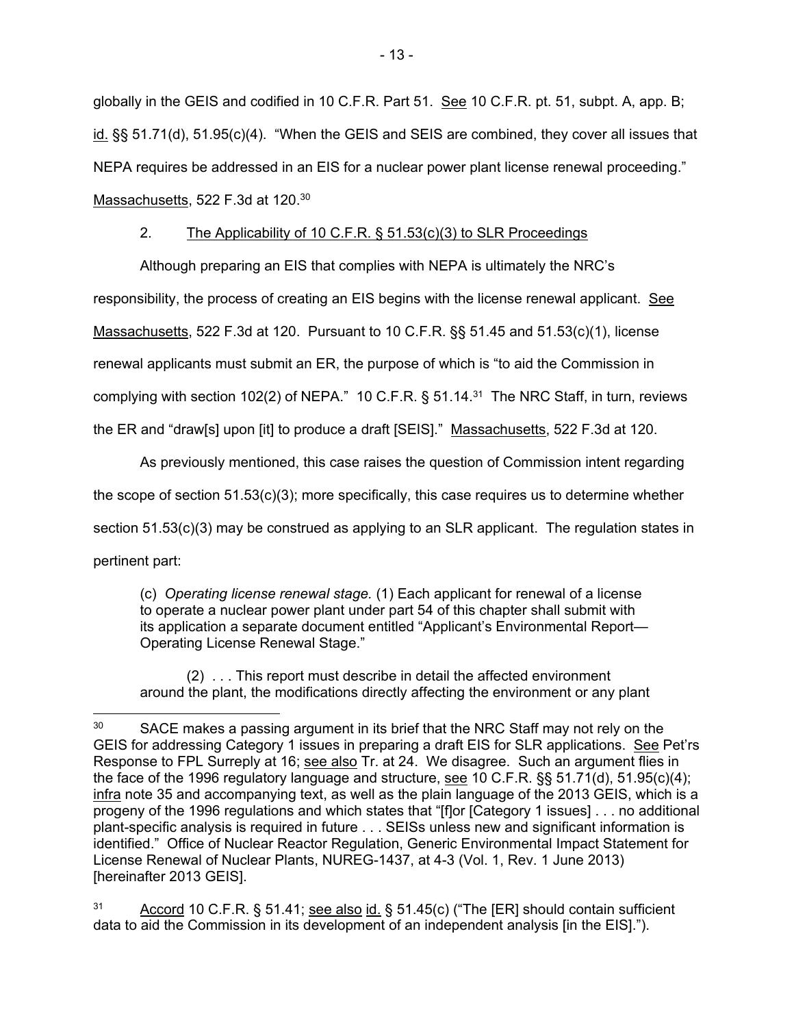globally in the GEIS and codified in 10 C.F.R. Part 51. See 10 C.F.R. pt. 51, subpt. A, app. B; id. §§ 51.71(d), 51.95(c)(4). "When the GEIS and SEIS are combined, they cover all issues that NEPA requires be addressed in an EIS for a nuclear power plant license renewal proceeding." Massachusetts, 522 F.3d at 120.[30]

2. The Applicability of 10 C.F.R. § 51.53(c)(3) to SLR Proceedings

Although preparing an EIS that complies with NEPA is ultimately the NRC's responsibility, the process of creating an EIS begins with the license renewal applicant. See Massachusetts, 522 F.3d at 120. Pursuant to 10 C.F.R. §§ 51.45 and 51.53(c)(1), license renewal applicants must submit an ER, the purpose of which is "to aid the Commission in complying with section 102(2) of NEPA." 10 C.F.R. § 51.14.[31] The NRC Staff, in turn, reviews the ER and "draw[s] upon [it] to produce a draft [SEIS]." Massachusetts, 522 F.3d at 120.

As previously mentioned, this case raises the question of Commission intent regarding the scope of section 51.53(c)(3); more specifically, this case requires us to determine whether section 51.53(c)(3) may be construed as applying to an SLR applicant. The regulation states in pertinent part:

> (c) *Operating license renewal stage.* (1) Each applicant for renewal of a license to operate a nuclear power plant under part 54 of this chapter shall submit with its application a separate document entitled "Applicant's Environmental Report—Operating License Renewal Stage."
>
> (2) . . . This report must describe in detail the affected environment around the plant, the modifications directly affecting the environment or any plant

---

[30] SACE makes a passing argument in its brief that the NRC Staff may not rely on the GEIS for addressing Category 1 issues in preparing a draft EIS for SLR applications. See Pet'rs Response to FPL Surreply at 16; see also Tr. at 24. We disagree. Such an argument flies in the face of the 1996 regulatory language and structure, see 10 C.F.R. §§ 51.71(d), 51.95(c)(4); infra note 35 and accompanying text, as well as the plain language of the 2013 GEIS, which is a progeny of the 1996 regulations and which states that "[f]or [Category 1 issues] . . . no additional plant-specific analysis is required in future . . . SEISs unless new and significant information is identified." Office of Nuclear Reactor Regulation, Generic Environmental Impact Statement for License Renewal of Nuclear Plants, NUREG-1437, at 4-3 (Vol. 1, Rev. 1 June 2013) [hereinafter 2013 GEIS].

[31] Accord 10 C.F.R. § 51.41; see also id. § 51.45(c) ("The [ER] should contain sufficient data to aid the Commission in its development of an independent analysis [in the EIS].").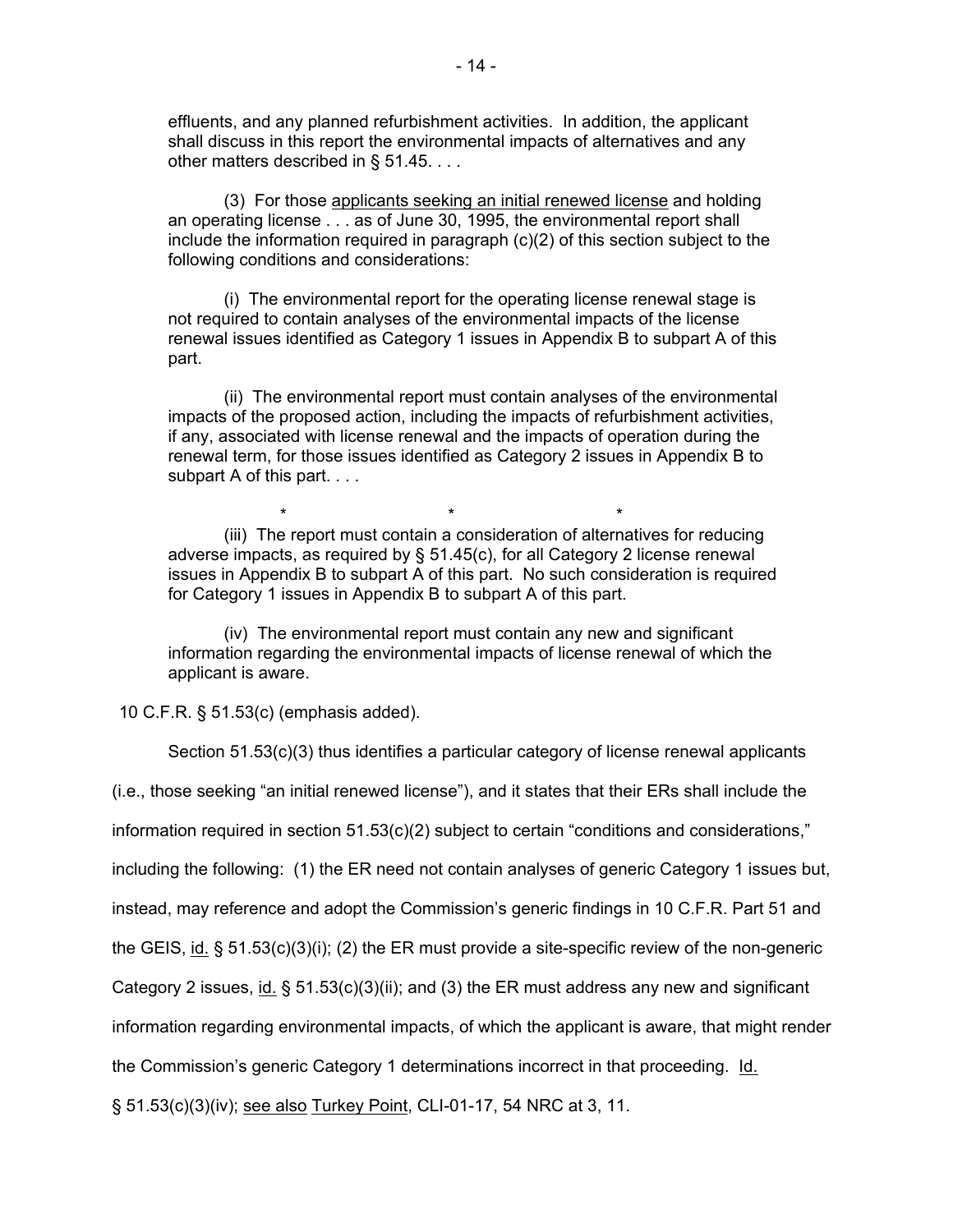effluents, and any planned refurbishment activities. In addition, the applicant shall discuss in this report the environmental impacts of alternatives and any other matters described in § 51.45. . . .

> (3) For those <u>applicants seeking an initial renewed license</u> and holding an operating license . . . as of June 30, 1995, the environmental report shall include the information required in paragraph (c)(2) of this section subject to the following conditions and considerations:
>
> (i) The environmental report for the operating license renewal stage is not required to contain analyses of the environmental impacts of the license renewal issues identified as Category 1 issues in Appendix B to subpart A of this part.
>
> (ii) The environmental report must contain analyses of the environmental impacts of the proposed action, including the impacts of refurbishment activities, if any, associated with license renewal and the impacts of operation during the renewal term, for those issues identified as Category 2 issues in Appendix B to subpart A of this part. . . .
>
> \* \* \*
>
> (iii) The report must contain a consideration of alternatives for reducing adverse impacts, as required by § 51.45(c), for all Category 2 license renewal issues in Appendix B to subpart A of this part. No such consideration is required for Category 1 issues in Appendix B to subpart A of this part.
>
> (iv) The environmental report must contain any new and significant information regarding the environmental impacts of license renewal of which the applicant is aware.

10 C.F.R. § 51.53(c) (emphasis added).

Section 51.53(c)(3) thus identifies a particular category of license renewal applicants (i.e., those seeking "an initial renewed license"), and it states that their ERs shall include the information required in section 51.53(c)(2) subject to certain "conditions and considerations," including the following: (1) the ER need not contain analyses of generic Category 1 issues but, instead, may reference and adopt the Commission's generic findings in 10 C.F.R. Part 51 and the GEIS, <u>id.</u> § 51.53(c)(3)(i); (2) the ER must provide a site-specific review of the non-generic Category 2 issues, <u>id.</u> § 51.53(c)(3)(ii); and (3) the ER must address any new and significant information regarding environmental impacts, of which the applicant is aware, that might render the Commission's generic Category 1 determinations incorrect in that proceeding. <u>Id.</u> § 51.53(c)(3)(iv); <u>see also</u> <u>Turkey Point</u>, CLI-01-17, 54 NRC at 3, 11.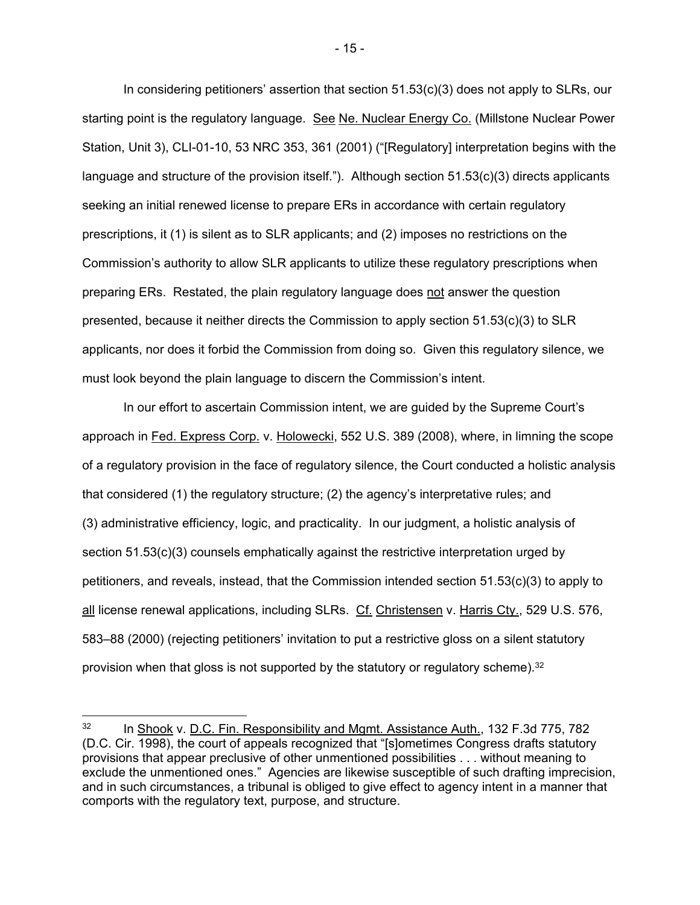In considering petitioners' assertion that section 51.53(c)(3) does not apply to SLRs, our starting point is the regulatory language. See Ne. Nuclear Energy Co. (Millstone Nuclear Power Station, Unit 3), CLI-01-10, 53 NRC 353, 361 (2001) ("[Regulatory] interpretation begins with the language and structure of the provision itself."). Although section 51.53(c)(3) directs applicants seeking an initial renewed license to prepare ERs in accordance with certain regulatory prescriptions, it (1) is silent as to SLR applicants; and (2) imposes no restrictions on the Commission's authority to allow SLR applicants to utilize these regulatory prescriptions when preparing ERs. Restated, the plain regulatory language does not answer the question presented, because it neither directs the Commission to apply section 51.53(c)(3) to SLR applicants, nor does it forbid the Commission from doing so. Given this regulatory silence, we must look beyond the plain language to discern the Commission's intent.

In our effort to ascertain Commission intent, we are guided by the Supreme Court's approach in Fed. Express Corp. v. Holowecki, 552 U.S. 389 (2008), where, in limning the scope of a regulatory provision in the face of regulatory silence, the Court conducted a holistic analysis that considered (1) the regulatory structure; (2) the agency's interpretative rules; and (3) administrative efficiency, logic, and practicality. In our judgment, a holistic analysis of section 51.53(c)(3) counsels emphatically against the restrictive interpretation urged by petitioners, and reveals, instead, that the Commission intended section 51.53(c)(3) to apply to all license renewal applications, including SLRs. Cf. Christensen v. Harris Cty., 529 U.S. 576, 583–88 (2000) (rejecting petitioners' invitation to put a restrictive gloss on a silent statutory provision when that gloss is not supported by the statutory or regulatory scheme).[32]

---

[32] In Shook v. D.C. Fin. Responsibility and Mgmt. Assistance Auth., 132 F.3d 775, 782 (D.C. Cir. 1998), the court of appeals recognized that "[s]ometimes Congress drafts statutory provisions that appear preclusive of other unmentioned possibilities . . . without meaning to exclude the unmentioned ones." Agencies are likewise susceptible of such drafting imprecision, and in such circumstances, a tribunal is obliged to give effect to agency intent in a manner that comports with the regulatory text, purpose, and structure.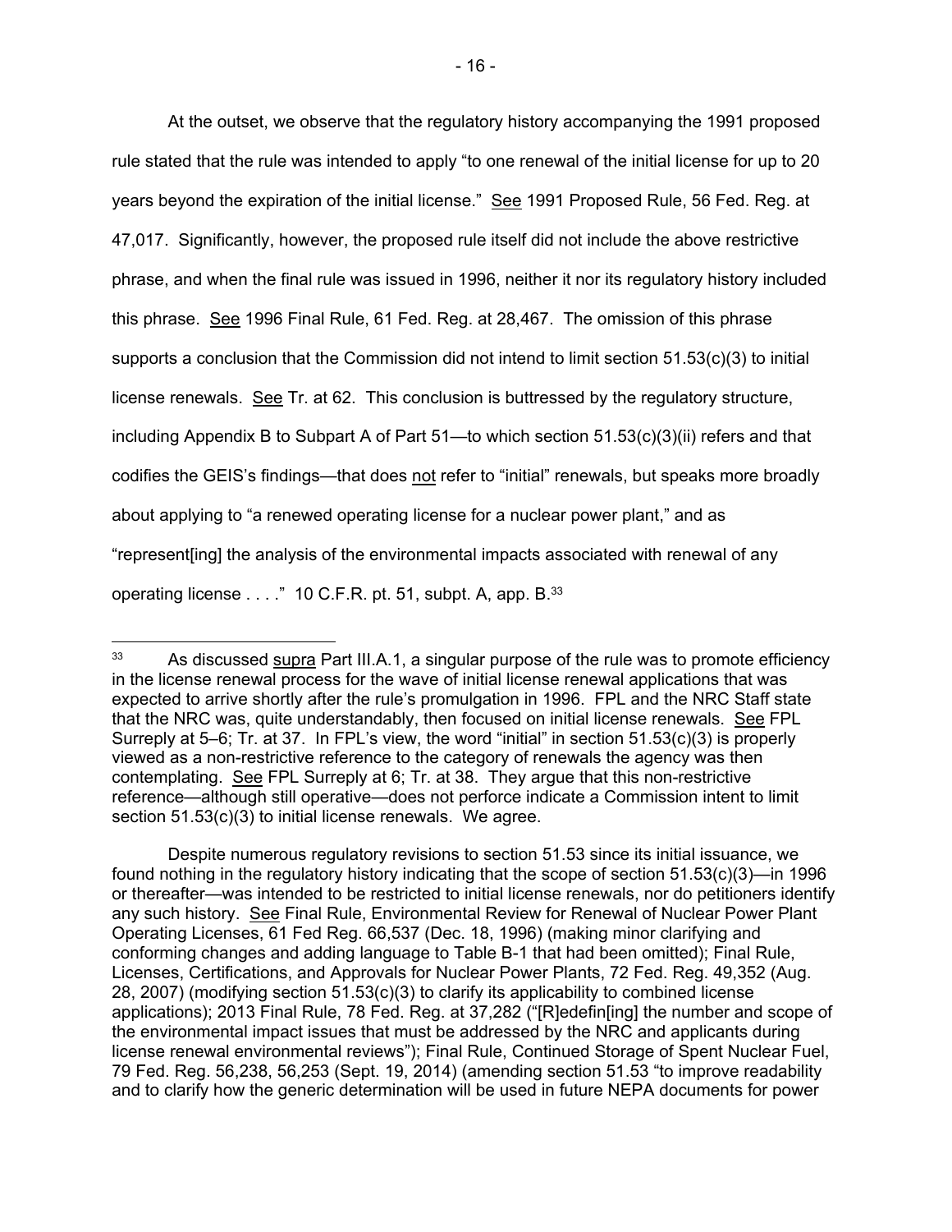At the outset, we observe that the regulatory history accompanying the 1991 proposed rule stated that the rule was intended to apply "to one renewal of the initial license for up to 20 years beyond the expiration of the initial license." See 1991 Proposed Rule, 56 Fed. Reg. at 47,017. Significantly, however, the proposed rule itself did not include the above restrictive phrase, and when the final rule was issued in 1996, neither it nor its regulatory history included this phrase. See 1996 Final Rule, 61 Fed. Reg. at 28,467. The omission of this phrase supports a conclusion that the Commission did not intend to limit section 51.53(c)(3) to initial license renewals. See Tr. at 62. This conclusion is buttressed by the regulatory structure, including Appendix B to Subpart A of Part 51—to which section 51.53(c)(3)(ii) refers and that codifies the GEIS's findings—that does not refer to "initial" renewals, but speaks more broadly about applying to "a renewed operating license for a nuclear power plant," and as "represent[ing] the analysis of the environmental impacts associated with renewal of any operating license . . . ." 10 C.F.R. pt. 51, subpt. A, app. B.[33]

---

[33] As discussed supra Part III.A.1, a singular purpose of the rule was to promote efficiency in the license renewal process for the wave of initial license renewal applications that was expected to arrive shortly after the rule's promulgation in 1996. FPL and the NRC Staff state that the NRC was, quite understandably, then focused on initial license renewals. See FPL Surreply at 5–6; Tr. at 37. In FPL's view, the word "initial" in section 51.53(c)(3) is properly viewed as a non-restrictive reference to the category of renewals the agency was then contemplating. See FPL Surreply at 6; Tr. at 38. They argue that this non-restrictive reference—although still operative—does not perforce indicate a Commission intent to limit section 51.53(c)(3) to initial license renewals. We agree.

Despite numerous regulatory revisions to section 51.53 since its initial issuance, we found nothing in the regulatory history indicating that the scope of section 51.53(c)(3)—in 1996 or thereafter—was intended to be restricted to initial license renewals, nor do petitioners identify any such history. See Final Rule, Environmental Review for Renewal of Nuclear Power Plant Operating Licenses, 61 Fed Reg. 66,537 (Dec. 18, 1996) (making minor clarifying and conforming changes and adding language to Table B-1 that had been omitted); Final Rule, Licenses, Certifications, and Approvals for Nuclear Power Plants, 72 Fed. Reg. 49,352 (Aug. 28, 2007) (modifying section 51.53(c)(3) to clarify its applicability to combined license applications); 2013 Final Rule, 78 Fed. Reg. at 37,282 ("[R]edefin[ing] the number and scope of the environmental impact issues that must be addressed by the NRC and applicants during license renewal environmental reviews"); Final Rule, Continued Storage of Spent Nuclear Fuel, 79 Fed. Reg. 56,238, 56,253 (Sept. 19, 2014) (amending section 51.53 "to improve readability and to clarify how the generic determination will be used in future NEPA documents for power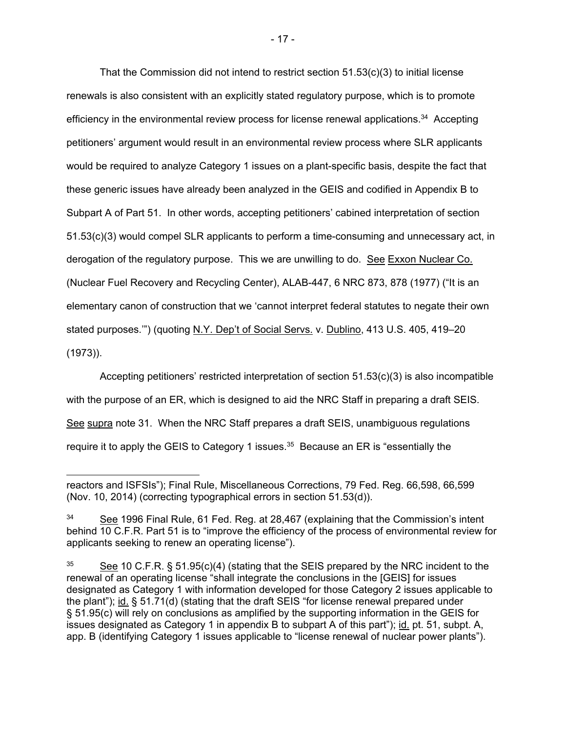That the Commission did not intend to restrict section 51.53(c)(3) to initial license renewals is also consistent with an explicitly stated regulatory purpose, which is to promote efficiency in the environmental review process for license renewal applications.[34] Accepting petitioners' argument would result in an environmental review process where SLR applicants would be required to analyze Category 1 issues on a plant-specific basis, despite the fact that these generic issues have already been analyzed in the GEIS and codified in Appendix B to Subpart A of Part 51. In other words, accepting petitioners' cabined interpretation of section 51.53(c)(3) would compel SLR applicants to perform a time-consuming and unnecessary act, in derogation of the regulatory purpose. This we are unwilling to do. See Exxon Nuclear Co. (Nuclear Fuel Recovery and Recycling Center), ALAB-447, 6 NRC 873, 878 (1977) ("It is an elementary canon of construction that we 'cannot interpret federal statutes to negate their own stated purposes.'") (quoting N.Y. Dep't of Social Servs. v. Dublino, 413 U.S. 405, 419–20 (1973)).

Accepting petitioners' restricted interpretation of section 51.53(c)(3) is also incompatible with the purpose of an ER, which is designed to aid the NRC Staff in preparing a draft SEIS. See supra note 31. When the NRC Staff prepares a draft SEIS, unambiguous regulations require it to apply the GEIS to Category 1 issues.[35] Because an ER is "essentially the

---

reactors and ISFSIs"); Final Rule, Miscellaneous Corrections, 79 Fed. Reg. 66,598, 66,599 (Nov. 10, 2014) (correcting typographical errors in section 51.53(d)).

[34] See 1996 Final Rule, 61 Fed. Reg. at 28,467 (explaining that the Commission's intent behind 10 C.F.R. Part 51 is to "improve the efficiency of the process of environmental review for applicants seeking to renew an operating license").

[35] See 10 C.F.R. § 51.95(c)(4) (stating that the SEIS prepared by the NRC incident to the renewal of an operating license "shall integrate the conclusions in the [GEIS] for issues designated as Category 1 with information developed for those Category 2 issues applicable to the plant"); id. § 51.71(d) (stating that the draft SEIS "for license renewal prepared under § 51.95(c) will rely on conclusions as amplified by the supporting information in the GEIS for issues designated as Category 1 in appendix B to subpart A of this part"); id. pt. 51, subpt. A, app. B (identifying Category 1 issues applicable to "license renewal of nuclear power plants").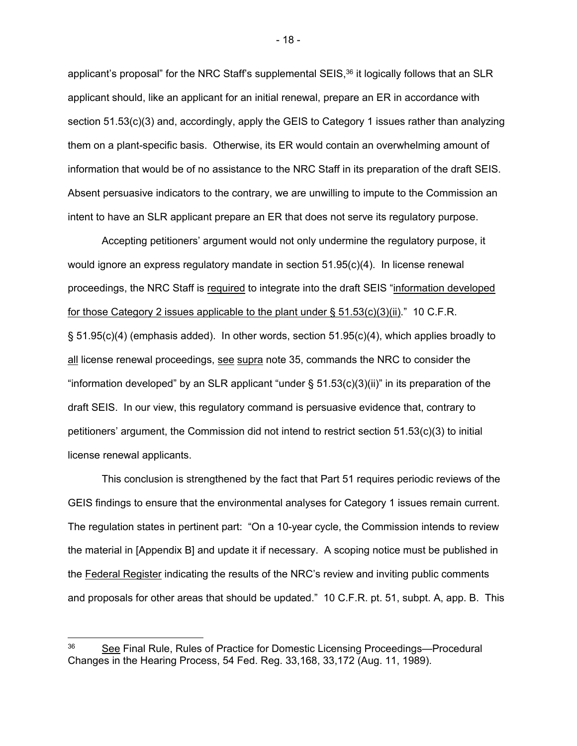applicant's proposal" for the NRC Staff's supplemental SEIS,[36] it logically follows that an SLR applicant should, like an applicant for an initial renewal, prepare an ER in accordance with section 51.53(c)(3) and, accordingly, apply the GEIS to Category 1 issues rather than analyzing them on a plant-specific basis. Otherwise, its ER would contain an overwhelming amount of information that would be of no assistance to the NRC Staff in its preparation of the draft SEIS. Absent persuasive indicators to the contrary, we are unwilling to impute to the Commission an intent to have an SLR applicant prepare an ER that does not serve its regulatory purpose.

Accepting petitioners' argument would not only undermine the regulatory purpose, it would ignore an express regulatory mandate in section 51.95(c)(4). In license renewal proceedings, the NRC Staff is <u>required</u> to integrate into the draft SEIS "<u>information developed for those Category 2 issues applicable to the plant under § 51.53(c)(3)(ii)</u>." 10 C.F.R. § 51.95(c)(4) (emphasis added). In other words, section 51.95(c)(4), which applies broadly to <u>all</u> license renewal proceedings, <u>see</u> <u>supra</u> note 35, commands the NRC to consider the "information developed" by an SLR applicant "under § 51.53(c)(3)(ii)" in its preparation of the draft SEIS. In our view, this regulatory command is persuasive evidence that, contrary to petitioners' argument, the Commission did not intend to restrict section 51.53(c)(3) to initial license renewal applicants.

This conclusion is strengthened by the fact that Part 51 requires periodic reviews of the GEIS findings to ensure that the environmental analyses for Category 1 issues remain current. The regulation states in pertinent part: "On a 10-year cycle, the Commission intends to review the material in [Appendix B] and update it if necessary. A scoping notice must be published in the <u>Federal Register</u> indicating the results of the NRC's review and inviting public comments and proposals for other areas that should be updated." 10 C.F.R. pt. 51, subpt. A, app. B. This

---

[36] <u>See</u> Final Rule, Rules of Practice for Domestic Licensing Proceedings—Procedural Changes in the Hearing Process, 54 Fed. Reg. 33,168, 33,172 (Aug. 11, 1989).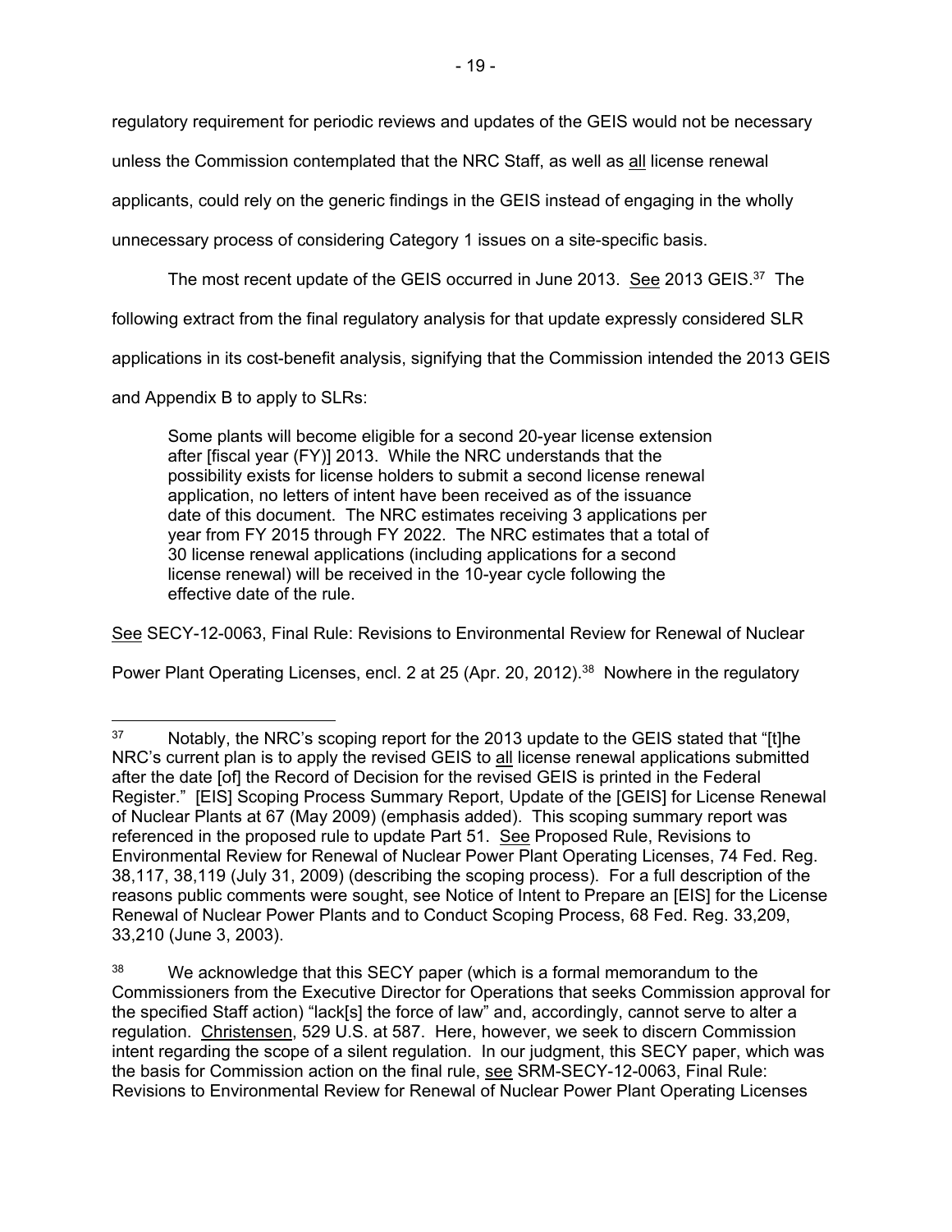regulatory requirement for periodic reviews and updates of the GEIS would not be necessary unless the Commission contemplated that the NRC Staff, as well as all license renewal applicants, could rely on the generic findings in the GEIS instead of engaging in the wholly unnecessary process of considering Category 1 issues on a site-specific basis.

The most recent update of the GEIS occurred in June 2013. See 2013 GEIS.[37] The following extract from the final regulatory analysis for that update expressly considered SLR applications in its cost-benefit analysis, signifying that the Commission intended the 2013 GEIS and Appendix B to apply to SLRs:

> Some plants will become eligible for a second 20-year license extension after [fiscal year (FY)] 2013. While the NRC understands that the possibility exists for license holders to submit a second license renewal application, no letters of intent have been received as of the issuance date of this document. The NRC estimates receiving 3 applications per year from FY 2015 through FY 2022. The NRC estimates that a total of 30 license renewal applications (including applications for a second license renewal) will be received in the 10-year cycle following the effective date of the rule.

See SECY-12-0063, Final Rule: Revisions to Environmental Review for Renewal of Nuclear Power Plant Operating Licenses, encl. 2 at 25 (Apr. 20, 2012).[38] Nowhere in the regulatory

---

[37] Notably, the NRC's scoping report for the 2013 update to the GEIS stated that "[t]he NRC's current plan is to apply the revised GEIS to all license renewal applications submitted after the date [of] the Record of Decision for the revised GEIS is printed in the Federal Register." [EIS] Scoping Process Summary Report, Update of the [GEIS] for License Renewal of Nuclear Plants at 67 (May 2009) (emphasis added). This scoping summary report was referenced in the proposed rule to update Part 51. See Proposed Rule, Revisions to Environmental Review for Renewal of Nuclear Power Plant Operating Licenses, 74 Fed. Reg. 38,117, 38,119 (July 31, 2009) (describing the scoping process). For a full description of the reasons public comments were sought, see Notice of Intent to Prepare an [EIS] for the License Renewal of Nuclear Power Plants and to Conduct Scoping Process, 68 Fed. Reg. 33,209, 33,210 (June 3, 2003).

[38] We acknowledge that this SECY paper (which is a formal memorandum to the Commissioners from the Executive Director for Operations that seeks Commission approval for the specified Staff action) "lack[s] the force of law" and, accordingly, cannot serve to alter a regulation. Christensen, 529 U.S. at 587. Here, however, we seek to discern Commission intent regarding the scope of a silent regulation. In our judgment, this SECY paper, which was the basis for Commission action on the final rule, see SRM-SECY-12-0063, Final Rule: Revisions to Environmental Review for Renewal of Nuclear Power Plant Operating Licenses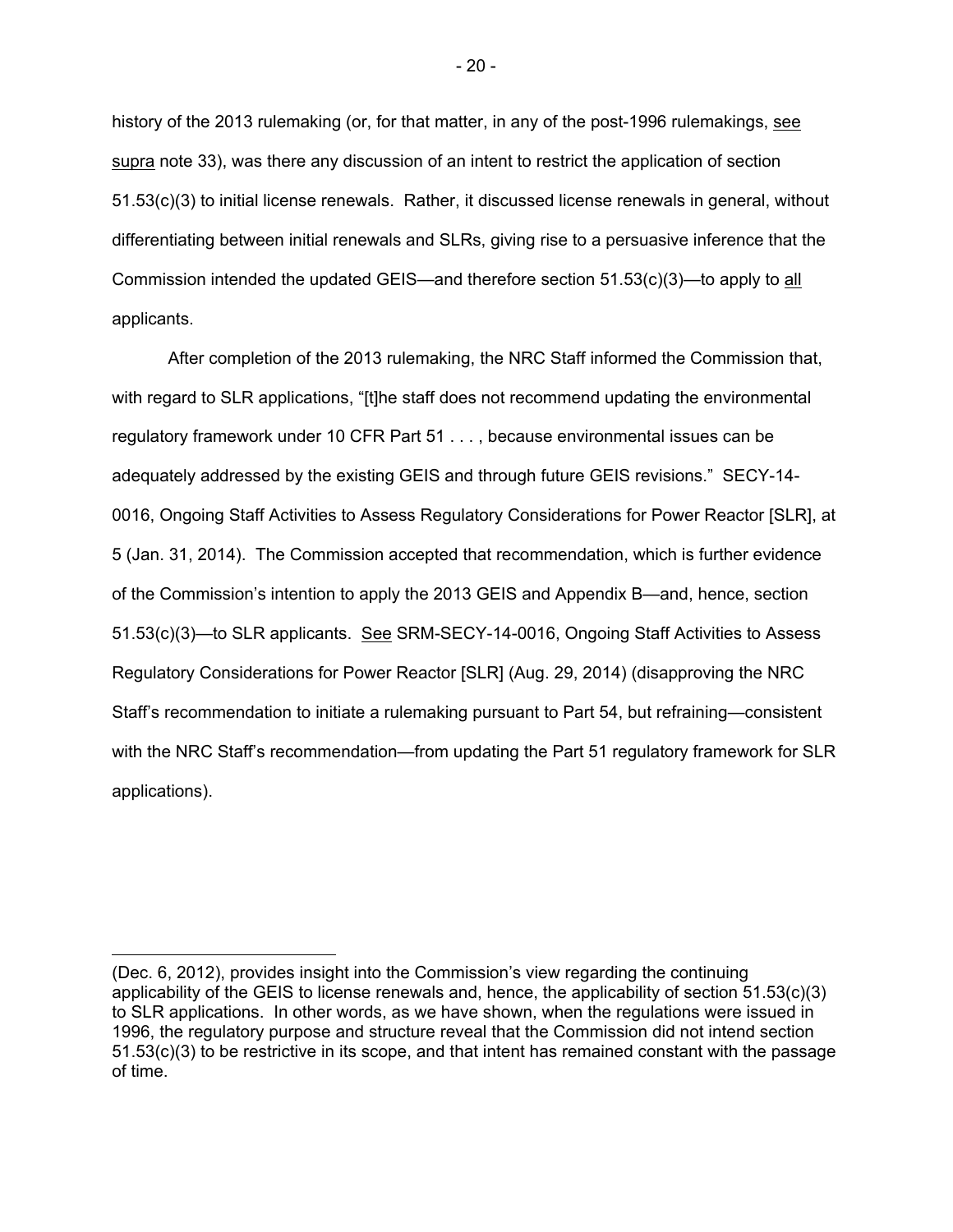history of the 2013 rulemaking (or, for that matter, in any of the post-1996 rulemakings, see supra note 33), was there any discussion of an intent to restrict the application of section 51.53(c)(3) to initial license renewals. Rather, it discussed license renewals in general, without differentiating between initial renewals and SLRs, giving rise to a persuasive inference that the Commission intended the updated GEIS—and therefore section 51.53(c)(3)—to apply to all applicants.

After completion of the 2013 rulemaking, the NRC Staff informed the Commission that, with regard to SLR applications, "[t]he staff does not recommend updating the environmental regulatory framework under 10 CFR Part 51 . . . , because environmental issues can be adequately addressed by the existing GEIS and through future GEIS revisions." SECY-14-0016, Ongoing Staff Activities to Assess Regulatory Considerations for Power Reactor [SLR], at 5 (Jan. 31, 2014). The Commission accepted that recommendation, which is further evidence of the Commission's intention to apply the 2013 GEIS and Appendix B—and, hence, section 51.53(c)(3)—to SLR applicants. See SRM-SECY-14-0016, Ongoing Staff Activities to Assess Regulatory Considerations for Power Reactor [SLR] (Aug. 29, 2014) (disapproving the NRC Staff's recommendation to initiate a rulemaking pursuant to Part 54, but refraining—consistent with the NRC Staff's recommendation—from updating the Part 51 regulatory framework for SLR applications).

---

(Dec. 6, 2012), provides insight into the Commission's view regarding the continuing applicability of the GEIS to license renewals and, hence, the applicability of section 51.53(c)(3) to SLR applications. In other words, as we have shown, when the regulations were issued in 1996, the regulatory purpose and structure reveal that the Commission did not intend section 51.53(c)(3) to be restrictive in its scope, and that intent has remained constant with the passage of time.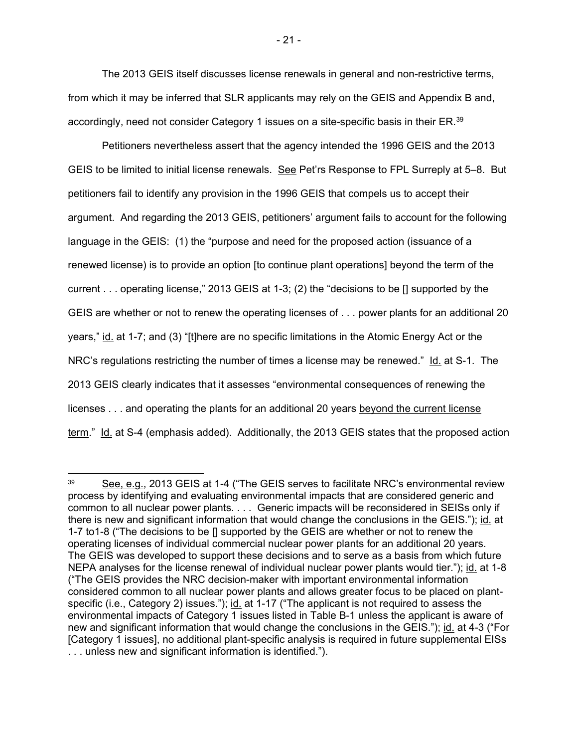The 2013 GEIS itself discusses license renewals in general and non-restrictive terms, from which it may be inferred that SLR applicants may rely on the GEIS and Appendix B and, accordingly, need not consider Category 1 issues on a site-specific basis in their ER.[39]

Petitioners nevertheless assert that the agency intended the 1996 GEIS and the 2013 GEIS to be limited to initial license renewals. See Pet'rs Response to FPL Surreply at 5–8. But petitioners fail to identify any provision in the 1996 GEIS that compels us to accept their argument. And regarding the 2013 GEIS, petitioners' argument fails to account for the following language in the GEIS: (1) the "purpose and need for the proposed action (issuance of a renewed license) is to provide an option [to continue plant operations] beyond the term of the current . . . operating license," 2013 GEIS at 1-3; (2) the "decisions to be [] supported by the GEIS are whether or not to renew the operating licenses of . . . power plants for an additional 20 years," id. at 1-7; and (3) "[t]here are no specific limitations in the Atomic Energy Act or the NRC's regulations restricting the number of times a license may be renewed." Id. at S-1. The 2013 GEIS clearly indicates that it assesses "environmental consequences of renewing the licenses . . . and operating the plants for an additional 20 years beyond the current license term." Id. at S-4 (emphasis added). Additionally, the 2013 GEIS states that the proposed action

---

[39] See, e.g., 2013 GEIS at 1-4 ("The GEIS serves to facilitate NRC's environmental review process by identifying and evaluating environmental impacts that are considered generic and common to all nuclear power plants. . . . Generic impacts will be reconsidered in SEISs only if there is new and significant information that would change the conclusions in the GEIS."); id. at 1-7 to1-8 ("The decisions to be [] supported by the GEIS are whether or not to renew the operating licenses of individual commercial nuclear power plants for an additional 20 years. The GEIS was developed to support these decisions and to serve as a basis from which future NEPA analyses for the license renewal of individual nuclear power plants would tier."); id. at 1-8 ("The GEIS provides the NRC decision-maker with important environmental information considered common to all nuclear power plants and allows greater focus to be placed on plant-specific (i.e., Category 2) issues."); id. at 1-17 ("The applicant is not required to assess the environmental impacts of Category 1 issues listed in Table B-1 unless the applicant is aware of new and significant information that would change the conclusions in the GEIS."); id. at 4-3 ("For [Category 1 issues], no additional plant-specific analysis is required in future supplemental EISs . . . unless new and significant information is identified.").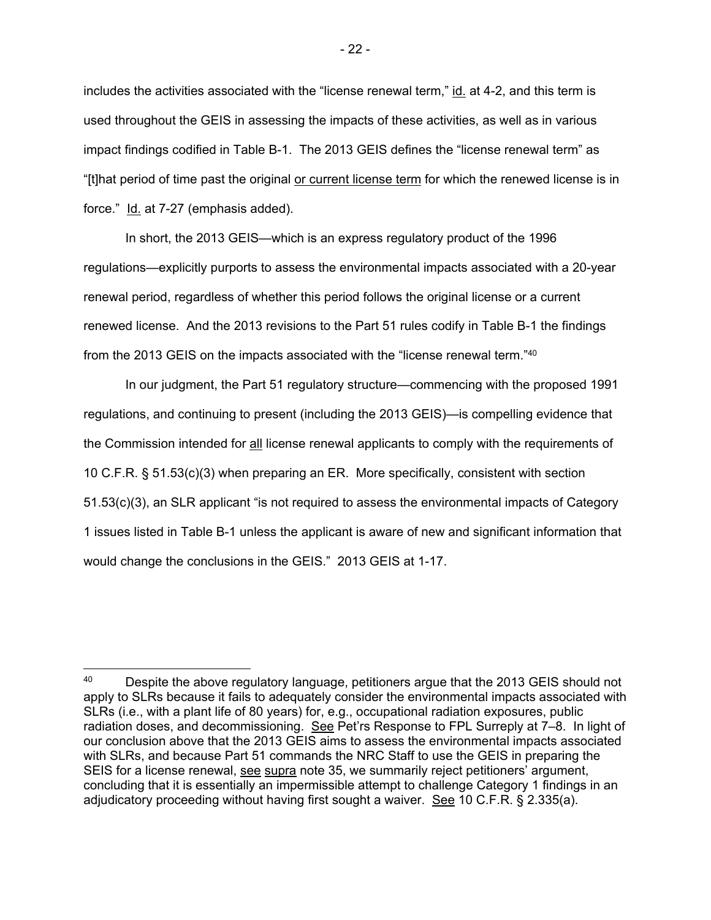includes the activities associated with the "license renewal term," id. at 4-2, and this term is used throughout the GEIS in assessing the impacts of these activities, as well as in various impact findings codified in Table B-1. The 2013 GEIS defines the "license renewal term" as "[t]hat period of time past the original or current license term for which the renewed license is in force." Id. at 7-27 (emphasis added).

In short, the 2013 GEIS—which is an express regulatory product of the 1996 regulations—explicitly purports to assess the environmental impacts associated with a 20-year renewal period, regardless of whether this period follows the original license or a current renewed license. And the 2013 revisions to the Part 51 rules codify in Table B-1 the findings from the 2013 GEIS on the impacts associated with the "license renewal term."[40]

In our judgment, the Part 51 regulatory structure—commencing with the proposed 1991 regulations, and continuing to present (including the 2013 GEIS)—is compelling evidence that the Commission intended for all license renewal applicants to comply with the requirements of 10 C.F.R. § 51.53(c)(3) when preparing an ER. More specifically, consistent with section 51.53(c)(3), an SLR applicant "is not required to assess the environmental impacts of Category 1 issues listed in Table B-1 unless the applicant is aware of new and significant information that would change the conclusions in the GEIS." 2013 GEIS at 1-17.

---

[40] Despite the above regulatory language, petitioners argue that the 2013 GEIS should not apply to SLRs because it fails to adequately consider the environmental impacts associated with SLRs (i.e., with a plant life of 80 years) for, e.g., occupational radiation exposures, public radiation doses, and decommissioning. See Pet'rs Response to FPL Surreply at 7–8. In light of our conclusion above that the 2013 GEIS aims to assess the environmental impacts associated with SLRs, and because Part 51 commands the NRC Staff to use the GEIS in preparing the SEIS for a license renewal, see supra note 35, we summarily reject petitioners' argument, concluding that it is essentially an impermissible attempt to challenge Category 1 findings in an adjudicatory proceeding without having first sought a waiver. See 10 C.F.R. § 2.335(a).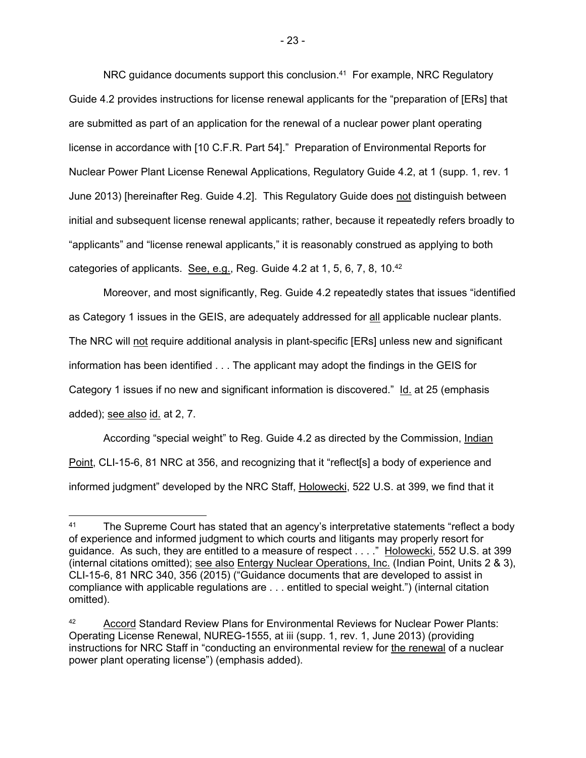NRC guidance documents support this conclusion.[41] For example, NRC Regulatory Guide 4.2 provides instructions for license renewal applicants for the "preparation of [ERs] that are submitted as part of an application for the renewal of a nuclear power plant operating license in accordance with [10 C.F.R. Part 54]." Preparation of Environmental Reports for Nuclear Power Plant License Renewal Applications, Regulatory Guide 4.2, at 1 (supp. 1, rev. 1 June 2013) [hereinafter Reg. Guide 4.2]. This Regulatory Guide does not distinguish between initial and subsequent license renewal applicants; rather, because it repeatedly refers broadly to "applicants" and "license renewal applicants," it is reasonably construed as applying to both categories of applicants. See, e.g., Reg. Guide 4.2 at 1, 5, 6, 7, 8, 10.[42]

Moreover, and most significantly, Reg. Guide 4.2 repeatedly states that issues "identified as Category 1 issues in the GEIS, are adequately addressed for all applicable nuclear plants. The NRC will not require additional analysis in plant-specific [ERs] unless new and significant information has been identified . . . The applicant may adopt the findings in the GEIS for Category 1 issues if no new and significant information is discovered." Id. at 25 (emphasis added); see also id. at 2, 7.

According "special weight" to Reg. Guide 4.2 as directed by the Commission, Indian Point, CLI-15-6, 81 NRC at 356, and recognizing that it "reflect[s] a body of experience and informed judgment" developed by the NRC Staff, Holowecki, 522 U.S. at 399, we find that it

---

[41] The Supreme Court has stated that an agency's interpretative statements "reflect a body of experience and informed judgment to which courts and litigants may properly resort for guidance. As such, they are entitled to a measure of respect . . . ." Holowecki, 552 U.S. at 399 (internal citations omitted); see also Entergy Nuclear Operations, Inc. (Indian Point, Units 2 & 3), CLI-15-6, 81 NRC 340, 356 (2015) ("Guidance documents that are developed to assist in compliance with applicable regulations are . . . entitled to special weight.") (internal citation omitted).

[42] Accord Standard Review Plans for Environmental Reviews for Nuclear Power Plants: Operating License Renewal, NUREG-1555, at iii (supp. 1, rev. 1, June 2013) (providing instructions for NRC Staff in "conducting an environmental review for the renewal of a nuclear power plant operating license") (emphasis added).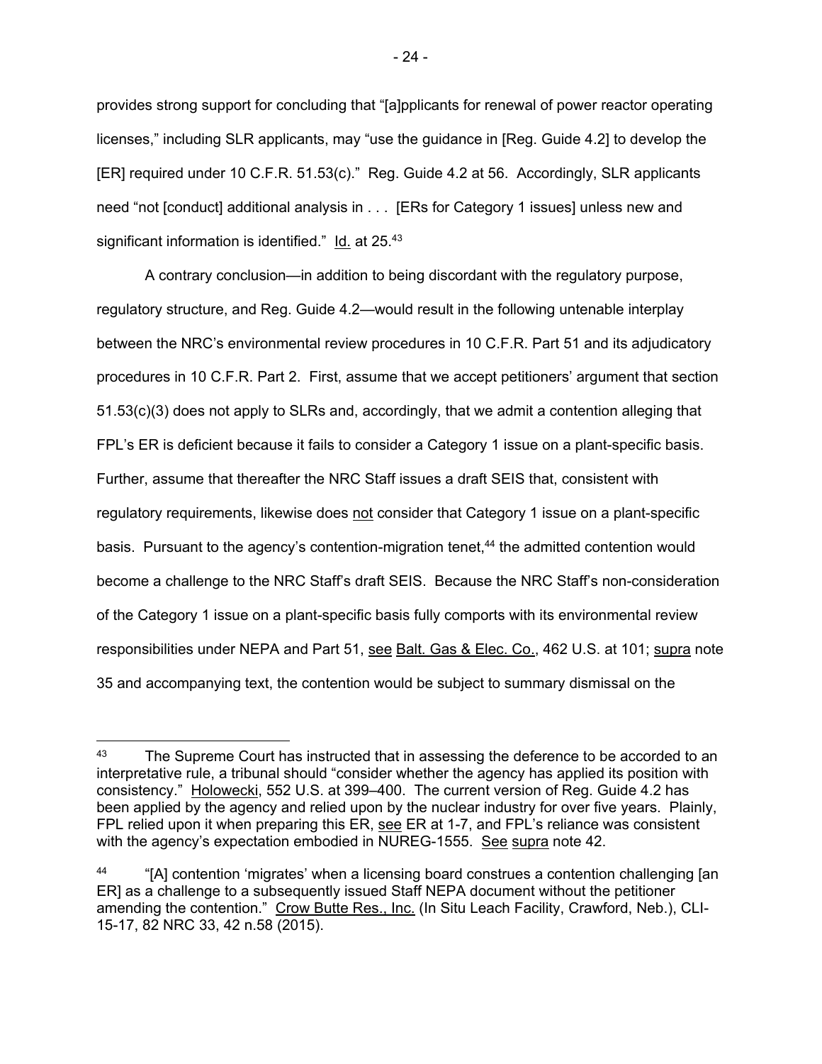provides strong support for concluding that "[a]pplicants for renewal of power reactor operating licenses," including SLR applicants, may "use the guidance in [Reg. Guide 4.2] to develop the [ER] required under 10 C.F.R. 51.53(c)." Reg. Guide 4.2 at 56. Accordingly, SLR applicants need "not [conduct] additional analysis in . . . [ERs for Category 1 issues] unless new and significant information is identified." Id. at 25.[43]

A contrary conclusion—in addition to being discordant with the regulatory purpose, regulatory structure, and Reg. Guide 4.2—would result in the following untenable interplay between the NRC's environmental review procedures in 10 C.F.R. Part 51 and its adjudicatory procedures in 10 C.F.R. Part 2. First, assume that we accept petitioners' argument that section 51.53(c)(3) does not apply to SLRs and, accordingly, that we admit a contention alleging that FPL's ER is deficient because it fails to consider a Category 1 issue on a plant-specific basis. Further, assume that thereafter the NRC Staff issues a draft SEIS that, consistent with regulatory requirements, likewise does not consider that Category 1 issue on a plant-specific basis. Pursuant to the agency's contention-migration tenet,[44] the admitted contention would become a challenge to the NRC Staff's draft SEIS. Because the NRC Staff's non-consideration of the Category 1 issue on a plant-specific basis fully comports with its environmental review responsibilities under NEPA and Part 51, see Balt. Gas & Elec. Co., 462 U.S. at 101; supra note 35 and accompanying text, the contention would be subject to summary dismissal on the

---

[43] The Supreme Court has instructed that in assessing the deference to be accorded to an interpretative rule, a tribunal should "consider whether the agency has applied its position with consistency." Holowecki, 552 U.S. at 399–400. The current version of Reg. Guide 4.2 has been applied by the agency and relied upon by the nuclear industry for over five years. Plainly, FPL relied upon it when preparing this ER, see ER at 1-7, and FPL's reliance was consistent with the agency's expectation embodied in NUREG-1555. See supra note 42.

[44] "[A] contention 'migrates' when a licensing board construes a contention challenging [an ER] as a challenge to a subsequently issued Staff NEPA document without the petitioner amending the contention." Crow Butte Res., Inc. (In Situ Leach Facility, Crawford, Neb.), CLI-15-17, 82 NRC 33, 42 n.58 (2015).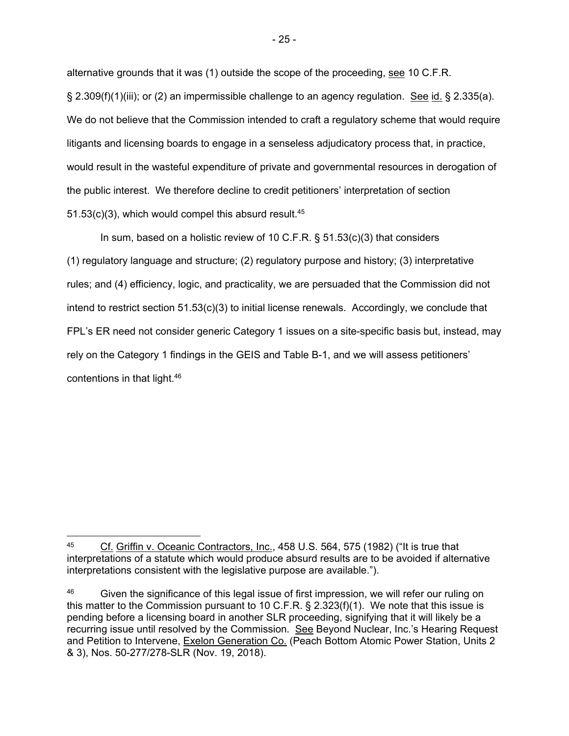alternative grounds that it was (1) outside the scope of the proceeding, see 10 C.F.R. § 2.309(f)(1)(iii); or (2) an impermissible challenge to an agency regulation. See id. § 2.335(a). We do not believe that the Commission intended to craft a regulatory scheme that would require litigants and licensing boards to engage in a senseless adjudicatory process that, in practice, would result in the wasteful expenditure of private and governmental resources in derogation of the public interest. We therefore decline to credit petitioners' interpretation of section 51.53(c)(3), which would compel this absurd result.[45]

In sum, based on a holistic review of 10 C.F.R. § 51.53(c)(3) that considers (1) regulatory language and structure; (2) regulatory purpose and history; (3) interpretative rules; and (4) efficiency, logic, and practicality, we are persuaded that the Commission did not intend to restrict section 51.53(c)(3) to initial license renewals. Accordingly, we conclude that FPL's ER need not consider generic Category 1 issues on a site-specific basis but, instead, may rely on the Category 1 findings in the GEIS and Table B-1, and we will assess petitioners' contentions in that light.[46]

---

[45] Cf. Griffin v. Oceanic Contractors, Inc., 458 U.S. 564, 575 (1982) ("It is true that interpretations of a statute which would produce absurd results are to be avoided if alternative interpretations consistent with the legislative purpose are available.").

[46] Given the significance of this legal issue of first impression, we will refer our ruling on this matter to the Commission pursuant to 10 C.F.R. § 2.323(f)(1). We note that this issue is pending before a licensing board in another SLR proceeding, signifying that it will likely be a recurring issue until resolved by the Commission. See Beyond Nuclear, Inc.'s Hearing Request and Petition to Intervene, Exelon Generation Co. (Peach Bottom Atomic Power Station, Units 2 & 3), Nos. 50-277/278-SLR (Nov. 19, 2018).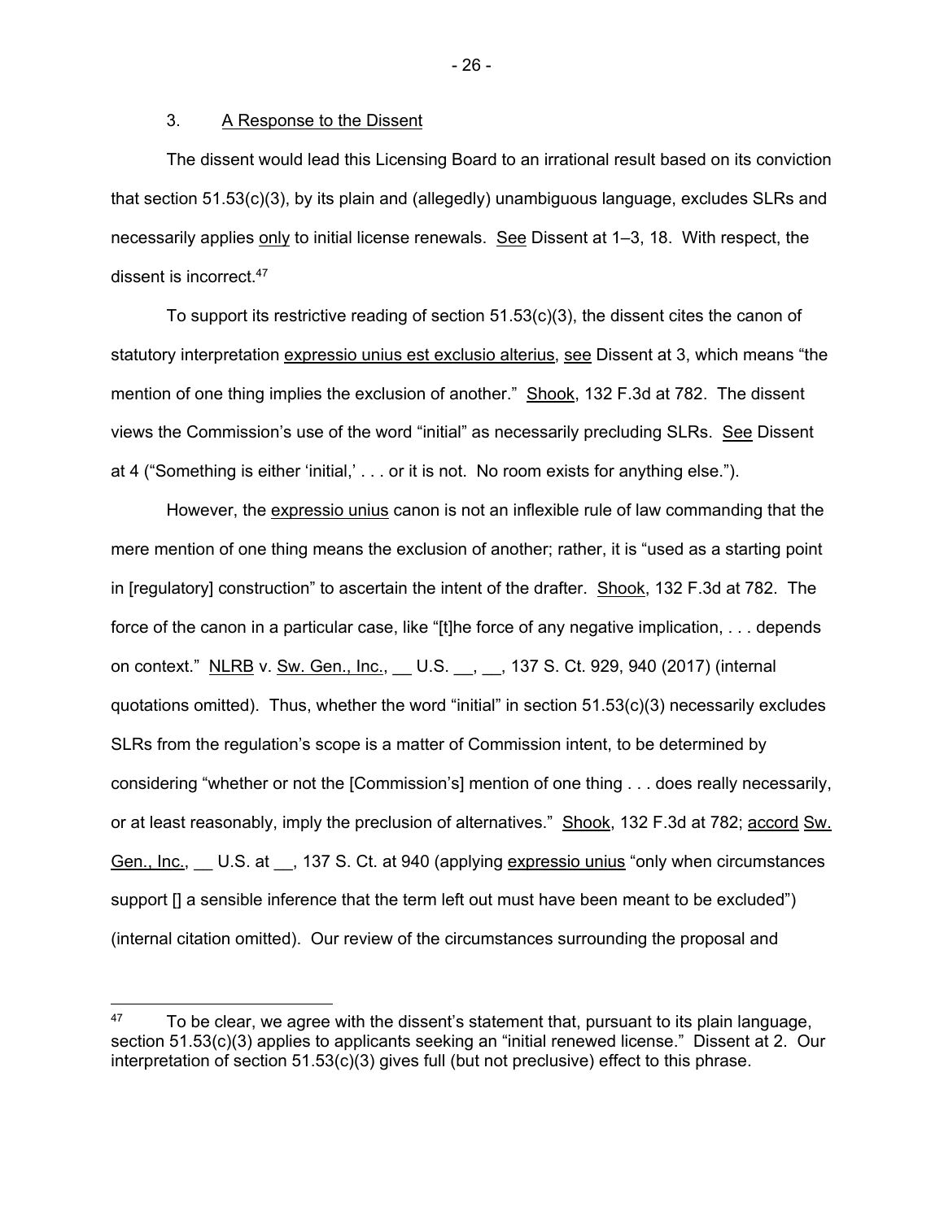### 3. A Response to the Dissent

The dissent would lead this Licensing Board to an irrational result based on its conviction that section 51.53(c)(3), by its plain and (allegedly) unambiguous language, excludes SLRs and necessarily applies only to initial license renewals. See Dissent at 1–3, 18. With respect, the dissent is incorrect.[47]

To support its restrictive reading of section 51.53(c)(3), the dissent cites the canon of statutory interpretation expressio unius est exclusio alterius, see Dissent at 3, which means "the mention of one thing implies the exclusion of another." Shook, 132 F.3d at 782. The dissent views the Commission's use of the word "initial" as necessarily precluding SLRs. See Dissent at 4 ("Something is either 'initial,' . . . or it is not. No room exists for anything else.").

However, the expressio unius canon is not an inflexible rule of law commanding that the mere mention of one thing means the exclusion of another; rather, it is "used as a starting point in [regulatory] construction" to ascertain the intent of the drafter. Shook, 132 F.3d at 782. The force of the canon in a particular case, like "[t]he force of any negative implication, . . . depends on context." NLRB v. Sw. Gen., Inc., __ U.S. __, __, 137 S. Ct. 929, 940 (2017) (internal quotations omitted). Thus, whether the word "initial" in section 51.53(c)(3) necessarily excludes SLRs from the regulation's scope is a matter of Commission intent, to be determined by considering "whether or not the [Commission's] mention of one thing . . . does really necessarily, or at least reasonably, imply the preclusion of alternatives." Shook, 132 F.3d at 782; accord Sw. Gen., Inc., __ U.S. at __, 137 S. Ct. at 940 (applying expressio unius "only when circumstances support [] a sensible inference that the term left out must have been meant to be excluded") (internal citation omitted). Our review of the circumstances surrounding the proposal and

[47] To be clear, we agree with the dissent's statement that, pursuant to its plain language, section 51.53(c)(3) applies to applicants seeking an "initial renewed license." Dissent at 2. Our interpretation of section 51.53(c)(3) gives full (but not preclusive) effect to this phrase.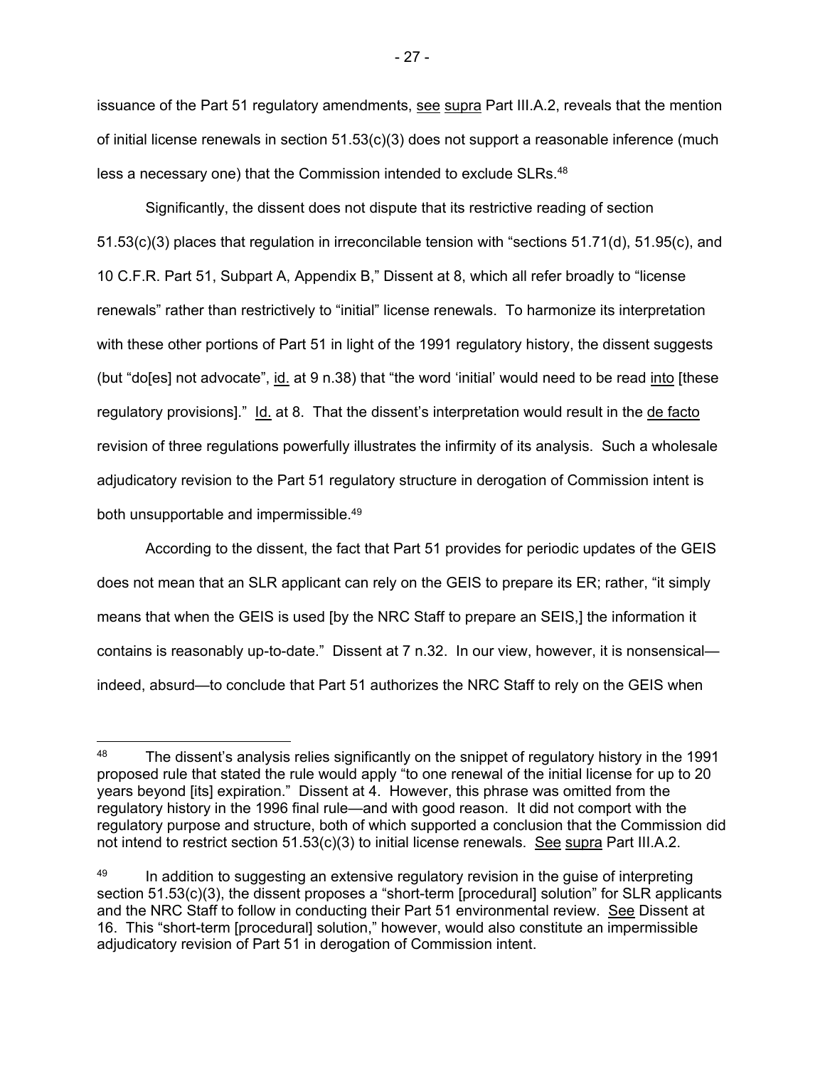issuance of the Part 51 regulatory amendments, see supra Part III.A.2, reveals that the mention of initial license renewals in section 51.53(c)(3) does not support a reasonable inference (much less a necessary one) that the Commission intended to exclude SLRs.[48]

Significantly, the dissent does not dispute that its restrictive reading of section 51.53(c)(3) places that regulation in irreconcilable tension with "sections 51.71(d), 51.95(c), and 10 C.F.R. Part 51, Subpart A, Appendix B," Dissent at 8, which all refer broadly to "license renewals" rather than restrictively to "initial" license renewals. To harmonize its interpretation with these other portions of Part 51 in light of the 1991 regulatory history, the dissent suggests (but "do[es] not advocate", id. at 9 n.38) that "the word 'initial' would need to be read into [these regulatory provisions]." Id. at 8. That the dissent's interpretation would result in the de facto revision of three regulations powerfully illustrates the infirmity of its analysis. Such a wholesale adjudicatory revision to the Part 51 regulatory structure in derogation of Commission intent is both unsupportable and impermissible.[49]

According to the dissent, the fact that Part 51 provides for periodic updates of the GEIS does not mean that an SLR applicant can rely on the GEIS to prepare its ER; rather, "it simply means that when the GEIS is used [by the NRC Staff to prepare an SEIS,] the information it contains is reasonably up-to-date." Dissent at 7 n.32. In our view, however, it is nonsensical—indeed, absurd—to conclude that Part 51 authorizes the NRC Staff to rely on the GEIS when

---

[48] The dissent's analysis relies significantly on the snippet of regulatory history in the 1991 proposed rule that stated the rule would apply "to one renewal of the initial license for up to 20 years beyond [its] expiration." Dissent at 4. However, this phrase was omitted from the regulatory history in the 1996 final rule—and with good reason. It did not comport with the regulatory purpose and structure, both of which supported a conclusion that the Commission did not intend to restrict section 51.53(c)(3) to initial license renewals. See supra Part III.A.2.

[49] In addition to suggesting an extensive regulatory revision in the guise of interpreting section 51.53(c)(3), the dissent proposes a "short-term [procedural] solution" for SLR applicants and the NRC Staff to follow in conducting their Part 51 environmental review. See Dissent at 16. This "short-term [procedural] solution," however, would also constitute an impermissible adjudicatory revision of Part 51 in derogation of Commission intent.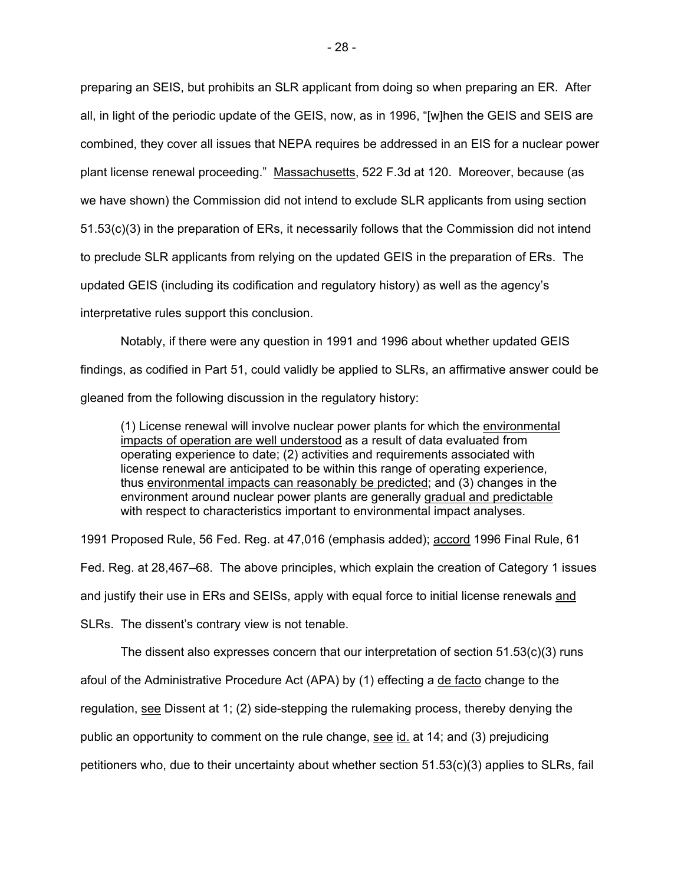preparing an SEIS, but prohibits an SLR applicant from doing so when preparing an ER. After all, in light of the periodic update of the GEIS, now, as in 1996, "[w]hen the GEIS and SEIS are combined, they cover all issues that NEPA requires be addressed in an EIS for a nuclear power plant license renewal proceeding." Massachusetts, 522 F.3d at 120. Moreover, because (as we have shown) the Commission did not intend to exclude SLR applicants from using section 51.53(c)(3) in the preparation of ERs, it necessarily follows that the Commission did not intend to preclude SLR applicants from relying on the updated GEIS in the preparation of ERs. The updated GEIS (including its codification and regulatory history) as well as the agency's interpretative rules support this conclusion.

Notably, if there were any question in 1991 and 1996 about whether updated GEIS findings, as codified in Part 51, could validly be applied to SLRs, an affirmative answer could be gleaned from the following discussion in the regulatory history:

> (1) License renewal will involve nuclear power plants for which the environmental impacts of operation are well understood as a result of data evaluated from operating experience to date; (2) activities and requirements associated with license renewal are anticipated to be within this range of operating experience, thus environmental impacts can reasonably be predicted; and (3) changes in the environment around nuclear power plants are generally gradual and predictable with respect to characteristics important to environmental impact analyses.

1991 Proposed Rule, 56 Fed. Reg. at 47,016 (emphasis added); accord 1996 Final Rule, 61 Fed. Reg. at 28,467–68. The above principles, which explain the creation of Category 1 issues and justify their use in ERs and SEISs, apply with equal force to initial license renewals and SLRs. The dissent's contrary view is not tenable.

The dissent also expresses concern that our interpretation of section 51.53(c)(3) runs afoul of the Administrative Procedure Act (APA) by (1) effecting a de facto change to the regulation, see Dissent at 1; (2) side-stepping the rulemaking process, thereby denying the public an opportunity to comment on the rule change, see id. at 14; and (3) prejudicing petitioners who, due to their uncertainty about whether section 51.53(c)(3) applies to SLRs, fail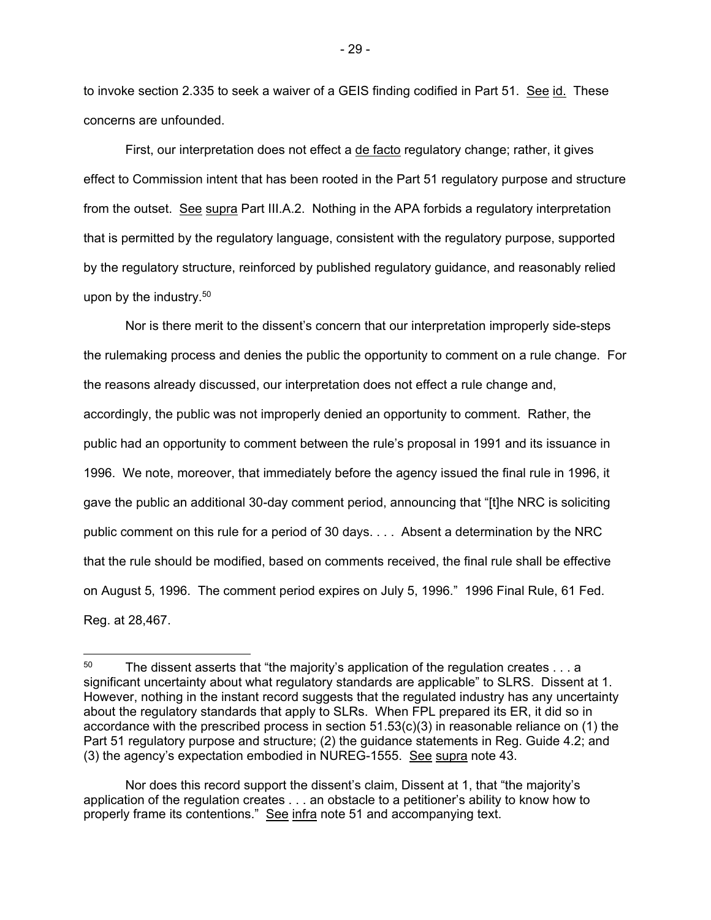to invoke section 2.335 to seek a waiver of a GEIS finding codified in Part 51. See id. These concerns are unfounded.

First, our interpretation does not effect a de facto regulatory change; rather, it gives effect to Commission intent that has been rooted in the Part 51 regulatory purpose and structure from the outset. See supra Part III.A.2. Nothing in the APA forbids a regulatory interpretation that is permitted by the regulatory language, consistent with the regulatory purpose, supported by the regulatory structure, reinforced by published regulatory guidance, and reasonably relied upon by the industry.[50]

Nor is there merit to the dissent's concern that our interpretation improperly side-steps the rulemaking process and denies the public the opportunity to comment on a rule change. For the reasons already discussed, our interpretation does not effect a rule change and, accordingly, the public was not improperly denied an opportunity to comment. Rather, the public had an opportunity to comment between the rule's proposal in 1991 and its issuance in 1996. We note, moreover, that immediately before the agency issued the final rule in 1996, it gave the public an additional 30-day comment period, announcing that "[t]he NRC is soliciting public comment on this rule for a period of 30 days. . . . Absent a determination by the NRC that the rule should be modified, based on comments received, the final rule shall be effective on August 5, 1996. The comment period expires on July 5, 1996." 1996 Final Rule, 61 Fed. Reg. at 28,467.

---

[50] The dissent asserts that "the majority's application of the regulation creates . . . a significant uncertainty about what regulatory standards are applicable" to SLRS. Dissent at 1. However, nothing in the instant record suggests that the regulated industry has any uncertainty about the regulatory standards that apply to SLRs. When FPL prepared its ER, it did so in accordance with the prescribed process in section 51.53(c)(3) in reasonable reliance on (1) the Part 51 regulatory purpose and structure; (2) the guidance statements in Reg. Guide 4.2; and (3) the agency's expectation embodied in NUREG-1555. See supra note 43.

Nor does this record support the dissent's claim, Dissent at 1, that "the majority's application of the regulation creates . . . an obstacle to a petitioner's ability to know how to properly frame its contentions." See infra note 51 and accompanying text.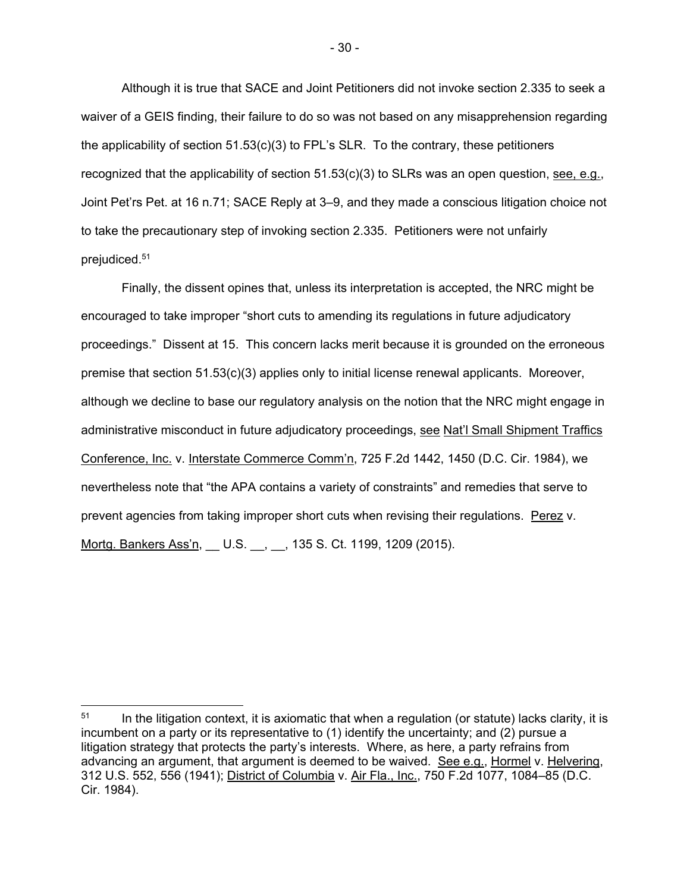Although it is true that SACE and Joint Petitioners did not invoke section 2.335 to seek a waiver of a GEIS finding, their failure to do so was not based on any misapprehension regarding the applicability of section 51.53(c)(3) to FPL's SLR. To the contrary, these petitioners recognized that the applicability of section 51.53(c)(3) to SLRs was an open question, see, e.g., Joint Pet'rs Pet. at 16 n.71; SACE Reply at 3–9, and they made a conscious litigation choice not to take the precautionary step of invoking section 2.335. Petitioners were not unfairly prejudiced.[51]

Finally, the dissent opines that, unless its interpretation is accepted, the NRC might be encouraged to take improper "short cuts to amending its regulations in future adjudicatory proceedings." Dissent at 15. This concern lacks merit because it is grounded on the erroneous premise that section 51.53(c)(3) applies only to initial license renewal applicants. Moreover, although we decline to base our regulatory analysis on the notion that the NRC might engage in administrative misconduct in future adjudicatory proceedings, see Nat'l Small Shipment Traffics Conference, Inc. v. Interstate Commerce Comm'n, 725 F.2d 1442, 1450 (D.C. Cir. 1984), we nevertheless note that "the APA contains a variety of constraints" and remedies that serve to prevent agencies from taking improper short cuts when revising their regulations. Perez v. Mortg. Bankers Ass'n, __ U.S. __, __, 135 S. Ct. 1199, 1209 (2015).

---

[51] In the litigation context, it is axiomatic that when a regulation (or statute) lacks clarity, it is incumbent on a party or its representative to (1) identify the uncertainty; and (2) pursue a litigation strategy that protects the party's interests. Where, as here, a party refrains from advancing an argument, that argument is deemed to be waived. See e.g., Hormel v. Helvering, 312 U.S. 552, 556 (1941); District of Columbia v. Air Fla., Inc., 750 F.2d 1077, 1084–85 (D.C. Cir. 1984).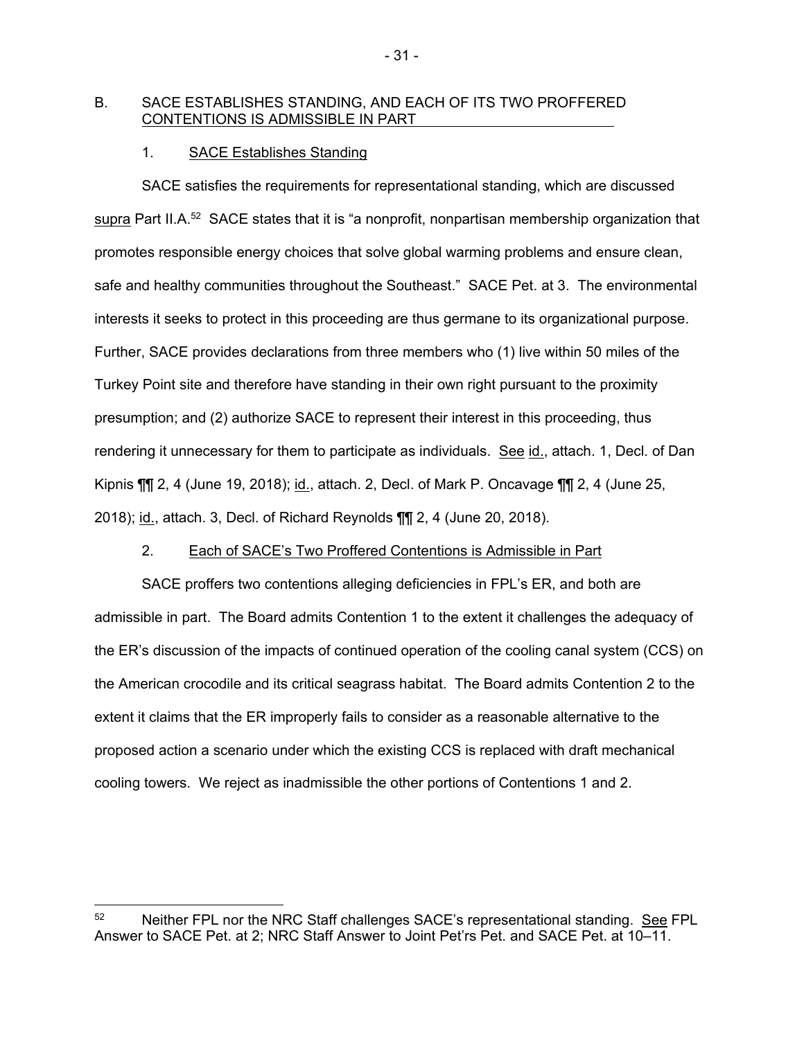## B. SACE ESTABLISHES STANDING, AND EACH OF ITS TWO PROFFERED CONTENTIONS IS ADMISSIBLE IN PART

### 1. SACE Establishes Standing

SACE satisfies the requirements for representational standing, which are discussed supra Part II.A.[52] SACE states that it is "a nonprofit, nonpartisan membership organization that promotes responsible energy choices that solve global warming problems and ensure clean, safe and healthy communities throughout the Southeast." SACE Pet. at 3. The environmental interests it seeks to protect in this proceeding are thus germane to its organizational purpose. Further, SACE provides declarations from three members who (1) live within 50 miles of the Turkey Point site and therefore have standing in their own right pursuant to the proximity presumption; and (2) authorize SACE to represent their interest in this proceeding, thus rendering it unnecessary for them to participate as individuals. See id., attach. 1, Decl. of Dan Kipnis ¶¶ 2, 4 (June 19, 2018); id., attach. 2, Decl. of Mark P. Oncavage ¶¶ 2, 4 (June 25, 2018); id., attach. 3, Decl. of Richard Reynolds ¶¶ 2, 4 (June 20, 2018).

### 2. Each of SACE's Two Proffered Contentions is Admissible in Part

SACE proffers two contentions alleging deficiencies in FPL's ER, and both are admissible in part. The Board admits Contention 1 to the extent it challenges the adequacy of the ER's discussion of the impacts of continued operation of the cooling canal system (CCS) on the American crocodile and its critical seagrass habitat. The Board admits Contention 2 to the extent it claims that the ER improperly fails to consider as a reasonable alternative to the proposed action a scenario under which the existing CCS is replaced with draft mechanical cooling towers. We reject as inadmissible the other portions of Contentions 1 and 2.

---

[52] Neither FPL nor the NRC Staff challenges SACE's representational standing. See FPL Answer to SACE Pet. at 2; NRC Staff Answer to Joint Pet'rs Pet. and SACE Pet. at 10–11.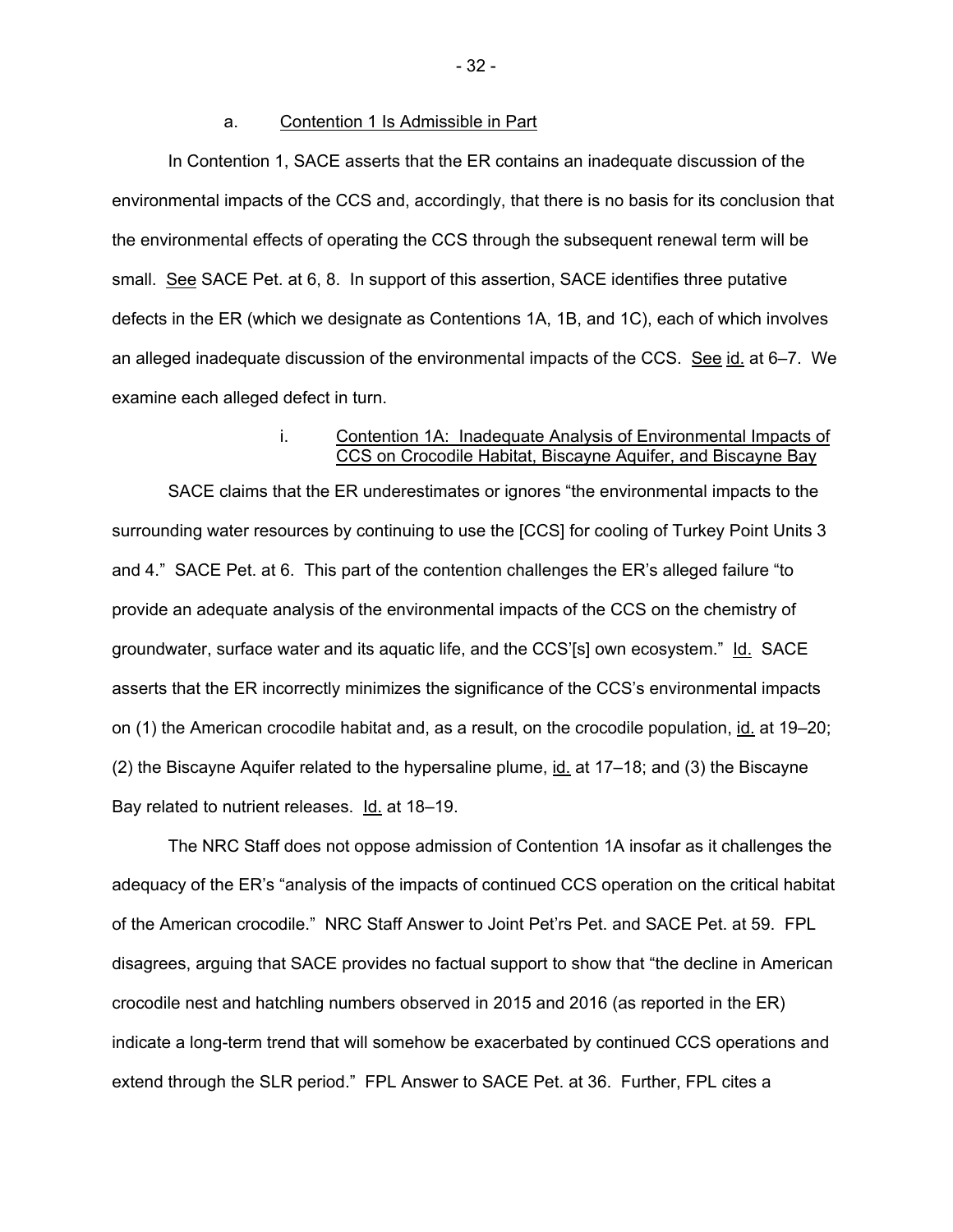a. <u>Contention 1 Is Admissible in Part</u>

In Contention 1, SACE asserts that the ER contains an inadequate discussion of the environmental impacts of the CCS and, accordingly, that there is no basis for its conclusion that the environmental effects of operating the CCS through the subsequent renewal term will be small. <u>See</u> SACE Pet. at 6, 8. In support of this assertion, SACE identifies three putative defects in the ER (which we designate as Contentions 1A, 1B, and 1C), each of which involves an alleged inadequate discussion of the environmental impacts of the CCS. <u>See</u> <u>id.</u> at 6–7. We examine each alleged defect in turn.

i. <u>Contention 1A: Inadequate Analysis of Environmental Impacts of CCS on Crocodile Habitat, Biscayne Aquifer, and Biscayne Bay</u>

SACE claims that the ER underestimates or ignores "the environmental impacts to the surrounding water resources by continuing to use the [CCS] for cooling of Turkey Point Units 3 and 4." SACE Pet. at 6. This part of the contention challenges the ER's alleged failure "to provide an adequate analysis of the environmental impacts of the CCS on the chemistry of groundwater, surface water and its aquatic life, and the CCS'[s] own ecosystem." <u>Id.</u> SACE asserts that the ER incorrectly minimizes the significance of the CCS's environmental impacts on (1) the American crocodile habitat and, as a result, on the crocodile population, <u>id.</u> at 19–20; (2) the Biscayne Aquifer related to the hypersaline plume, <u>id.</u> at 17–18; and (3) the Biscayne Bay related to nutrient releases. <u>Id.</u> at 18–19.

The NRC Staff does not oppose admission of Contention 1A insofar as it challenges the adequacy of the ER's "analysis of the impacts of continued CCS operation on the critical habitat of the American crocodile." NRC Staff Answer to Joint Pet'rs Pet. and SACE Pet. at 59. FPL disagrees, arguing that SACE provides no factual support to show that "the decline in American crocodile nest and hatchling numbers observed in 2015 and 2016 (as reported in the ER) indicate a long-term trend that will somehow be exacerbated by continued CCS operations and extend through the SLR period." FPL Answer to SACE Pet. at 36. Further, FPL cites a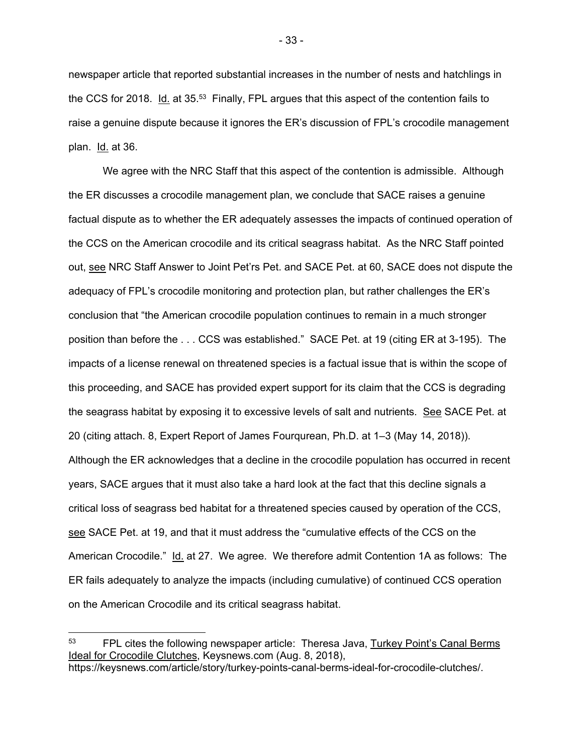newspaper article that reported substantial increases in the number of nests and hatchlings in the CCS for 2018. Id. at 35.[53] Finally, FPL argues that this aspect of the contention fails to raise a genuine dispute because it ignores the ER's discussion of FPL's crocodile management plan. Id. at 36.

We agree with the NRC Staff that this aspect of the contention is admissible. Although the ER discusses a crocodile management plan, we conclude that SACE raises a genuine factual dispute as to whether the ER adequately assesses the impacts of continued operation of the CCS on the American crocodile and its critical seagrass habitat. As the NRC Staff pointed out, see NRC Staff Answer to Joint Pet'rs Pet. and SACE Pet. at 60, SACE does not dispute the adequacy of FPL's crocodile monitoring and protection plan, but rather challenges the ER's conclusion that "the American crocodile population continues to remain in a much stronger position than before the . . . CCS was established." SACE Pet. at 19 (citing ER at 3-195). The impacts of a license renewal on threatened species is a factual issue that is within the scope of this proceeding, and SACE has provided expert support for its claim that the CCS is degrading the seagrass habitat by exposing it to excessive levels of salt and nutrients. See SACE Pet. at 20 (citing attach. 8, Expert Report of James Fourqurean, Ph.D. at 1–3 (May 14, 2018)). Although the ER acknowledges that a decline in the crocodile population has occurred in recent years, SACE argues that it must also take a hard look at the fact that this decline signals a critical loss of seagrass bed habitat for a threatened species caused by operation of the CCS, see SACE Pet. at 19, and that it must address the "cumulative effects of the CCS on the American Crocodile." Id. at 27. We agree. We therefore admit Contention 1A as follows: The ER fails adequately to analyze the impacts (including cumulative) of continued CCS operation on the American Crocodile and its critical seagrass habitat.

---

[53] FPL cites the following newspaper article: Theresa Java, Turkey Point's Canal Berms Ideal for Crocodile Clutches, Keysnews.com (Aug. 8, 2018), https://keysnews.com/article/story/turkey-points-canal-berms-ideal-for-crocodile-clutches/.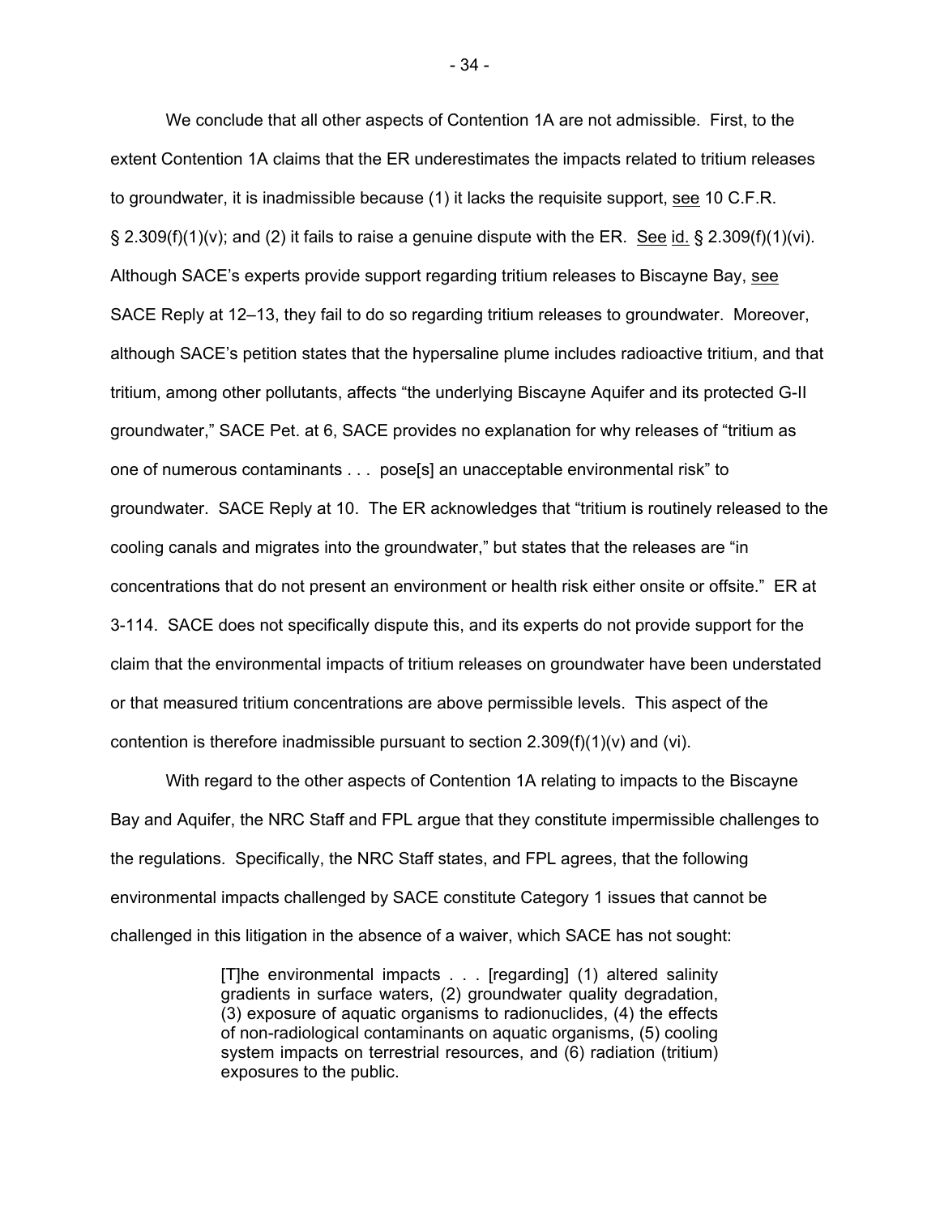We conclude that all other aspects of Contention 1A are not admissible. First, to the extent Contention 1A claims that the ER underestimates the impacts related to tritium releases to groundwater, it is inadmissible because (1) it lacks the requisite support, see 10 C.F.R. § 2.309(f)(1)(v); and (2) it fails to raise a genuine dispute with the ER. See id. § 2.309(f)(1)(vi). Although SACE's experts provide support regarding tritium releases to Biscayne Bay, see SACE Reply at 12–13, they fail to do so regarding tritium releases to groundwater. Moreover, although SACE's petition states that the hypersaline plume includes radioactive tritium, and that tritium, among other pollutants, affects "the underlying Biscayne Aquifer and its protected G-II groundwater," SACE Pet. at 6, SACE provides no explanation for why releases of "tritium as one of numerous contaminants . . . pose[s] an unacceptable environmental risk" to groundwater. SACE Reply at 10. The ER acknowledges that "tritium is routinely released to the cooling canals and migrates into the groundwater," but states that the releases are "in concentrations that do not present an environment or health risk either onsite or offsite." ER at 3-114. SACE does not specifically dispute this, and its experts do not provide support for the claim that the environmental impacts of tritium releases on groundwater have been understated or that measured tritium concentrations are above permissible levels. This aspect of the contention is therefore inadmissible pursuant to section 2.309(f)(1)(v) and (vi).

With regard to the other aspects of Contention 1A relating to impacts to the Biscayne Bay and Aquifer, the NRC Staff and FPL argue that they constitute impermissible challenges to the regulations. Specifically, the NRC Staff states, and FPL agrees, that the following environmental impacts challenged by SACE constitute Category 1 issues that cannot be challenged in this litigation in the absence of a waiver, which SACE has not sought:

> [T]he environmental impacts . . . [regarding] (1) altered salinity gradients in surface waters, (2) groundwater quality degradation, (3) exposure of aquatic organisms to radionuclides, (4) the effects of non-radiological contaminants on aquatic organisms, (5) cooling system impacts on terrestrial resources, and (6) radiation (tritium) exposures to the public.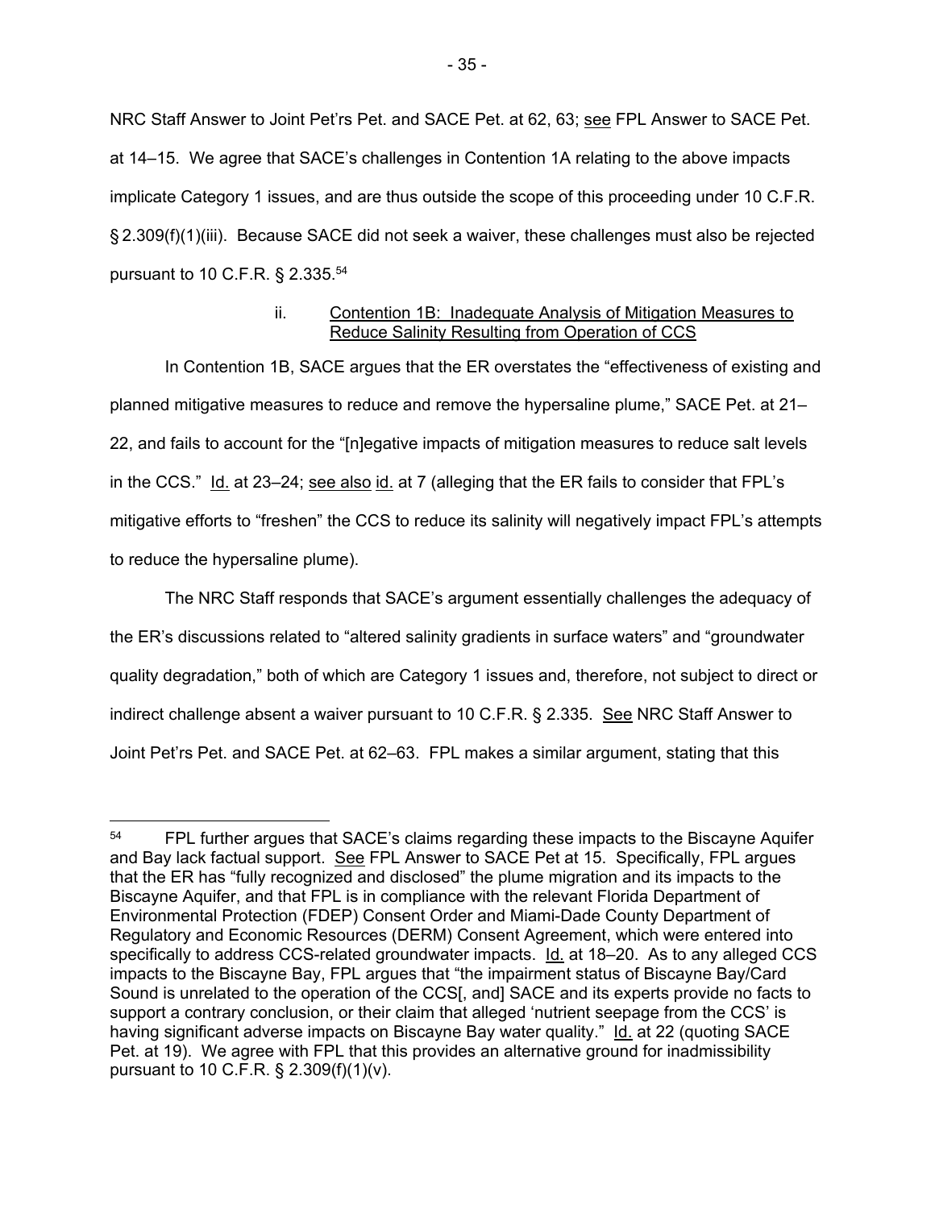NRC Staff Answer to Joint Pet'rs Pet. and SACE Pet. at 62, 63; see FPL Answer to SACE Pet. at 14–15. We agree that SACE's challenges in Contention 1A relating to the above impacts implicate Category 1 issues, and are thus outside the scope of this proceeding under 10 C.F.R. § 2.309(f)(1)(iii). Because SACE did not seek a waiver, these challenges must also be rejected pursuant to 10 C.F.R. § 2.335.[54]

ii. Contention 1B: Inadequate Analysis of Mitigation Measures to Reduce Salinity Resulting from Operation of CCS

In Contention 1B, SACE argues that the ER overstates the "effectiveness of existing and planned mitigative measures to reduce and remove the hypersaline plume," SACE Pet. at 21–22, and fails to account for the "[n]egative impacts of mitigation measures to reduce salt levels in the CCS." Id. at 23–24; see also id. at 7 (alleging that the ER fails to consider that FPL's mitigative efforts to "freshen" the CCS to reduce its salinity will negatively impact FPL's attempts to reduce the hypersaline plume).

The NRC Staff responds that SACE's argument essentially challenges the adequacy of the ER's discussions related to "altered salinity gradients in surface waters" and "groundwater quality degradation," both of which are Category 1 issues and, therefore, not subject to direct or indirect challenge absent a waiver pursuant to 10 C.F.R. § 2.335. See NRC Staff Answer to Joint Pet'rs Pet. and SACE Pet. at 62–63. FPL makes a similar argument, stating that this

---

[54] FPL further argues that SACE's claims regarding these impacts to the Biscayne Aquifer and Bay lack factual support. See FPL Answer to SACE Pet at 15. Specifically, FPL argues that the ER has "fully recognized and disclosed" the plume migration and its impacts to the Biscayne Aquifer, and that FPL is in compliance with the relevant Florida Department of Environmental Protection (FDEP) Consent Order and Miami-Dade County Department of Regulatory and Economic Resources (DERM) Consent Agreement, which were entered into specifically to address CCS-related groundwater impacts. Id. at 18–20. As to any alleged CCS impacts to the Biscayne Bay, FPL argues that "the impairment status of Biscayne Bay/Card Sound is unrelated to the operation of the CCS[, and] SACE and its experts provide no facts to support a contrary conclusion, or their claim that alleged 'nutrient seepage from the CCS' is having significant adverse impacts on Biscayne Bay water quality." Id. at 22 (quoting SACE Pet. at 19). We agree with FPL that this provides an alternative ground for inadmissibility pursuant to 10 C.F.R. § 2.309(f)(1)(v).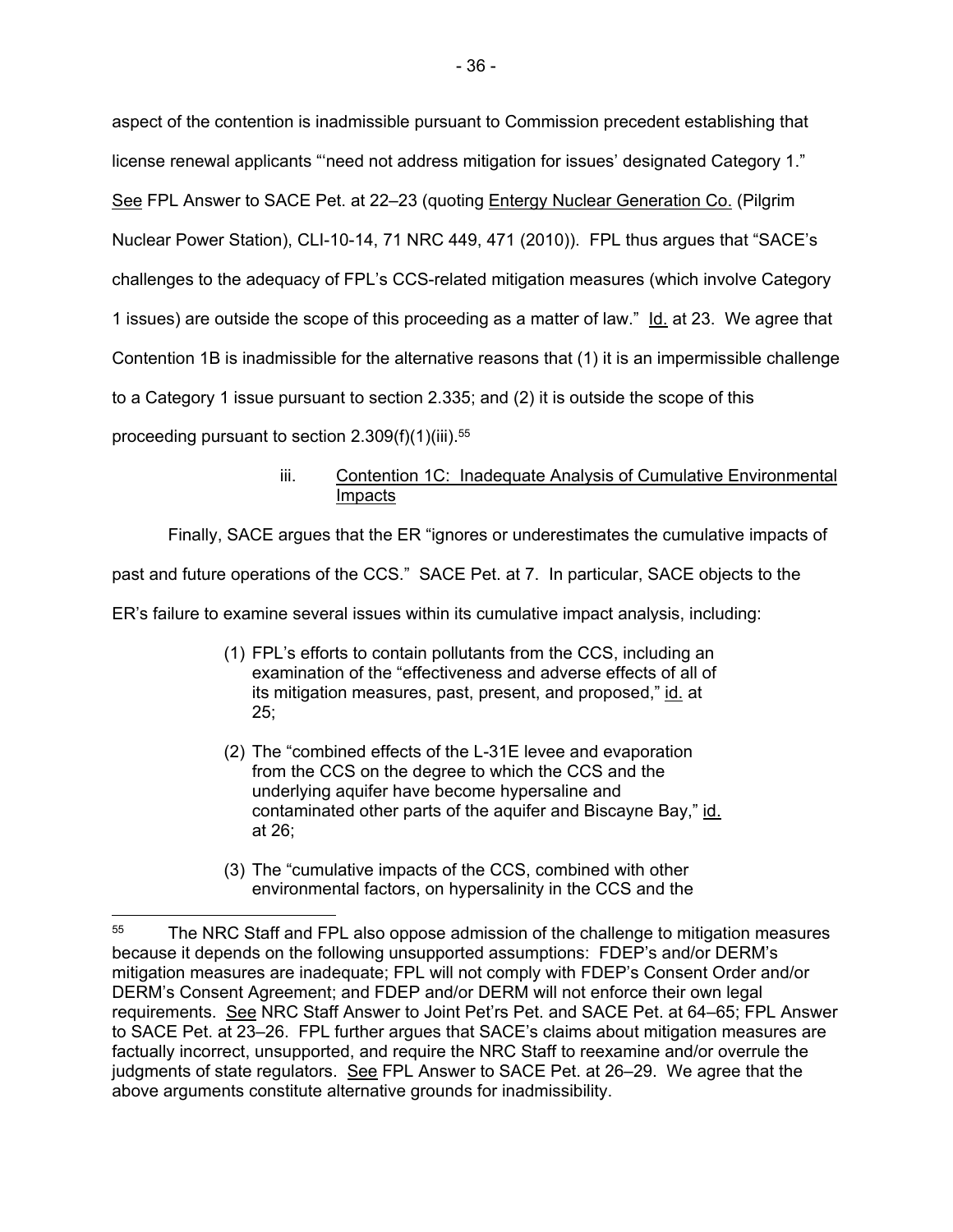aspect of the contention is inadmissible pursuant to Commission precedent establishing that license renewal applicants "'need not address mitigation for issues' designated Category 1." See FPL Answer to SACE Pet. at 22–23 (quoting Entergy Nuclear Generation Co. (Pilgrim Nuclear Power Station), CLI-10-14, 71 NRC 449, 471 (2010)). FPL thus argues that "SACE's challenges to the adequacy of FPL's CCS-related mitigation measures (which involve Category 1 issues) are outside the scope of this proceeding as a matter of law." Id. at 23. We agree that Contention 1B is inadmissible for the alternative reasons that (1) it is an impermissible challenge to a Category 1 issue pursuant to section 2.335; and (2) it is outside the scope of this proceeding pursuant to section 2.309(f)(1)(iii).[55]

iii. Contention 1C: Inadequate Analysis of Cumulative Environmental Impacts

Finally, SACE argues that the ER "ignores or underestimates the cumulative impacts of past and future operations of the CCS." SACE Pet. at 7. In particular, SACE objects to the ER's failure to examine several issues within its cumulative impact analysis, including:

> (1) FPL's efforts to contain pollutants from the CCS, including an examination of the "effectiveness and adverse effects of all of its mitigation measures, past, present, and proposed," id. at 25;
>
> (2) The "combined effects of the L-31E levee and evaporation from the CCS on the degree to which the CCS and the underlying aquifer have become hypersaline and contaminated other parts of the aquifer and Biscayne Bay," id. at 26;
>
> (3) The "cumulative impacts of the CCS, combined with other environmental factors, on hypersalinity in the CCS and the

---

[55] The NRC Staff and FPL also oppose admission of the challenge to mitigation measures because it depends on the following unsupported assumptions: FDEP's and/or DERM's mitigation measures are inadequate; FPL will not comply with FDEP's Consent Order and/or DERM's Consent Agreement; and FDEP and/or DERM will not enforce their own legal requirements. See NRC Staff Answer to Joint Pet'rs Pet. and SACE Pet. at 64–65; FPL Answer to SACE Pet. at 23–26. FPL further argues that SACE's claims about mitigation measures are factually incorrect, unsupported, and require the NRC Staff to reexamine and/or overrule the judgments of state regulators. See FPL Answer to SACE Pet. at 26–29. We agree that the above arguments constitute alternative grounds for inadmissibility.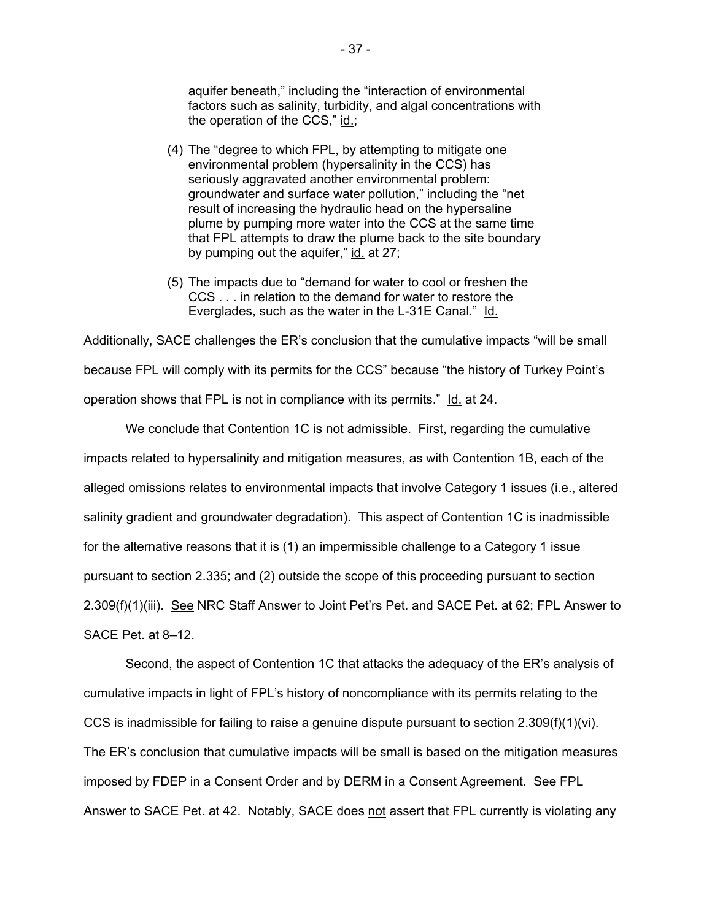aquifer beneath," including the "interaction of environmental factors such as salinity, turbidity, and algal concentrations with the operation of the CCS," id.;

(4) The "degree to which FPL, by attempting to mitigate one environmental problem (hypersalinity in the CCS) has seriously aggravated another environmental problem: groundwater and surface water pollution," including the "net result of increasing the hydraulic head on the hypersaline plume by pumping more water into the CCS at the same time that FPL attempts to draw the plume back to the site boundary by pumping out the aquifer," id. at 27;

(5) The impacts due to "demand for water to cool or freshen the CCS . . . in relation to the demand for water to restore the Everglades, such as the water in the L-31E Canal." Id.

Additionally, SACE challenges the ER's conclusion that the cumulative impacts "will be small because FPL will comply with its permits for the CCS" because "the history of Turkey Point's operation shows that FPL is not in compliance with its permits." Id. at 24.

We conclude that Contention 1C is not admissible. First, regarding the cumulative impacts related to hypersalinity and mitigation measures, as with Contention 1B, each of the alleged omissions relates to environmental impacts that involve Category 1 issues (i.e., altered salinity gradient and groundwater degradation). This aspect of Contention 1C is inadmissible for the alternative reasons that it is (1) an impermissible challenge to a Category 1 issue pursuant to section 2.335; and (2) outside the scope of this proceeding pursuant to section 2.309(f)(1)(iii). See NRC Staff Answer to Joint Pet'rs Pet. and SACE Pet. at 62; FPL Answer to SACE Pet. at 8–12.

Second, the aspect of Contention 1C that attacks the adequacy of the ER's analysis of cumulative impacts in light of FPL's history of noncompliance with its permits relating to the CCS is inadmissible for failing to raise a genuine dispute pursuant to section 2.309(f)(1)(vi). The ER's conclusion that cumulative impacts will be small is based on the mitigation measures imposed by FDEP in a Consent Order and by DERM in a Consent Agreement. See FPL Answer to SACE Pet. at 42. Notably, SACE does not assert that FPL currently is violating any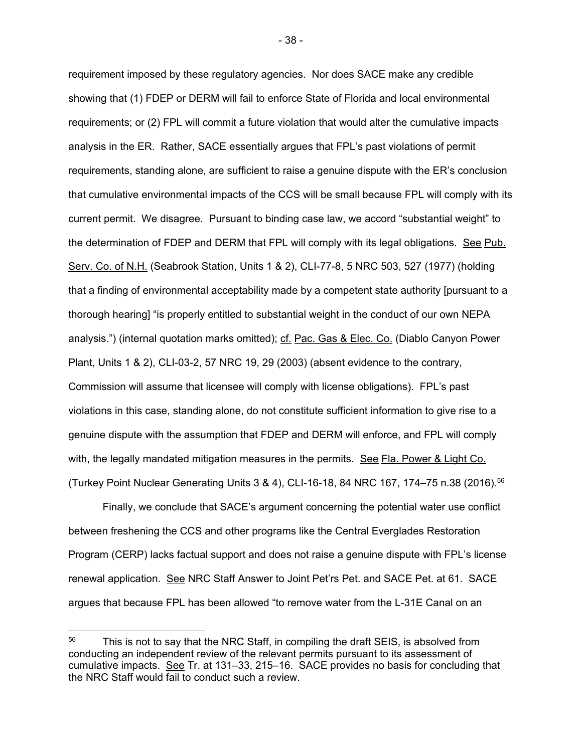requirement imposed by these regulatory agencies. Nor does SACE make any credible showing that (1) FDEP or DERM will fail to enforce State of Florida and local environmental requirements; or (2) FPL will commit a future violation that would alter the cumulative impacts analysis in the ER. Rather, SACE essentially argues that FPL's past violations of permit requirements, standing alone, are sufficient to raise a genuine dispute with the ER's conclusion that cumulative environmental impacts of the CCS will be small because FPL will comply with its current permit. We disagree. Pursuant to binding case law, we accord "substantial weight" to the determination of FDEP and DERM that FPL will comply with its legal obligations. See Pub. Serv. Co. of N.H. (Seabrook Station, Units 1 & 2), CLI-77-8, 5 NRC 503, 527 (1977) (holding that a finding of environmental acceptability made by a competent state authority [pursuant to a thorough hearing] "is properly entitled to substantial weight in the conduct of our own NEPA analysis.") (internal quotation marks omitted); cf. Pac. Gas & Elec. Co. (Diablo Canyon Power Plant, Units 1 & 2), CLI-03-2, 57 NRC 19, 29 (2003) (absent evidence to the contrary, Commission will assume that licensee will comply with license obligations). FPL's past violations in this case, standing alone, do not constitute sufficient information to give rise to a genuine dispute with the assumption that FDEP and DERM will enforce, and FPL will comply with, the legally mandated mitigation measures in the permits. See Fla. Power & Light Co. (Turkey Point Nuclear Generating Units 3 & 4), CLI-16-18, 84 NRC 167, 174–75 n.38 (2016).[56]

Finally, we conclude that SACE's argument concerning the potential water use conflict between freshening the CCS and other programs like the Central Everglades Restoration Program (CERP) lacks factual support and does not raise a genuine dispute with FPL's license renewal application. See NRC Staff Answer to Joint Pet'rs Pet. and SACE Pet. at 61. SACE argues that because FPL has been allowed "to remove water from the L-31E Canal on an

---

[56] This is not to say that the NRC Staff, in compiling the draft SEIS, is absolved from conducting an independent review of the relevant permits pursuant to its assessment of cumulative impacts. See Tr. at 131–33, 215–16. SACE provides no basis for concluding that the NRC Staff would fail to conduct such a review.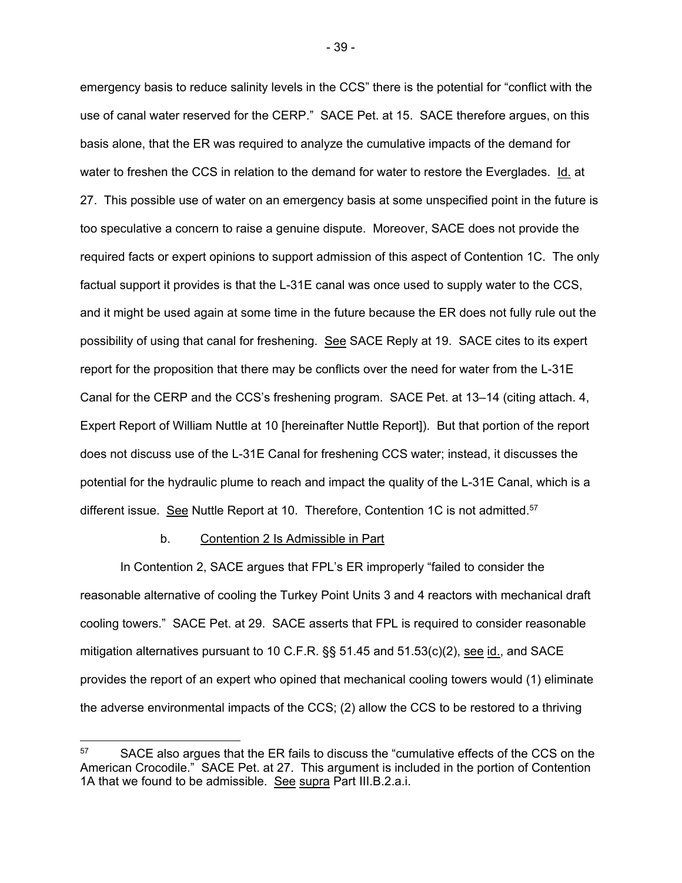emergency basis to reduce salinity levels in the CCS" there is the potential for "conflict with the use of canal water reserved for the CERP." SACE Pet. at 15. SACE therefore argues, on this basis alone, that the ER was required to analyze the cumulative impacts of the demand for water to freshen the CCS in relation to the demand for water to restore the Everglades. Id. at 27. This possible use of water on an emergency basis at some unspecified point in the future is too speculative a concern to raise a genuine dispute. Moreover, SACE does not provide the required facts or expert opinions to support admission of this aspect of Contention 1C. The only factual support it provides is that the L-31E canal was once used to supply water to the CCS, and it might be used again at some time in the future because the ER does not fully rule out the possibility of using that canal for freshening. See SACE Reply at 19. SACE cites to its expert report for the proposition that there may be conflicts over the need for water from the L-31E Canal for the CERP and the CCS's freshening program. SACE Pet. at 13–14 (citing attach. 4, Expert Report of William Nuttle at 10 [hereinafter Nuttle Report]). But that portion of the report does not discuss use of the L-31E Canal for freshening CCS water; instead, it discusses the potential for the hydraulic plume to reach and impact the quality of the L-31E Canal, which is a different issue. See Nuttle Report at 10. Therefore, Contention 1C is not admitted.[57]

b. Contention 2 Is Admissible in Part

In Contention 2, SACE argues that FPL's ER improperly "failed to consider the reasonable alternative of cooling the Turkey Point Units 3 and 4 reactors with mechanical draft cooling towers." SACE Pet. at 29. SACE asserts that FPL is required to consider reasonable mitigation alternatives pursuant to 10 C.F.R. §§ 51.45 and 51.53(c)(2), see id., and SACE provides the report of an expert who opined that mechanical cooling towers would (1) eliminate the adverse environmental impacts of the CCS; (2) allow the CCS to be restored to a thriving

[57] SACE also argues that the ER fails to discuss the "cumulative effects of the CCS on the American Crocodile." SACE Pet. at 27. This argument is included in the portion of Contention 1A that we found to be admissible. See supra Part III.B.2.a.i.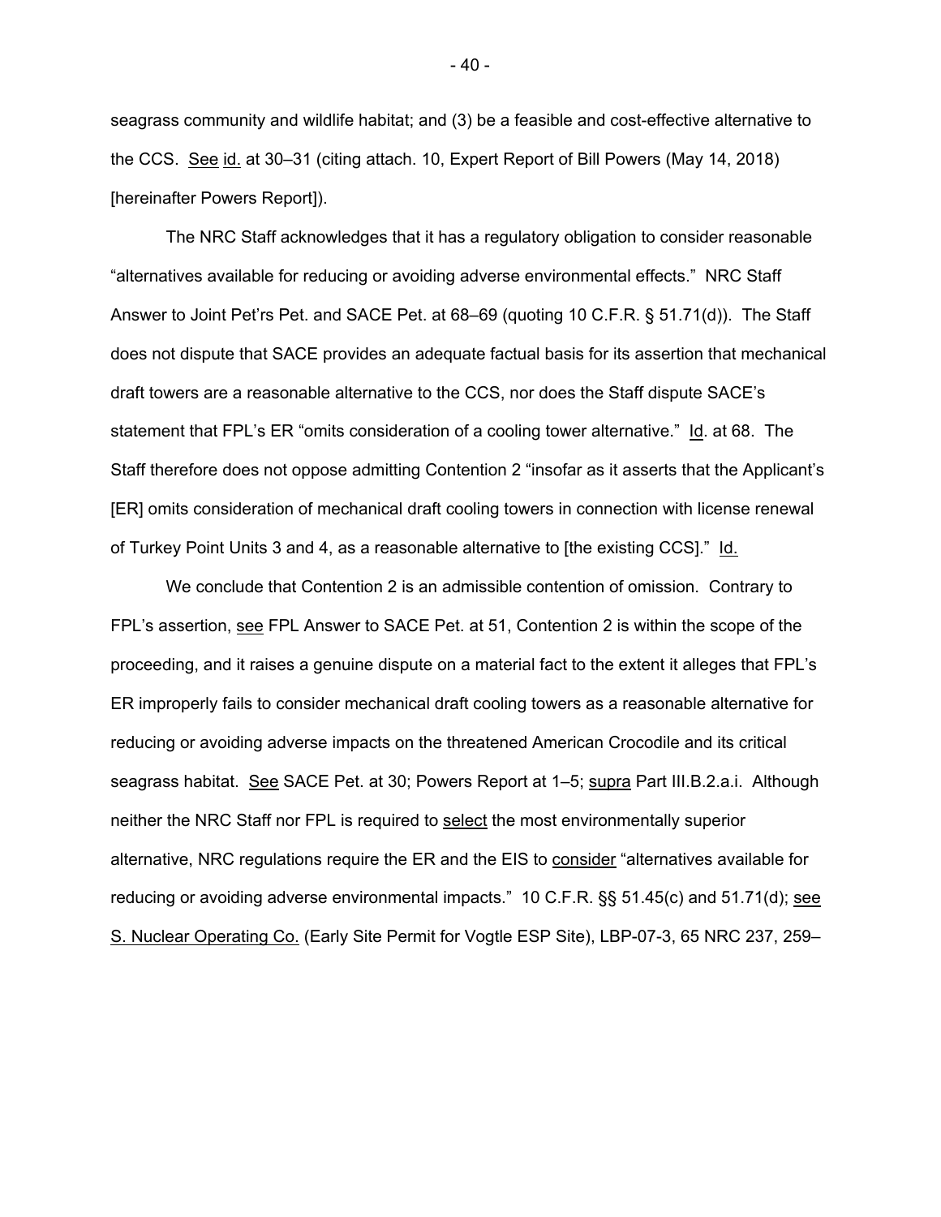seagrass community and wildlife habitat; and (3) be a feasible and cost-effective alternative to the CCS. See id. at 30–31 (citing attach. 10, Expert Report of Bill Powers (May 14, 2018) [hereinafter Powers Report]).

The NRC Staff acknowledges that it has a regulatory obligation to consider reasonable "alternatives available for reducing or avoiding adverse environmental effects." NRC Staff Answer to Joint Pet'rs Pet. and SACE Pet. at 68–69 (quoting 10 C.F.R. § 51.71(d)). The Staff does not dispute that SACE provides an adequate factual basis for its assertion that mechanical draft towers are a reasonable alternative to the CCS, nor does the Staff dispute SACE's statement that FPL's ER "omits consideration of a cooling tower alternative." Id. at 68. The Staff therefore does not oppose admitting Contention 2 "insofar as it asserts that the Applicant's [ER] omits consideration of mechanical draft cooling towers in connection with license renewal of Turkey Point Units 3 and 4, as a reasonable alternative to [the existing CCS]." Id.

We conclude that Contention 2 is an admissible contention of omission. Contrary to FPL's assertion, see FPL Answer to SACE Pet. at 51, Contention 2 is within the scope of the proceeding, and it raises a genuine dispute on a material fact to the extent it alleges that FPL's ER improperly fails to consider mechanical draft cooling towers as a reasonable alternative for reducing or avoiding adverse impacts on the threatened American Crocodile and its critical seagrass habitat. See SACE Pet. at 30; Powers Report at 1–5; supra Part III.B.2.a.i. Although neither the NRC Staff nor FPL is required to select the most environmentally superior alternative, NRC regulations require the ER and the EIS to consider "alternatives available for reducing or avoiding adverse environmental impacts." 10 C.F.R. §§ 51.45(c) and 51.71(d); see S. Nuclear Operating Co. (Early Site Permit for Vogtle ESP Site), LBP-07-3, 65 NRC 237, 259–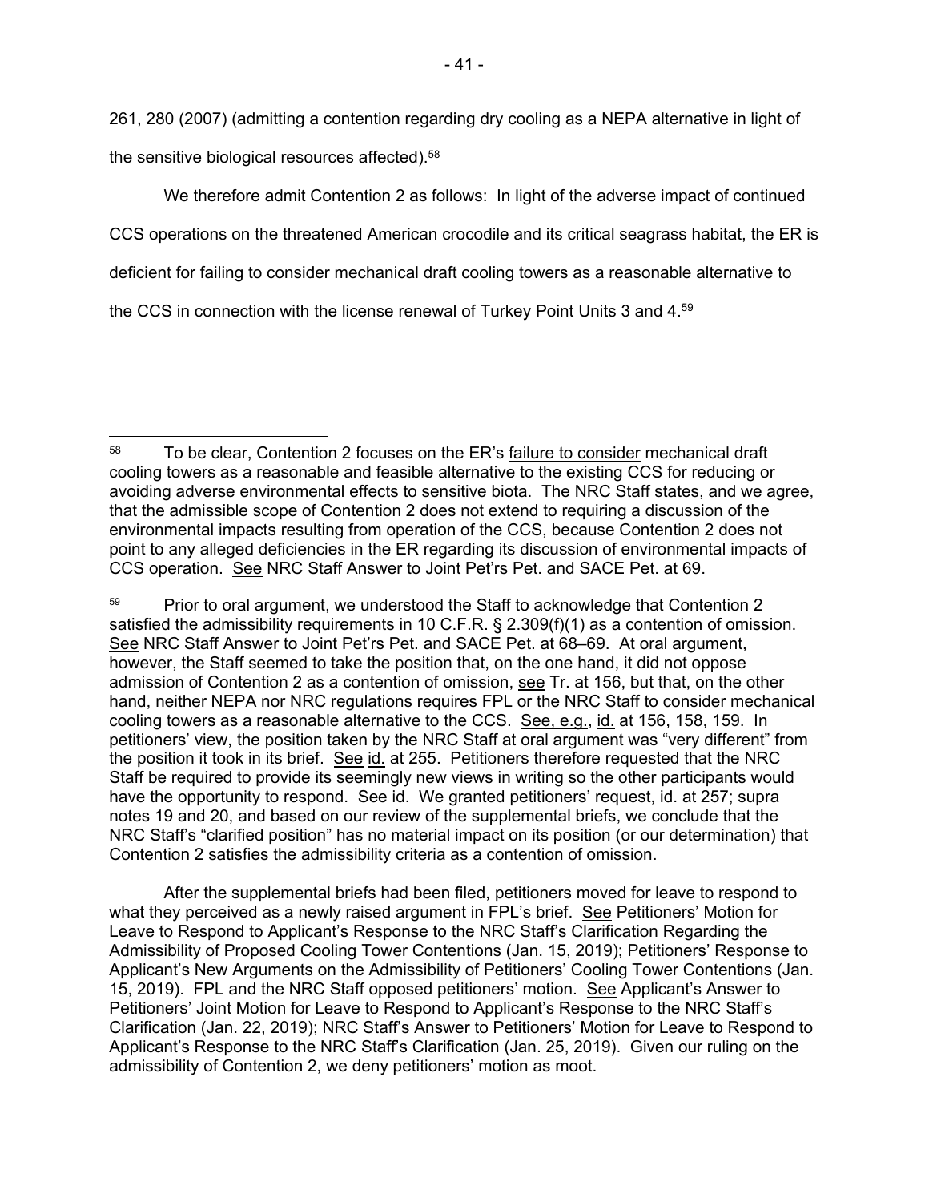261, 280 (2007) (admitting a contention regarding dry cooling as a NEPA alternative in light of the sensitive biological resources affected).[58]

We therefore admit Contention 2 as follows: In light of the adverse impact of continued CCS operations on the threatened American crocodile and its critical seagrass habitat, the ER is deficient for failing to consider mechanical draft cooling towers as a reasonable alternative to the CCS in connection with the license renewal of Turkey Point Units 3 and 4.[59]

---

[58] To be clear, Contention 2 focuses on the ER's failure to consider mechanical draft cooling towers as a reasonable and feasible alternative to the existing CCS for reducing or avoiding adverse environmental effects to sensitive biota. The NRC Staff states, and we agree, that the admissible scope of Contention 2 does not extend to requiring a discussion of the environmental impacts resulting from operation of the CCS, because Contention 2 does not point to any alleged deficiencies in the ER regarding its discussion of environmental impacts of CCS operation. See NRC Staff Answer to Joint Pet'rs Pet. and SACE Pet. at 69.

[59] Prior to oral argument, we understood the Staff to acknowledge that Contention 2 satisfied the admissibility requirements in 10 C.F.R. § 2.309(f)(1) as a contention of omission. See NRC Staff Answer to Joint Pet'rs Pet. and SACE Pet. at 68–69. At oral argument, however, the Staff seemed to take the position that, on the one hand, it did not oppose admission of Contention 2 as a contention of omission, see Tr. at 156, but that, on the other hand, neither NEPA nor NRC regulations requires FPL or the NRC Staff to consider mechanical cooling towers as a reasonable alternative to the CCS. See, e.g., id. at 156, 158, 159. In petitioners' view, the position taken by the NRC Staff at oral argument was "very different" from the position it took in its brief. See id. at 255. Petitioners therefore requested that the NRC Staff be required to provide its seemingly new views in writing so the other participants would have the opportunity to respond. See id. We granted petitioners' request, id. at 257; supra notes 19 and 20, and based on our review of the supplemental briefs, we conclude that the NRC Staff's "clarified position" has no material impact on its position (or our determination) that Contention 2 satisfies the admissibility criteria as a contention of omission.

After the supplemental briefs had been filed, petitioners moved for leave to respond to what they perceived as a newly raised argument in FPL's brief. See Petitioners' Motion for Leave to Respond to Applicant's Response to the NRC Staff's Clarification Regarding the Admissibility of Proposed Cooling Tower Contentions (Jan. 15, 2019); Petitioners' Response to Applicant's New Arguments on the Admissibility of Petitioners' Cooling Tower Contentions (Jan. 15, 2019). FPL and the NRC Staff opposed petitioners' motion. See Applicant's Answer to Petitioners' Joint Motion for Leave to Respond to Applicant's Response to the NRC Staff's Clarification (Jan. 22, 2019); NRC Staff's Answer to Petitioners' Motion for Leave to Respond to Applicant's Response to the NRC Staff's Clarification (Jan. 25, 2019). Given our ruling on the admissibility of Contention 2, we deny petitioners' motion as moot.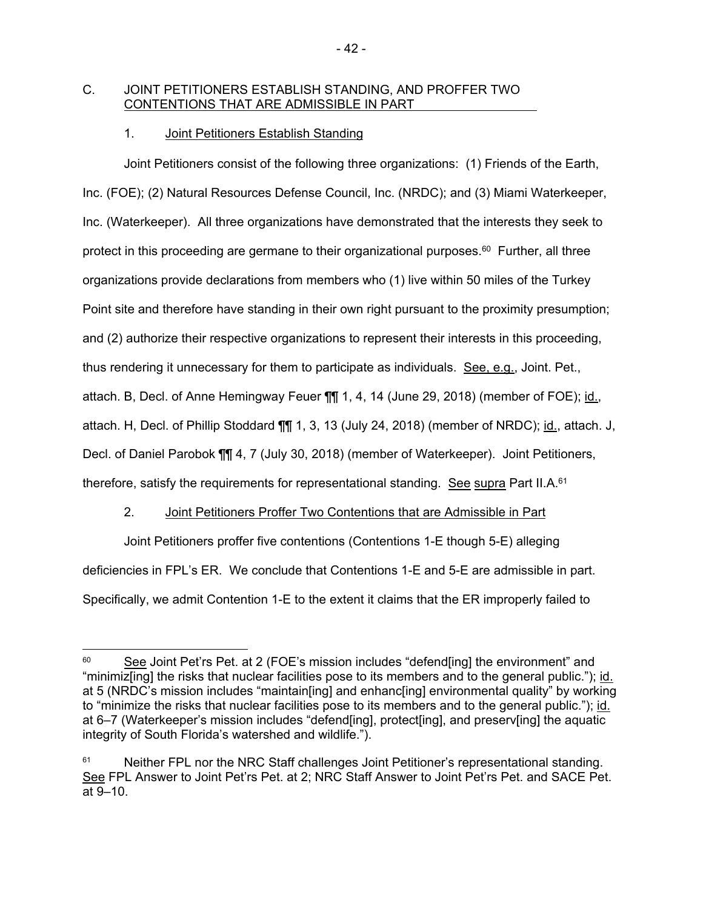## C. JOINT PETITIONERS ESTABLISH STANDING, AND PROFFER TWO CONTENTIONS THAT ARE ADMISSIBLE IN PART

### 1. Joint Petitioners Establish Standing

Joint Petitioners consist of the following three organizations: (1) Friends of the Earth, Inc. (FOE); (2) Natural Resources Defense Council, Inc. (NRDC); and (3) Miami Waterkeeper, Inc. (Waterkeeper). All three organizations have demonstrated that the interests they seek to protect in this proceeding are germane to their organizational purposes.[60] Further, all three organizations provide declarations from members who (1) live within 50 miles of the Turkey Point site and therefore have standing in their own right pursuant to the proximity presumption; and (2) authorize their respective organizations to represent their interests in this proceeding, thus rendering it unnecessary for them to participate as individuals. See, e.g., Joint. Pet., attach. B, Decl. of Anne Hemingway Feuer ¶¶ 1, 4, 14 (June 29, 2018) (member of FOE); id., attach. H, Decl. of Phillip Stoddard ¶¶ 1, 3, 13 (July 24, 2018) (member of NRDC); id., attach. J, Decl. of Daniel Parobok ¶¶ 4, 7 (July 30, 2018) (member of Waterkeeper). Joint Petitioners, therefore, satisfy the requirements for representational standing. See supra Part II.A.[61]

### 2. Joint Petitioners Proffer Two Contentions that are Admissible in Part

Joint Petitioners proffer five contentions (Contentions 1-E though 5-E) alleging deficiencies in FPL's ER. We conclude that Contentions 1-E and 5-E are admissible in part. Specifically, we admit Contention 1-E to the extent it claims that the ER improperly failed to

---

[60] See Joint Pet'rs Pet. at 2 (FOE's mission includes "defend[ing] the environment" and "minimiz[ing] the risks that nuclear facilities pose to its members and to the general public."); id. at 5 (NRDC's mission includes "maintain[ing] and enhanc[ing] environmental quality" by working to "minimize the risks that nuclear facilities pose to its members and to the general public."); id. at 6–7 (Waterkeeper's mission includes "defend[ing], protect[ing], and preserv[ing] the aquatic integrity of South Florida's watershed and wildlife.").

[61] Neither FPL nor the NRC Staff challenges Joint Petitioner's representational standing. See FPL Answer to Joint Pet'rs Pet. at 2; NRC Staff Answer to Joint Pet'rs Pet. and SACE Pet. at 9–10.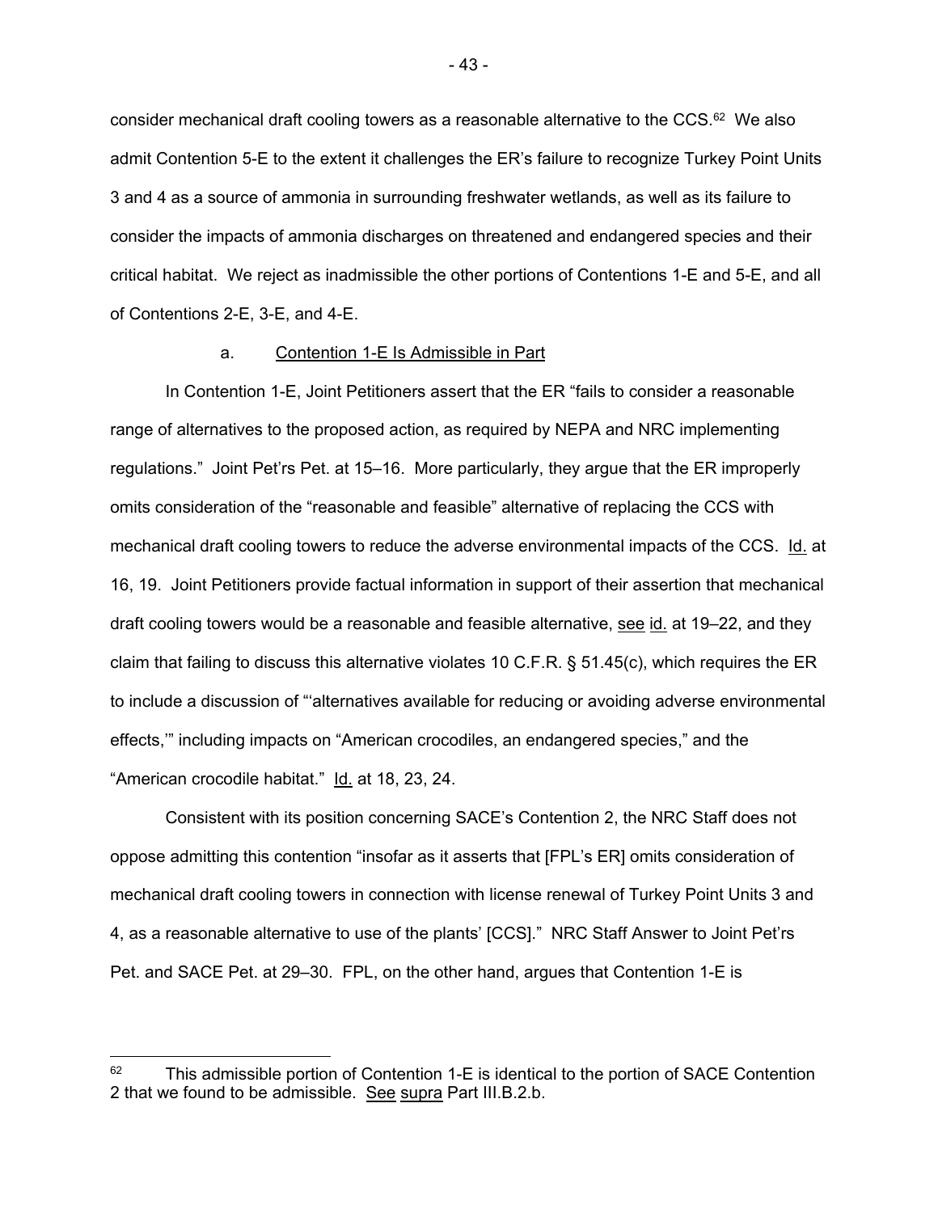consider mechanical draft cooling towers as a reasonable alternative to the CCS.[62] We also admit Contention 5-E to the extent it challenges the ER's failure to recognize Turkey Point Units 3 and 4 as a source of ammonia in surrounding freshwater wetlands, as well as its failure to consider the impacts of ammonia discharges on threatened and endangered species and their critical habitat. We reject as inadmissible the other portions of Contentions 1-E and 5-E, and all of Contentions 2-E, 3-E, and 4-E.

a. Contention 1-E Is Admissible in Part

In Contention 1-E, Joint Petitioners assert that the ER "fails to consider a reasonable range of alternatives to the proposed action, as required by NEPA and NRC implementing regulations." Joint Pet'rs Pet. at 15–16. More particularly, they argue that the ER improperly omits consideration of the "reasonable and feasible" alternative of replacing the CCS with mechanical draft cooling towers to reduce the adverse environmental impacts of the CCS. Id. at 16, 19. Joint Petitioners provide factual information in support of their assertion that mechanical draft cooling towers would be a reasonable and feasible alternative, see id. at 19–22, and they claim that failing to discuss this alternative violates 10 C.F.R. § 51.45(c), which requires the ER to include a discussion of "'alternatives available for reducing or avoiding adverse environmental effects,'" including impacts on "American crocodiles, an endangered species," and the "American crocodile habitat." Id. at 18, 23, 24.

Consistent with its position concerning SACE's Contention 2, the NRC Staff does not oppose admitting this contention "insofar as it asserts that [FPL's ER] omits consideration of mechanical draft cooling towers in connection with license renewal of Turkey Point Units 3 and 4, as a reasonable alternative to use of the plants' [CCS]." NRC Staff Answer to Joint Pet'rs Pet. and SACE Pet. at 29–30. FPL, on the other hand, argues that Contention 1-E is

[62] This admissible portion of Contention 1-E is identical to the portion of SACE Contention 2 that we found to be admissible. See supra Part III.B.2.b.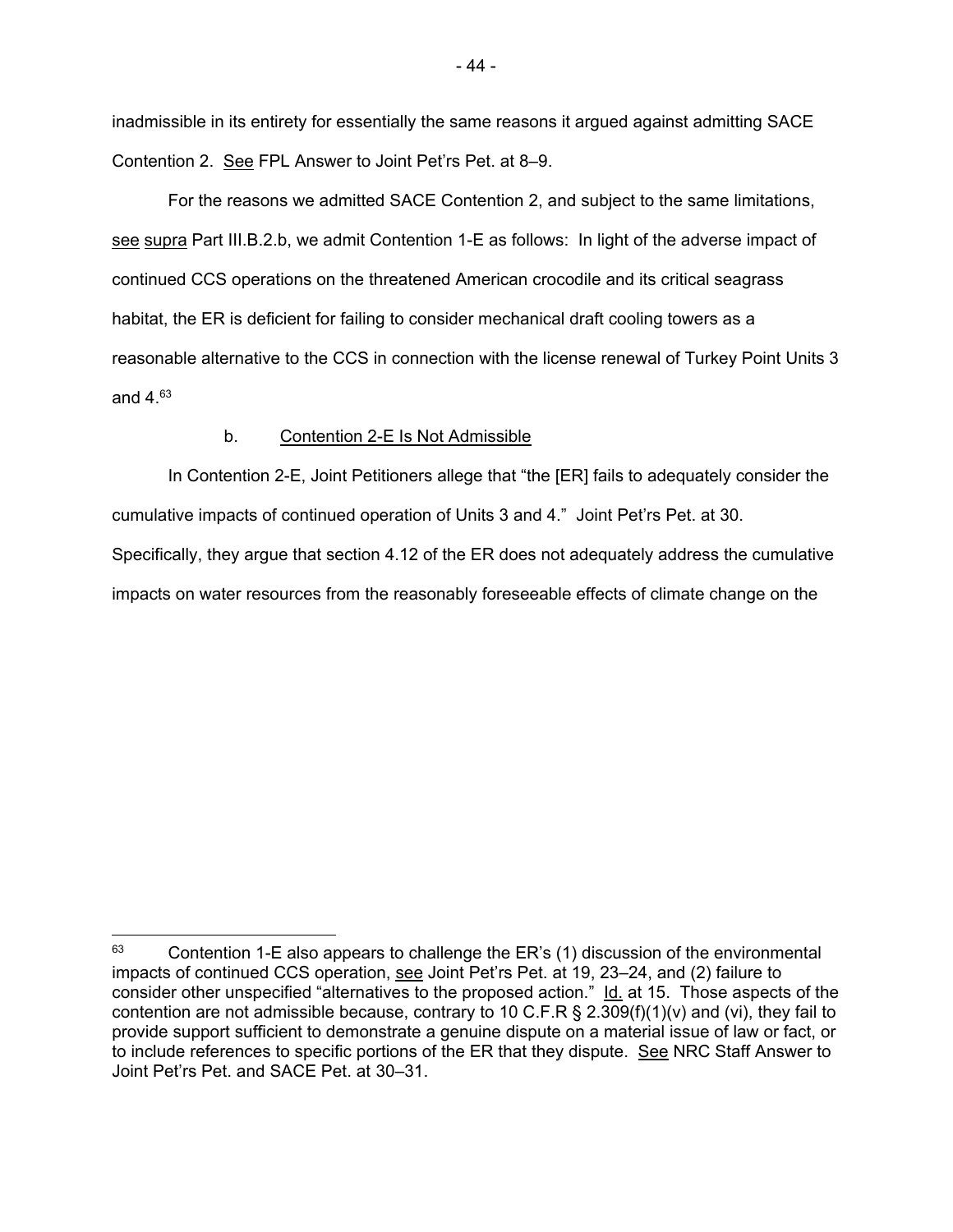inadmissible in its entirety for essentially the same reasons it argued against admitting SACE Contention 2. See FPL Answer to Joint Pet'rs Pet. at 8–9.

For the reasons we admitted SACE Contention 2, and subject to the same limitations, see supra Part III.B.2.b, we admit Contention 1-E as follows: In light of the adverse impact of continued CCS operations on the threatened American crocodile and its critical seagrass habitat, the ER is deficient for failing to consider mechanical draft cooling towers as a reasonable alternative to the CCS in connection with the license renewal of Turkey Point Units 3 and 4.[63]

b. Contention 2-E Is Not Admissible

In Contention 2-E, Joint Petitioners allege that "the [ER] fails to adequately consider the cumulative impacts of continued operation of Units 3 and 4." Joint Pet'rs Pet. at 30. Specifically, they argue that section 4.12 of the ER does not adequately address the cumulative impacts on water resources from the reasonably foreseeable effects of climate change on the

---

[63] Contention 1-E also appears to challenge the ER's (1) discussion of the environmental impacts of continued CCS operation, see Joint Pet'rs Pet. at 19, 23–24, and (2) failure to consider other unspecified "alternatives to the proposed action." Id. at 15. Those aspects of the contention are not admissible because, contrary to 10 C.F.R § 2.309(f)(1)(v) and (vi), they fail to provide support sufficient to demonstrate a genuine dispute on a material issue of law or fact, or to include references to specific portions of the ER that they dispute. See NRC Staff Answer to Joint Pet'rs Pet. and SACE Pet. at 30–31.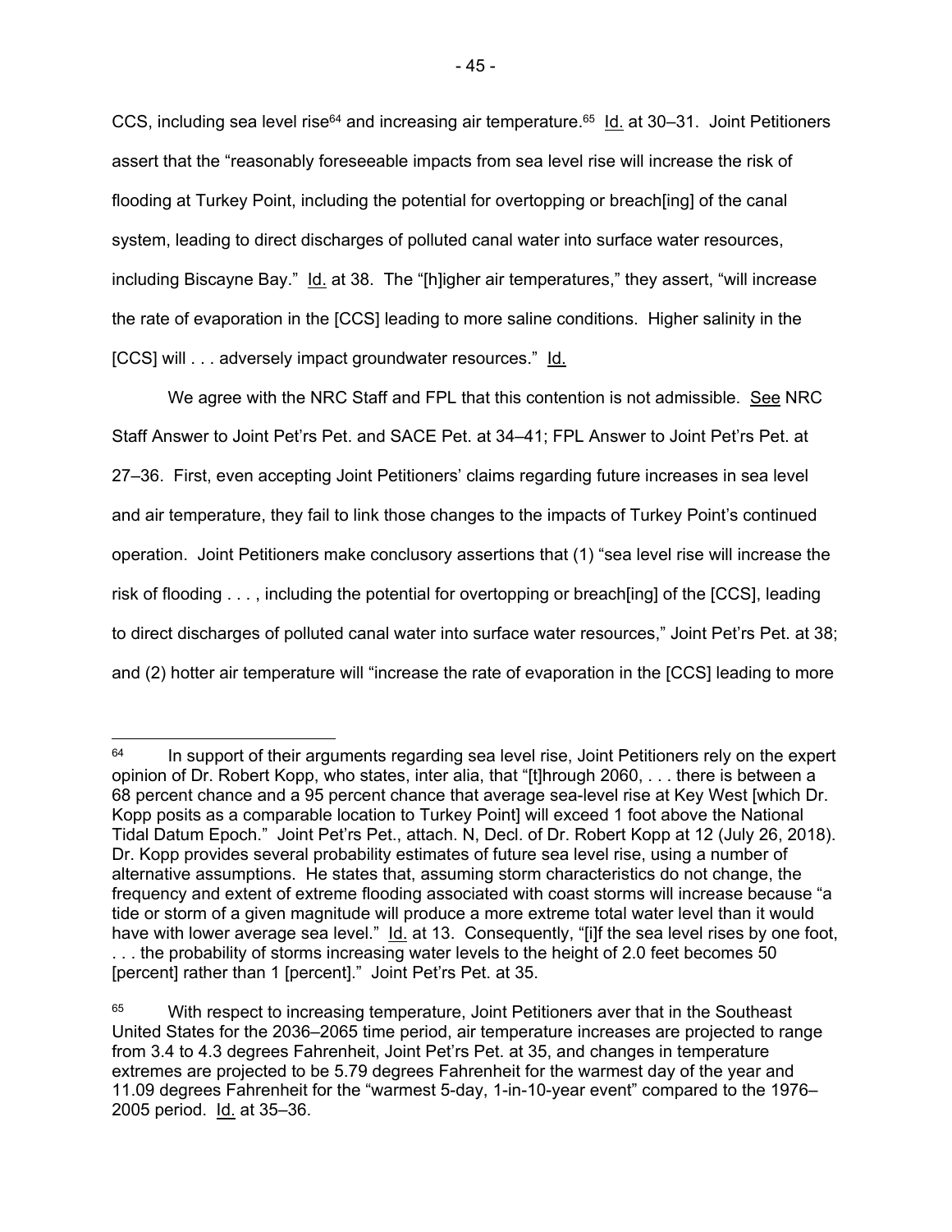CCS, including sea level rise[64] and increasing air temperature.[65] Id. at 30–31. Joint Petitioners assert that the "reasonably foreseeable impacts from sea level rise will increase the risk of flooding at Turkey Point, including the potential for overtopping or breach[ing] of the canal system, leading to direct discharges of polluted canal water into surface water resources, including Biscayne Bay." Id. at 38. The "[h]igher air temperatures," they assert, "will increase the rate of evaporation in the [CCS] leading to more saline conditions. Higher salinity in the [CCS] will . . . adversely impact groundwater resources." Id.

We agree with the NRC Staff and FPL that this contention is not admissible. See NRC Staff Answer to Joint Pet'rs Pet. and SACE Pet. at 34–41; FPL Answer to Joint Pet'rs Pet. at 27–36. First, even accepting Joint Petitioners' claims regarding future increases in sea level and air temperature, they fail to link those changes to the impacts of Turkey Point's continued operation. Joint Petitioners make conclusory assertions that (1) "sea level rise will increase the risk of flooding . . . , including the potential for overtopping or breach[ing] of the [CCS], leading to direct discharges of polluted canal water into surface water resources," Joint Pet'rs Pet. at 38; and (2) hotter air temperature will "increase the rate of evaporation in the [CCS] leading to more

---

[64] In support of their arguments regarding sea level rise, Joint Petitioners rely on the expert opinion of Dr. Robert Kopp, who states, inter alia, that "[t]hrough 2060, . . . there is between a 68 percent chance and a 95 percent chance that average sea-level rise at Key West [which Dr. Kopp posits as a comparable location to Turkey Point] will exceed 1 foot above the National Tidal Datum Epoch." Joint Pet'rs Pet., attach. N, Decl. of Dr. Robert Kopp at 12 (July 26, 2018). Dr. Kopp provides several probability estimates of future sea level rise, using a number of alternative assumptions. He states that, assuming storm characteristics do not change, the frequency and extent of extreme flooding associated with coast storms will increase because "a tide or storm of a given magnitude will produce a more extreme total water level than it would have with lower average sea level." Id. at 13. Consequently, "[i]f the sea level rises by one foot, . . . the probability of storms increasing water levels to the height of 2.0 feet becomes 50 [percent] rather than 1 [percent]." Joint Pet'rs Pet. at 35.

[65] With respect to increasing temperature, Joint Petitioners aver that in the Southeast United States for the 2036–2065 time period, air temperature increases are projected to range from 3.4 to 4.3 degrees Fahrenheit, Joint Pet'rs Pet. at 35, and changes in temperature extremes are projected to be 5.79 degrees Fahrenheit for the warmest day of the year and 11.09 degrees Fahrenheit for the "warmest 5-day, 1-in-10-year event" compared to the 1976–2005 period. Id. at 35–36.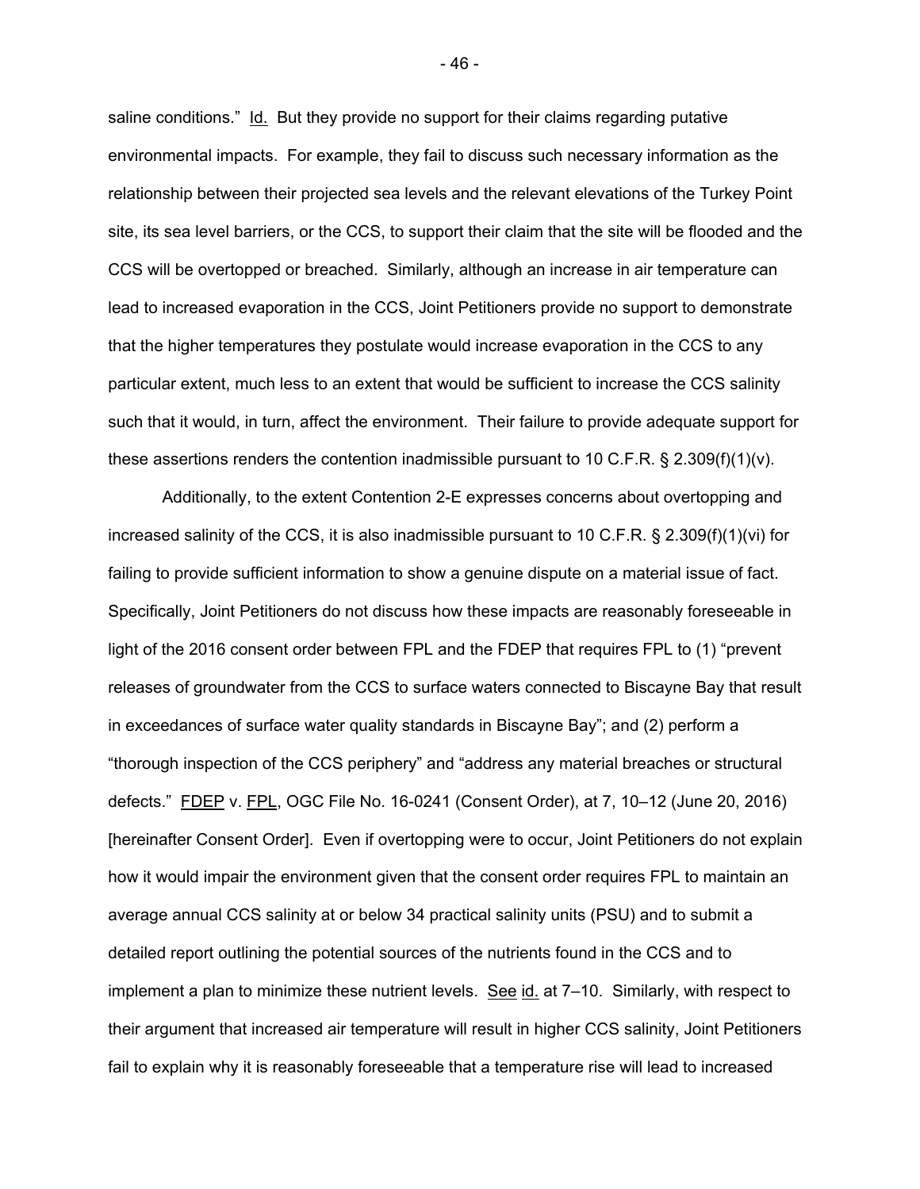saline conditions." Id. But they provide no support for their claims regarding putative environmental impacts. For example, they fail to discuss such necessary information as the relationship between their projected sea levels and the relevant elevations of the Turkey Point site, its sea level barriers, or the CCS, to support their claim that the site will be flooded and the CCS will be overtopped or breached. Similarly, although an increase in air temperature can lead to increased evaporation in the CCS, Joint Petitioners provide no support to demonstrate that the higher temperatures they postulate would increase evaporation in the CCS to any particular extent, much less to an extent that would be sufficient to increase the CCS salinity such that it would, in turn, affect the environment. Their failure to provide adequate support for these assertions renders the contention inadmissible pursuant to 10 C.F.R. § 2.309(f)(1)(v).

Additionally, to the extent Contention 2-E expresses concerns about overtopping and increased salinity of the CCS, it is also inadmissible pursuant to 10 C.F.R. § 2.309(f)(1)(vi) for failing to provide sufficient information to show a genuine dispute on a material issue of fact. Specifically, Joint Petitioners do not discuss how these impacts are reasonably foreseeable in light of the 2016 consent order between FPL and the FDEP that requires FPL to (1) "prevent releases of groundwater from the CCS to surface waters connected to Biscayne Bay that result in exceedances of surface water quality standards in Biscayne Bay"; and (2) perform a "thorough inspection of the CCS periphery" and "address any material breaches or structural defects." FDEP v. FPL, OGC File No. 16-0241 (Consent Order), at 7, 10–12 (June 20, 2016) [hereinafter Consent Order]. Even if overtopping were to occur, Joint Petitioners do not explain how it would impair the environment given that the consent order requires FPL to maintain an average annual CCS salinity at or below 34 practical salinity units (PSU) and to submit a detailed report outlining the potential sources of the nutrients found in the CCS and to implement a plan to minimize these nutrient levels. See id. at 7–10. Similarly, with respect to their argument that increased air temperature will result in higher CCS salinity, Joint Petitioners fail to explain why it is reasonably foreseeable that a temperature rise will lead to increased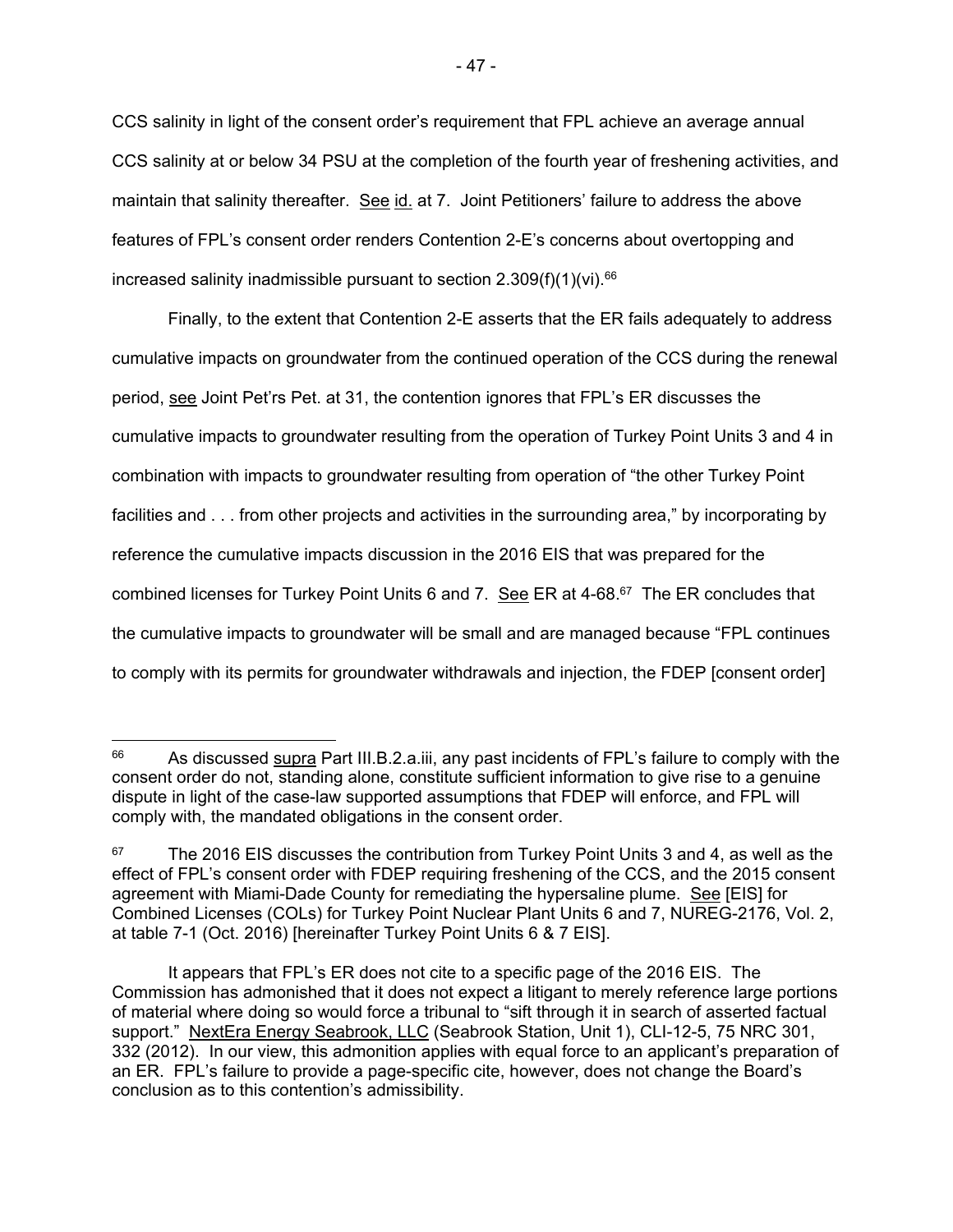CCS salinity in light of the consent order's requirement that FPL achieve an average annual CCS salinity at or below 34 PSU at the completion of the fourth year of freshening activities, and maintain that salinity thereafter. See id. at 7. Joint Petitioners' failure to address the above features of FPL's consent order renders Contention 2-E's concerns about overtopping and increased salinity inadmissible pursuant to section 2.309(f)(1)(vi).[66]

Finally, to the extent that Contention 2-E asserts that the ER fails adequately to address cumulative impacts on groundwater from the continued operation of the CCS during the renewal period, see Joint Pet'rs Pet. at 31, the contention ignores that FPL's ER discusses the cumulative impacts to groundwater resulting from the operation of Turkey Point Units 3 and 4 in combination with impacts to groundwater resulting from operation of "the other Turkey Point facilities and . . . from other projects and activities in the surrounding area," by incorporating by reference the cumulative impacts discussion in the 2016 EIS that was prepared for the combined licenses for Turkey Point Units 6 and 7. See ER at 4-68.[67] The ER concludes that the cumulative impacts to groundwater will be small and are managed because "FPL continues to comply with its permits for groundwater withdrawals and injection, the FDEP [consent order]

---

[66] As discussed supra Part III.B.2.a.iii, any past incidents of FPL's failure to comply with the consent order do not, standing alone, constitute sufficient information to give rise to a genuine dispute in light of the case-law supported assumptions that FDEP will enforce, and FPL will comply with, the mandated obligations in the consent order.

[67] The 2016 EIS discusses the contribution from Turkey Point Units 3 and 4, as well as the effect of FPL's consent order with FDEP requiring freshening of the CCS, and the 2015 consent agreement with Miami-Dade County for remediating the hypersaline plume. See [EIS] for Combined Licenses (COLs) for Turkey Point Nuclear Plant Units 6 and 7, NUREG-2176, Vol. 2, at table 7-1 (Oct. 2016) [hereinafter Turkey Point Units 6 & 7 EIS].

It appears that FPL's ER does not cite to a specific page of the 2016 EIS. The Commission has admonished that it does not expect a litigant to merely reference large portions of material where doing so would force a tribunal to "sift through it in search of asserted factual support." NextEra Energy Seabrook, LLC (Seabrook Station, Unit 1), CLI-12-5, 75 NRC 301, 332 (2012). In our view, this admonition applies with equal force to an applicant's preparation of an ER. FPL's failure to provide a page-specific cite, however, does not change the Board's conclusion as to this contention's admissibility.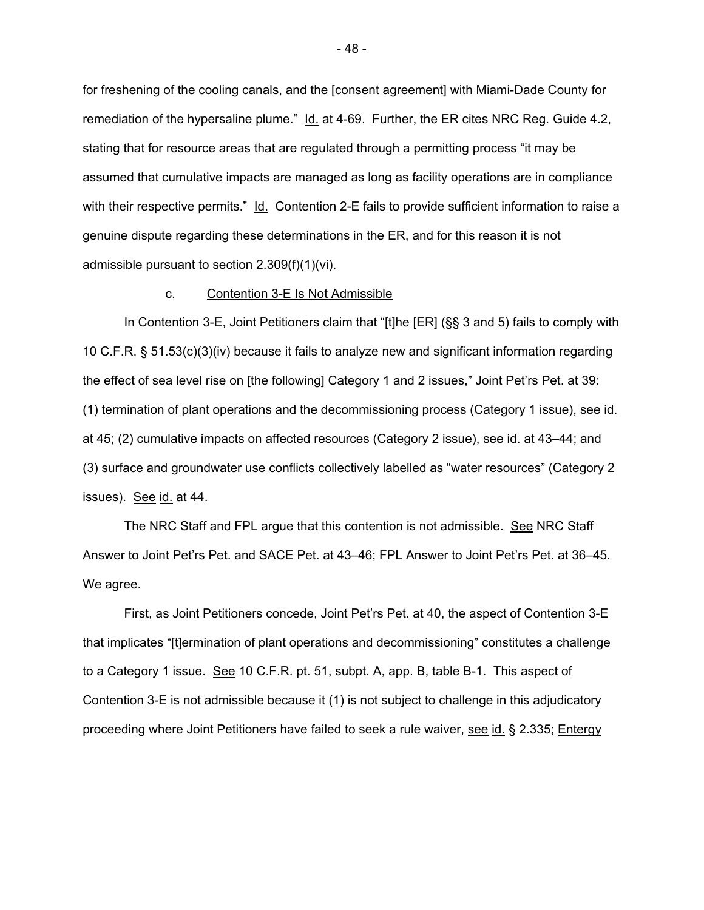for freshening of the cooling canals, and the [consent agreement] with Miami-Dade County for remediation of the hypersaline plume." Id. at 4-69. Further, the ER cites NRC Reg. Guide 4.2, stating that for resource areas that are regulated through a permitting process "it may be assumed that cumulative impacts are managed as long as facility operations are in compliance with their respective permits." Id. Contention 2-E fails to provide sufficient information to raise a genuine dispute regarding these determinations in the ER, and for this reason it is not admissible pursuant to section 2.309(f)(1)(vi).

c. Contention 3-E Is Not Admissible

In Contention 3-E, Joint Petitioners claim that "[t]he [ER] (§§ 3 and 5) fails to comply with 10 C.F.R. § 51.53(c)(3)(iv) because it fails to analyze new and significant information regarding the effect of sea level rise on [the following] Category 1 and 2 issues," Joint Pet'rs Pet. at 39: (1) termination of plant operations and the decommissioning process (Category 1 issue), see id. at 45; (2) cumulative impacts on affected resources (Category 2 issue), see id. at 43–44; and (3) surface and groundwater use conflicts collectively labelled as "water resources" (Category 2 issues). See id. at 44.

The NRC Staff and FPL argue that this contention is not admissible. See NRC Staff Answer to Joint Pet'rs Pet. and SACE Pet. at 43–46; FPL Answer to Joint Pet'rs Pet. at 36–45. We agree.

First, as Joint Petitioners concede, Joint Pet'rs Pet. at 40, the aspect of Contention 3-E that implicates "[t]ermination of plant operations and decommissioning" constitutes a challenge to a Category 1 issue. See 10 C.F.R. pt. 51, subpt. A, app. B, table B-1. This aspect of Contention 3-E is not admissible because it (1) is not subject to challenge in this adjudicatory proceeding where Joint Petitioners have failed to seek a rule waiver, see id. § 2.335; Entergy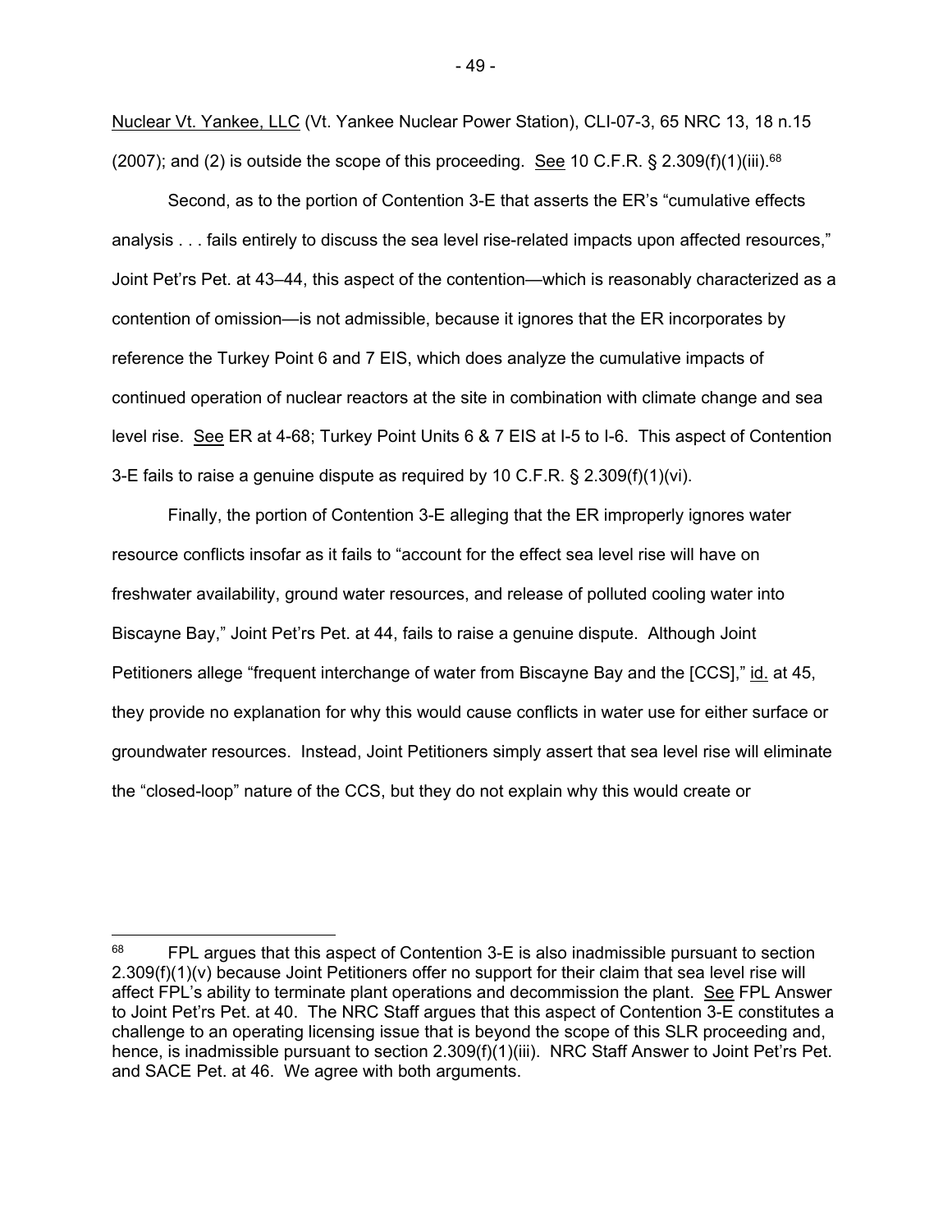Nuclear Vt. Yankee, LLC (Vt. Yankee Nuclear Power Station), CLI-07-3, 65 NRC 13, 18 n.15 (2007); and (2) is outside the scope of this proceeding. See 10 C.F.R. § 2.309(f)(1)(iii).[68]

Second, as to the portion of Contention 3-E that asserts the ER's "cumulative effects analysis . . . fails entirely to discuss the sea level rise-related impacts upon affected resources," Joint Pet'rs Pet. at 43–44, this aspect of the contention—which is reasonably characterized as a contention of omission—is not admissible, because it ignores that the ER incorporates by reference the Turkey Point 6 and 7 EIS, which does analyze the cumulative impacts of continued operation of nuclear reactors at the site in combination with climate change and sea level rise. See ER at 4-68; Turkey Point Units 6 & 7 EIS at I-5 to I-6. This aspect of Contention 3-E fails to raise a genuine dispute as required by 10 C.F.R. § 2.309(f)(1)(vi).

Finally, the portion of Contention 3-E alleging that the ER improperly ignores water resource conflicts insofar as it fails to "account for the effect sea level rise will have on freshwater availability, ground water resources, and release of polluted cooling water into Biscayne Bay," Joint Pet'rs Pet. at 44, fails to raise a genuine dispute. Although Joint Petitioners allege "frequent interchange of water from Biscayne Bay and the [CCS]," id. at 45, they provide no explanation for why this would cause conflicts in water use for either surface or groundwater resources. Instead, Joint Petitioners simply assert that sea level rise will eliminate the "closed-loop" nature of the CCS, but they do not explain why this would create or

---

[68] FPL argues that this aspect of Contention 3-E is also inadmissible pursuant to section 2.309(f)(1)(v) because Joint Petitioners offer no support for their claim that sea level rise will affect FPL's ability to terminate plant operations and decommission the plant. See FPL Answer to Joint Pet'rs Pet. at 40. The NRC Staff argues that this aspect of Contention 3-E constitutes a challenge to an operating licensing issue that is beyond the scope of this SLR proceeding and, hence, is inadmissible pursuant to section 2.309(f)(1)(iii). NRC Staff Answer to Joint Pet'rs Pet. and SACE Pet. at 46. We agree with both arguments.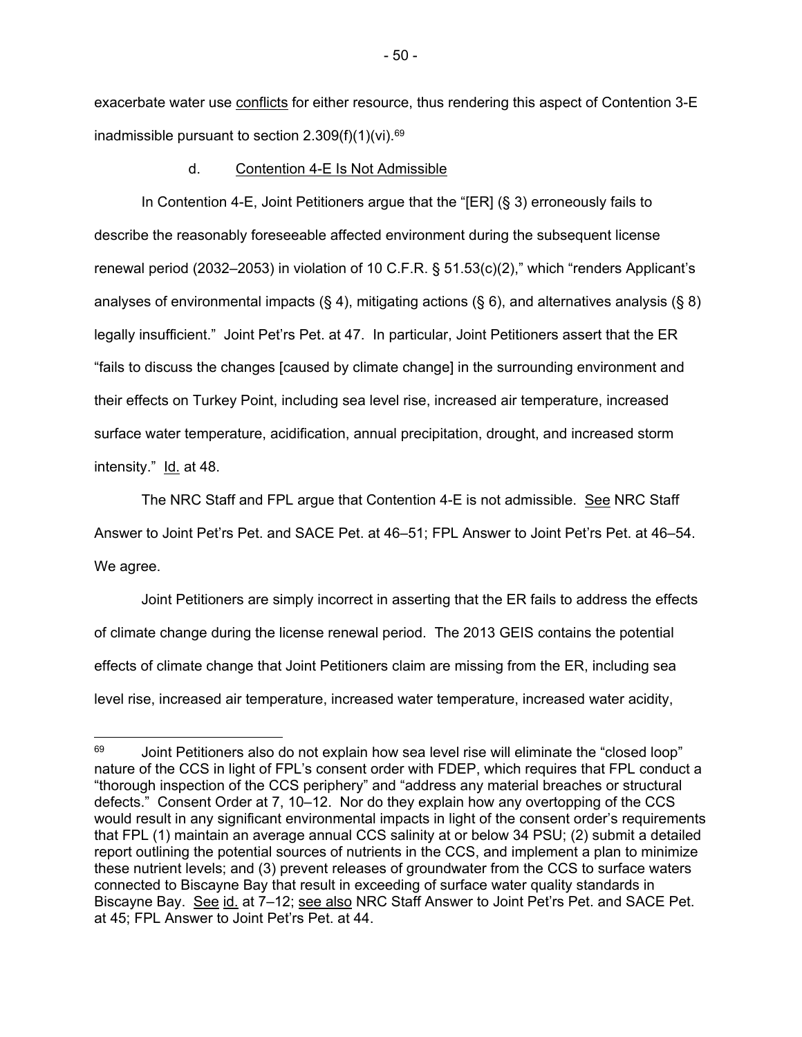exacerbate water use conflicts for either resource, thus rendering this aspect of Contention 3-E inadmissible pursuant to section 2.309(f)(1)(vi).[69]

d. Contention 4-E Is Not Admissible

In Contention 4-E, Joint Petitioners argue that the "[ER] (§ 3) erroneously fails to describe the reasonably foreseeable affected environment during the subsequent license renewal period (2032–2053) in violation of 10 C.F.R. § 51.53(c)(2)," which "renders Applicant's analyses of environmental impacts (§ 4), mitigating actions (§ 6), and alternatives analysis (§ 8) legally insufficient." Joint Pet'rs Pet. at 47. In particular, Joint Petitioners assert that the ER "fails to discuss the changes [caused by climate change] in the surrounding environment and their effects on Turkey Point, including sea level rise, increased air temperature, increased surface water temperature, acidification, annual precipitation, drought, and increased storm intensity." Id. at 48.

The NRC Staff and FPL argue that Contention 4-E is not admissible. See NRC Staff Answer to Joint Pet'rs Pet. and SACE Pet. at 46–51; FPL Answer to Joint Pet'rs Pet. at 46–54. We agree.

Joint Petitioners are simply incorrect in asserting that the ER fails to address the effects of climate change during the license renewal period. The 2013 GEIS contains the potential effects of climate change that Joint Petitioners claim are missing from the ER, including sea level rise, increased air temperature, increased water temperature, increased water acidity,

---

[69] Joint Petitioners also do not explain how sea level rise will eliminate the "closed loop" nature of the CCS in light of FPL's consent order with FDEP, which requires that FPL conduct a "thorough inspection of the CCS periphery" and "address any material breaches or structural defects." Consent Order at 7, 10–12. Nor do they explain how any overtopping of the CCS would result in any significant environmental impacts in light of the consent order's requirements that FPL (1) maintain an average annual CCS salinity at or below 34 PSU; (2) submit a detailed report outlining the potential sources of nutrients in the CCS, and implement a plan to minimize these nutrient levels; and (3) prevent releases of groundwater from the CCS to surface waters connected to Biscayne Bay that result in exceeding of surface water quality standards in Biscayne Bay. See id. at 7–12; see also NRC Staff Answer to Joint Pet'rs Pet. and SACE Pet. at 45; FPL Answer to Joint Pet'rs Pet. at 44.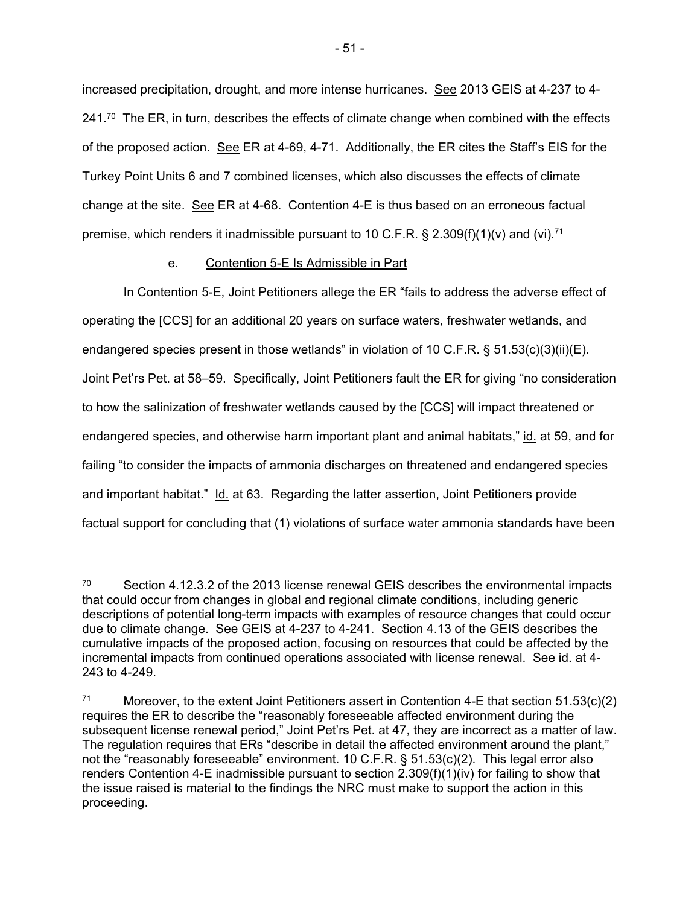increased precipitation, drought, and more intense hurricanes. See 2013 GEIS at 4-237 to 4-241.[70] The ER, in turn, describes the effects of climate change when combined with the effects of the proposed action. See ER at 4-69, 4-71. Additionally, the ER cites the Staff's EIS for the Turkey Point Units 6 and 7 combined licenses, which also discusses the effects of climate change at the site. See ER at 4-68. Contention 4-E is thus based on an erroneous factual premise, which renders it inadmissible pursuant to 10 C.F.R. § 2.309(f)(1)(v) and (vi).[71]

e. Contention 5-E Is Admissible in Part

In Contention 5-E, Joint Petitioners allege the ER "fails to address the adverse effect of operating the [CCS] for an additional 20 years on surface waters, freshwater wetlands, and endangered species present in those wetlands" in violation of 10 C.F.R. § 51.53(c)(3)(ii)(E). Joint Pet'rs Pet. at 58–59. Specifically, Joint Petitioners fault the ER for giving "no consideration to how the salinization of freshwater wetlands caused by the [CCS] will impact threatened or endangered species, and otherwise harm important plant and animal habitats," id. at 59, and for failing "to consider the impacts of ammonia discharges on threatened and endangered species and important habitat." Id. at 63. Regarding the latter assertion, Joint Petitioners provide factual support for concluding that (1) violations of surface water ammonia standards have been

---

[70] Section 4.12.3.2 of the 2013 license renewal GEIS describes the environmental impacts that could occur from changes in global and regional climate conditions, including generic descriptions of potential long-term impacts with examples of resource changes that could occur due to climate change. See GEIS at 4-237 to 4-241. Section 4.13 of the GEIS describes the cumulative impacts of the proposed action, focusing on resources that could be affected by the incremental impacts from continued operations associated with license renewal. See id. at 4-243 to 4-249.

[71] Moreover, to the extent Joint Petitioners assert in Contention 4-E that section 51.53(c)(2) requires the ER to describe the "reasonably foreseeable affected environment during the subsequent license renewal period," Joint Pet'rs Pet. at 47, they are incorrect as a matter of law. The regulation requires that ERs "describe in detail the affected environment around the plant," not the "reasonably foreseeable" environment. 10 C.F.R. § 51.53(c)(2). This legal error also renders Contention 4-E inadmissible pursuant to section 2.309(f)(1)(iv) for failing to show that the issue raised is material to the findings the NRC must make to support the action in this proceeding.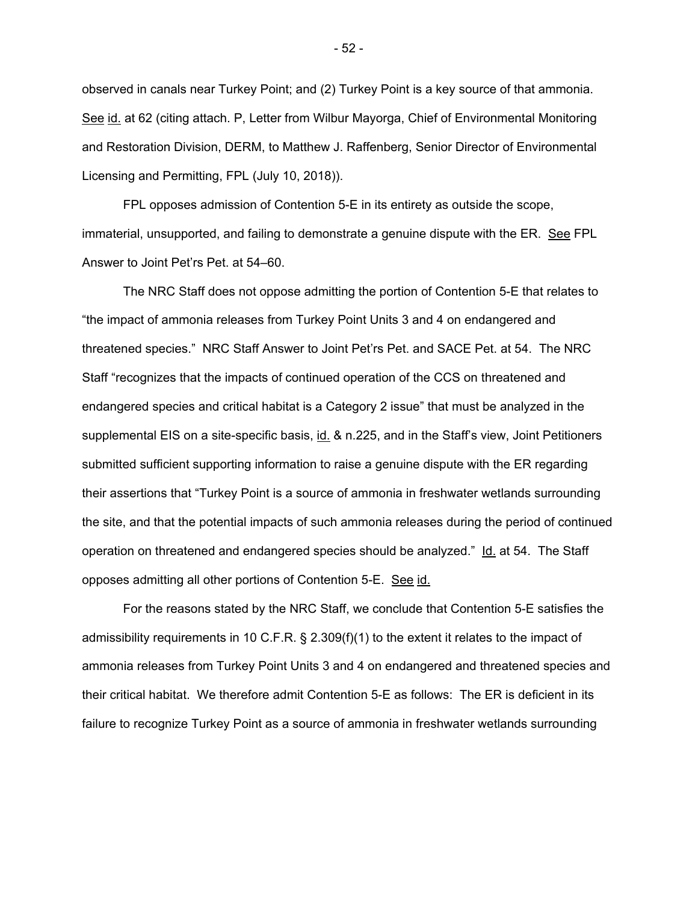observed in canals near Turkey Point; and (2) Turkey Point is a key source of that ammonia. See id. at 62 (citing attach. P, Letter from Wilbur Mayorga, Chief of Environmental Monitoring and Restoration Division, DERM, to Matthew J. Raffenberg, Senior Director of Environmental Licensing and Permitting, FPL (July 10, 2018)).

FPL opposes admission of Contention 5-E in its entirety as outside the scope, immaterial, unsupported, and failing to demonstrate a genuine dispute with the ER. See FPL Answer to Joint Pet'rs Pet. at 54–60.

The NRC Staff does not oppose admitting the portion of Contention 5-E that relates to "the impact of ammonia releases from Turkey Point Units 3 and 4 on endangered and threatened species." NRC Staff Answer to Joint Pet'rs Pet. and SACE Pet. at 54. The NRC Staff "recognizes that the impacts of continued operation of the CCS on threatened and endangered species and critical habitat is a Category 2 issue" that must be analyzed in the supplemental EIS on a site-specific basis, id. & n.225, and in the Staff's view, Joint Petitioners submitted sufficient supporting information to raise a genuine dispute with the ER regarding their assertions that "Turkey Point is a source of ammonia in freshwater wetlands surrounding the site, and that the potential impacts of such ammonia releases during the period of continued operation on threatened and endangered species should be analyzed." Id. at 54. The Staff opposes admitting all other portions of Contention 5-E. See id.

For the reasons stated by the NRC Staff, we conclude that Contention 5-E satisfies the admissibility requirements in 10 C.F.R. § 2.309(f)(1) to the extent it relates to the impact of ammonia releases from Turkey Point Units 3 and 4 on endangered and threatened species and their critical habitat. We therefore admit Contention 5-E as follows: The ER is deficient in its failure to recognize Turkey Point as a source of ammonia in freshwater wetlands surrounding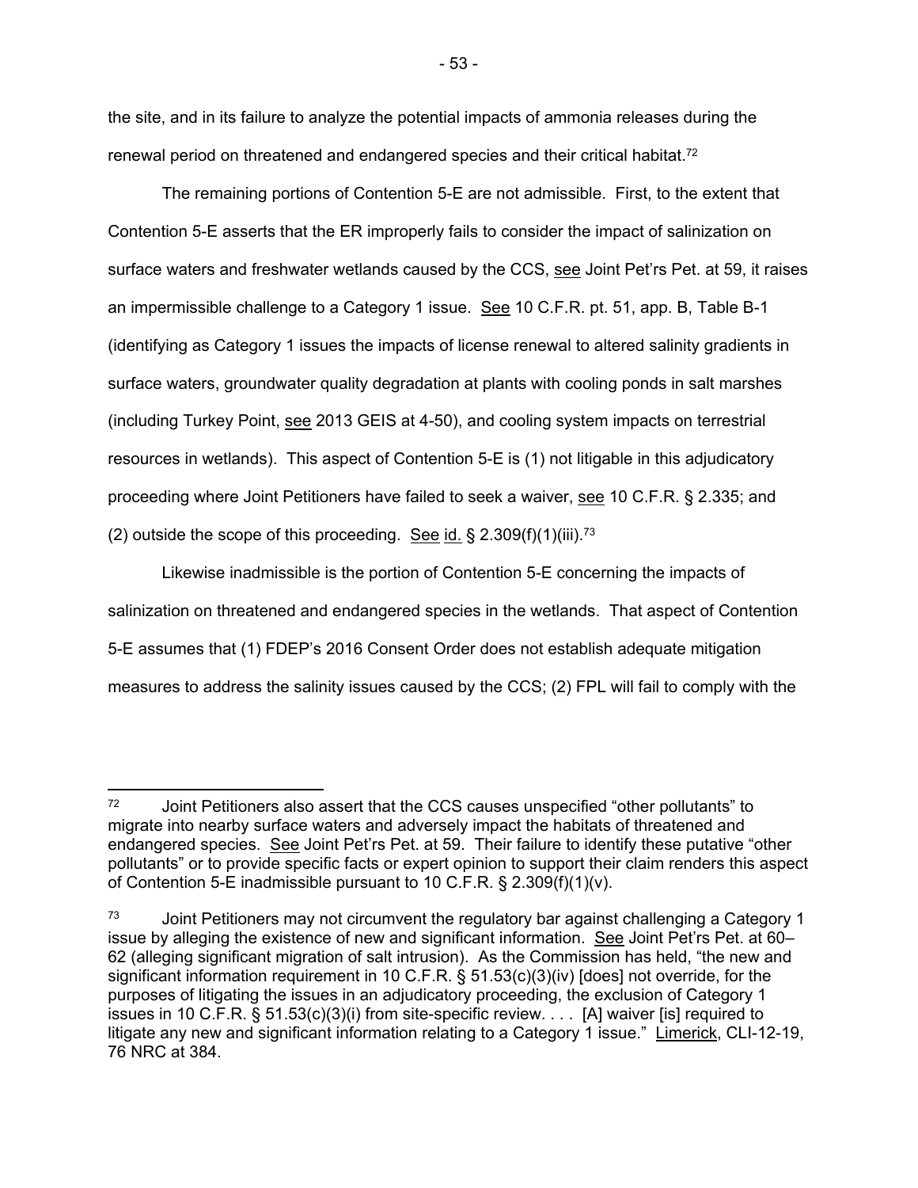the site, and in its failure to analyze the potential impacts of ammonia releases during the renewal period on threatened and endangered species and their critical habitat.[72]

The remaining portions of Contention 5-E are not admissible. First, to the extent that Contention 5-E asserts that the ER improperly fails to consider the impact of salinization on surface waters and freshwater wetlands caused by the CCS, see Joint Pet'rs Pet. at 59, it raises an impermissible challenge to a Category 1 issue. See 10 C.F.R. pt. 51, app. B, Table B-1 (identifying as Category 1 issues the impacts of license renewal to altered salinity gradients in surface waters, groundwater quality degradation at plants with cooling ponds in salt marshes (including Turkey Point, see 2013 GEIS at 4-50), and cooling system impacts on terrestrial resources in wetlands). This aspect of Contention 5-E is (1) not litigable in this adjudicatory proceeding where Joint Petitioners have failed to seek a waiver, see 10 C.F.R. § 2.335; and (2) outside the scope of this proceeding. See id. § 2.309(f)(1)(iii).[73]

Likewise inadmissible is the portion of Contention 5-E concerning the impacts of salinization on threatened and endangered species in the wetlands. That aspect of Contention 5-E assumes that (1) FDEP's 2016 Consent Order does not establish adequate mitigation measures to address the salinity issues caused by the CCS; (2) FPL will fail to comply with the

---

[72] Joint Petitioners also assert that the CCS causes unspecified "other pollutants" to migrate into nearby surface waters and adversely impact the habitats of threatened and endangered species. See Joint Pet'rs Pet. at 59. Their failure to identify these putative "other pollutants" or to provide specific facts or expert opinion to support their claim renders this aspect of Contention 5-E inadmissible pursuant to 10 C.F.R. § 2.309(f)(1)(v).

[73] Joint Petitioners may not circumvent the regulatory bar against challenging a Category 1 issue by alleging the existence of new and significant information. See Joint Pet'rs Pet. at 60–62 (alleging significant migration of salt intrusion). As the Commission has held, "the new and significant information requirement in 10 C.F.R. § 51.53(c)(3)(iv) [does] not override, for the purposes of litigating the issues in an adjudicatory proceeding, the exclusion of Category 1 issues in 10 C.F.R. § 51.53(c)(3)(i) from site-specific review. . . . [A] waiver [is] required to litigate any new and significant information relating to a Category 1 issue." Limerick, CLI-12-19, 76 NRC at 384.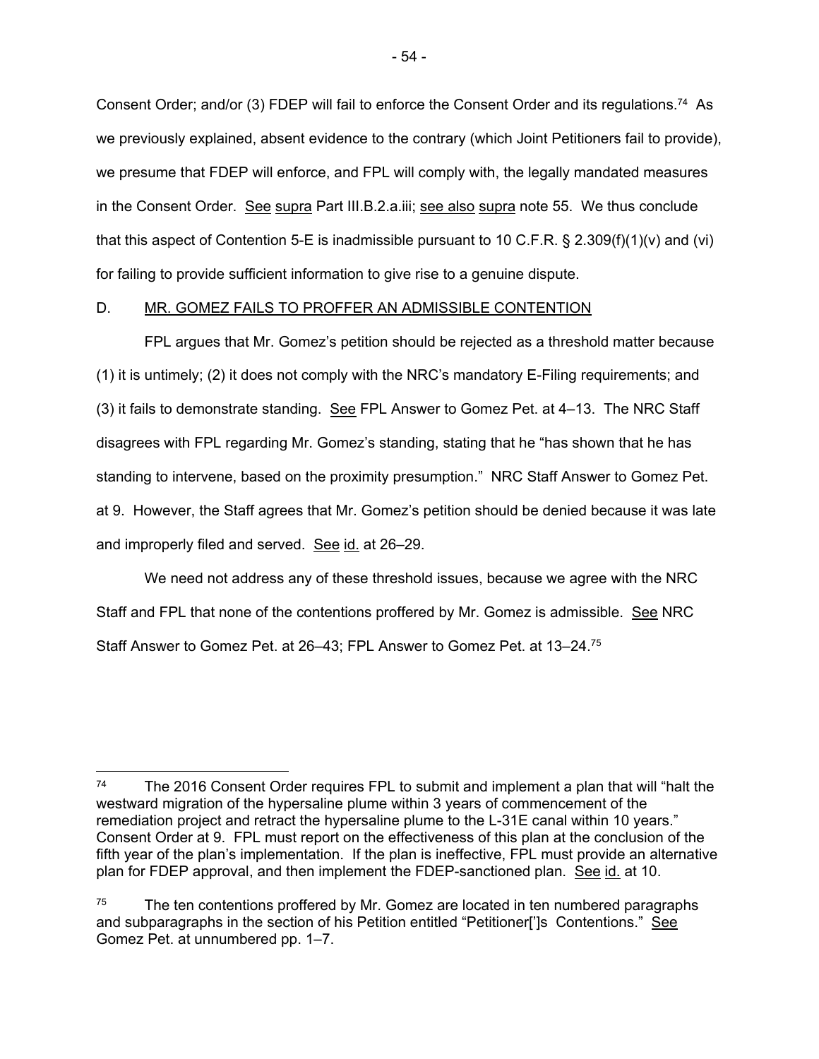Consent Order; and/or (3) FDEP will fail to enforce the Consent Order and its regulations.[74] As we previously explained, absent evidence to the contrary (which Joint Petitioners fail to provide), we presume that FDEP will enforce, and FPL will comply with, the legally mandated measures in the Consent Order. See supra Part III.B.2.a.iii; see also supra note 55. We thus conclude that this aspect of Contention 5-E is inadmissible pursuant to 10 C.F.R. § 2.309(f)(1)(v) and (vi) for failing to provide sufficient information to give rise to a genuine dispute.

## D. MR. GOMEZ FAILS TO PROFFER AN ADMISSIBLE CONTENTION

FPL argues that Mr. Gomez's petition should be rejected as a threshold matter because (1) it is untimely; (2) it does not comply with the NRC's mandatory E-Filing requirements; and (3) it fails to demonstrate standing. See FPL Answer to Gomez Pet. at 4–13. The NRC Staff disagrees with FPL regarding Mr. Gomez's standing, stating that he "has shown that he has standing to intervene, based on the proximity presumption." NRC Staff Answer to Gomez Pet. at 9. However, the Staff agrees that Mr. Gomez's petition should be denied because it was late and improperly filed and served. See id. at 26–29.

We need not address any of these threshold issues, because we agree with the NRC Staff and FPL that none of the contentions proffered by Mr. Gomez is admissible. See NRC Staff Answer to Gomez Pet. at 26–43; FPL Answer to Gomez Pet. at 13–24.[75]

---

[74] The 2016 Consent Order requires FPL to submit and implement a plan that will "halt the westward migration of the hypersaline plume within 3 years of commencement of the remediation project and retract the hypersaline plume to the L-31E canal within 10 years." Consent Order at 9. FPL must report on the effectiveness of this plan at the conclusion of the fifth year of the plan's implementation. If the plan is ineffective, FPL must provide an alternative plan for FDEP approval, and then implement the FDEP-sanctioned plan. See id. at 10.

[75] The ten contentions proffered by Mr. Gomez are located in ten numbered paragraphs and subparagraphs in the section of his Petition entitled "Petitioner[']s Contentions." See Gomez Pet. at unnumbered pp. 1–7.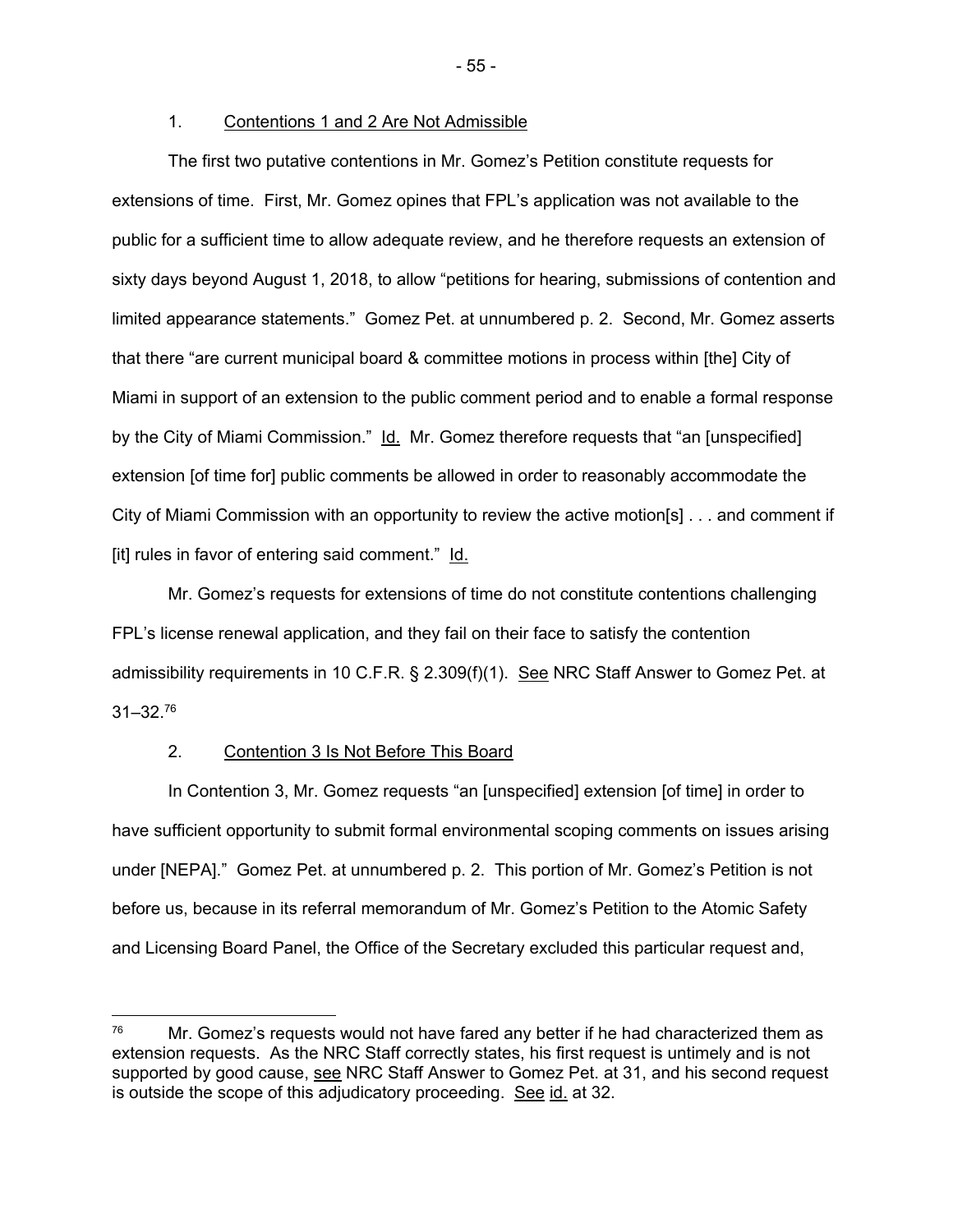1. Contentions 1 and 2 Are Not Admissible

The first two putative contentions in Mr. Gomez's Petition constitute requests for extensions of time. First, Mr. Gomez opines that FPL's application was not available to the public for a sufficient time to allow adequate review, and he therefore requests an extension of sixty days beyond August 1, 2018, to allow "petitions for hearing, submissions of contention and limited appearance statements." Gomez Pet. at unnumbered p. 2. Second, Mr. Gomez asserts that there "are current municipal board & committee motions in process within [the] City of Miami in support of an extension to the public comment period and to enable a formal response by the City of Miami Commission." Id. Mr. Gomez therefore requests that "an [unspecified] extension [of time for] public comments be allowed in order to reasonably accommodate the City of Miami Commission with an opportunity to review the active motion[s] . . . and comment if [it] rules in favor of entering said comment." Id.

Mr. Gomez's requests for extensions of time do not constitute contentions challenging FPL's license renewal application, and they fail on their face to satisfy the contention admissibility requirements in 10 C.F.R. § 2.309(f)(1). See NRC Staff Answer to Gomez Pet. at 31–32.[76]

2. Contention 3 Is Not Before This Board

In Contention 3, Mr. Gomez requests "an [unspecified] extension [of time] in order to have sufficient opportunity to submit formal environmental scoping comments on issues arising under [NEPA]." Gomez Pet. at unnumbered p. 2. This portion of Mr. Gomez's Petition is not before us, because in its referral memorandum of Mr. Gomez's Petition to the Atomic Safety and Licensing Board Panel, the Office of the Secretary excluded this particular request and,

[76] Mr. Gomez's requests would not have fared any better if he had characterized them as extension requests. As the NRC Staff correctly states, his first request is untimely and is not supported by good cause, see NRC Staff Answer to Gomez Pet. at 31, and his second request is outside the scope of this adjudicatory proceeding. See id. at 32.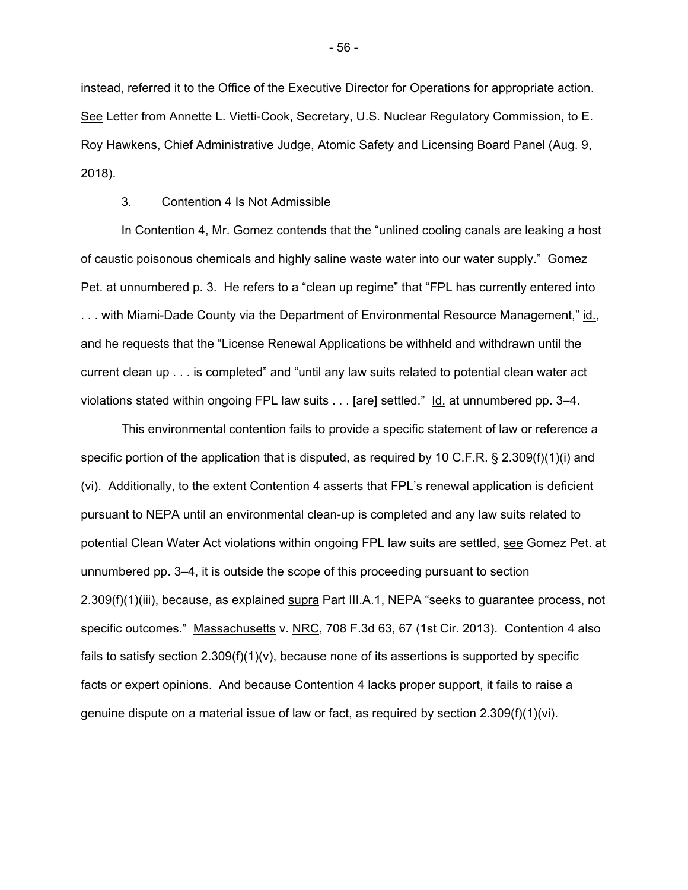instead, referred it to the Office of the Executive Director for Operations for appropriate action. See Letter from Annette L. Vietti-Cook, Secretary, U.S. Nuclear Regulatory Commission, to E. Roy Hawkens, Chief Administrative Judge, Atomic Safety and Licensing Board Panel (Aug. 9, 2018).

### 3. Contention 4 Is Not Admissible

In Contention 4, Mr. Gomez contends that the "unlined cooling canals are leaking a host of caustic poisonous chemicals and highly saline waste water into our water supply." Gomez Pet. at unnumbered p. 3. He refers to a "clean up regime" that "FPL has currently entered into . . . with Miami-Dade County via the Department of Environmental Resource Management," id., and he requests that the "License Renewal Applications be withheld and withdrawn until the current clean up . . . is completed" and "until any law suits related to potential clean water act violations stated within ongoing FPL law suits . . . [are] settled." Id. at unnumbered pp. 3–4.

This environmental contention fails to provide a specific statement of law or reference a specific portion of the application that is disputed, as required by 10 C.F.R. § 2.309(f)(1)(i) and (vi). Additionally, to the extent Contention 4 asserts that FPL's renewal application is deficient pursuant to NEPA until an environmental clean-up is completed and any law suits related to potential Clean Water Act violations within ongoing FPL law suits are settled, see Gomez Pet. at unnumbered pp. 3–4, it is outside the scope of this proceeding pursuant to section 2.309(f)(1)(iii), because, as explained supra Part III.A.1, NEPA "seeks to guarantee process, not specific outcomes." Massachusetts v. NRC, 708 F.3d 63, 67 (1st Cir. 2013). Contention 4 also fails to satisfy section 2.309(f)(1)(v), because none of its assertions is supported by specific facts or expert opinions. And because Contention 4 lacks proper support, it fails to raise a genuine dispute on a material issue of law or fact, as required by section 2.309(f)(1)(vi).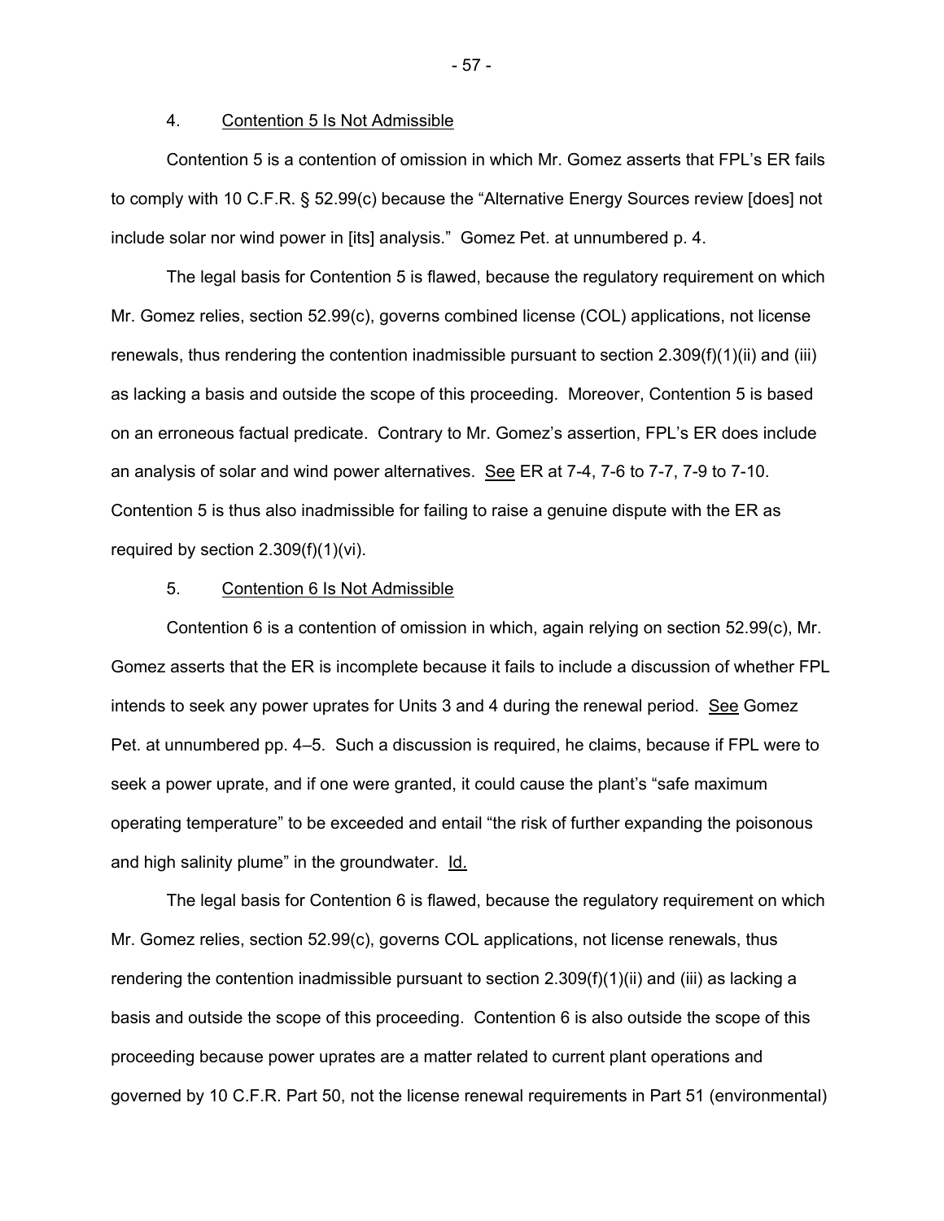4. Contention 5 Is Not Admissible

Contention 5 is a contention of omission in which Mr. Gomez asserts that FPL's ER fails to comply with 10 C.F.R. § 52.99(c) because the "Alternative Energy Sources review [does] not include solar nor wind power in [its] analysis." Gomez Pet. at unnumbered p. 4.

The legal basis for Contention 5 is flawed, because the regulatory requirement on which Mr. Gomez relies, section 52.99(c), governs combined license (COL) applications, not license renewals, thus rendering the contention inadmissible pursuant to section 2.309(f)(1)(ii) and (iii) as lacking a basis and outside the scope of this proceeding. Moreover, Contention 5 is based on an erroneous factual predicate. Contrary to Mr. Gomez's assertion, FPL's ER does include an analysis of solar and wind power alternatives. See ER at 7-4, 7-6 to 7-7, 7-9 to 7-10. Contention 5 is thus also inadmissible for failing to raise a genuine dispute with the ER as required by section 2.309(f)(1)(vi).

5. Contention 6 Is Not Admissible

Contention 6 is a contention of omission in which, again relying on section 52.99(c), Mr. Gomez asserts that the ER is incomplete because it fails to include a discussion of whether FPL intends to seek any power uprates for Units 3 and 4 during the renewal period. See Gomez Pet. at unnumbered pp. 4–5. Such a discussion is required, he claims, because if FPL were to seek a power uprate, and if one were granted, it could cause the plant's "safe maximum operating temperature" to be exceeded and entail "the risk of further expanding the poisonous and high salinity plume" in the groundwater. Id.

The legal basis for Contention 6 is flawed, because the regulatory requirement on which Mr. Gomez relies, section 52.99(c), governs COL applications, not license renewals, thus rendering the contention inadmissible pursuant to section 2.309(f)(1)(ii) and (iii) as lacking a basis and outside the scope of this proceeding. Contention 6 is also outside the scope of this proceeding because power uprates are a matter related to current plant operations and governed by 10 C.F.R. Part 50, not the license renewal requirements in Part 51 (environmental)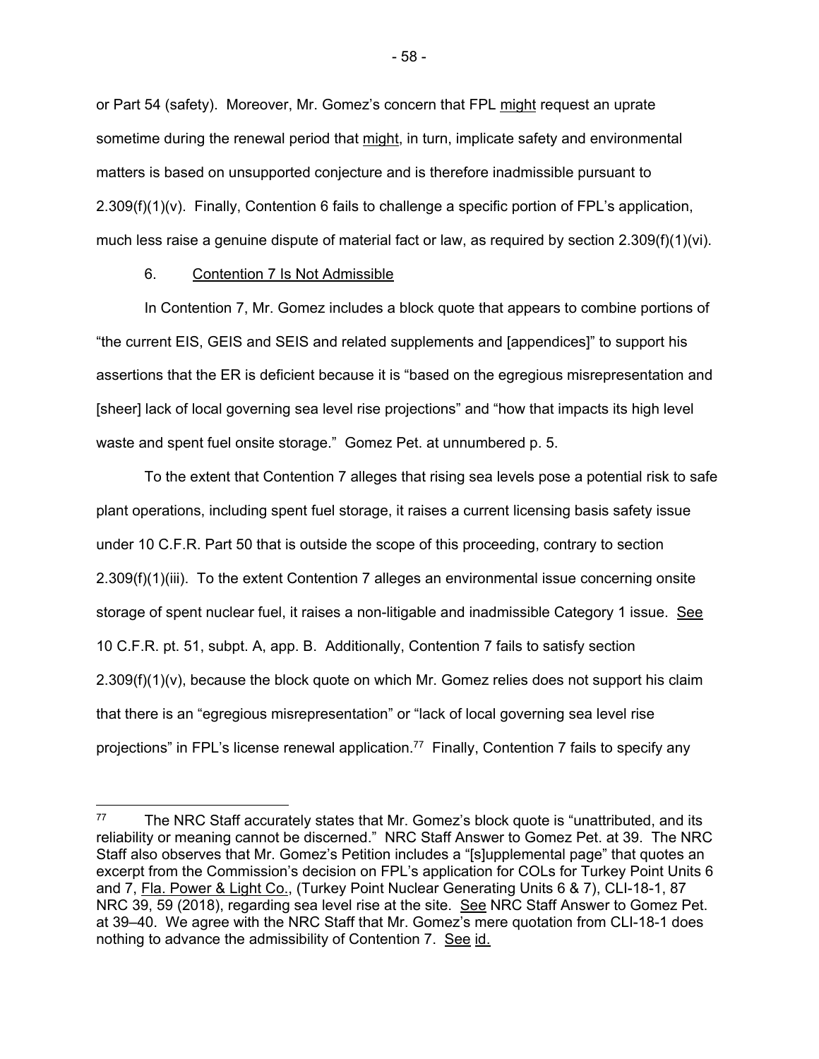or Part 54 (safety). Moreover, Mr. Gomez's concern that FPL might request an uprate sometime during the renewal period that might, in turn, implicate safety and environmental matters is based on unsupported conjecture and is therefore inadmissible pursuant to 2.309(f)(1)(v). Finally, Contention 6 fails to challenge a specific portion of FPL's application, much less raise a genuine dispute of material fact or law, as required by section 2.309(f)(1)(vi).

6. Contention 7 Is Not Admissible

In Contention 7, Mr. Gomez includes a block quote that appears to combine portions of "the current EIS, GEIS and SEIS and related supplements and [appendices]" to support his assertions that the ER is deficient because it is "based on the egregious misrepresentation and [sheer] lack of local governing sea level rise projections" and "how that impacts its high level waste and spent fuel onsite storage." Gomez Pet. at unnumbered p. 5.

To the extent that Contention 7 alleges that rising sea levels pose a potential risk to safe plant operations, including spent fuel storage, it raises a current licensing basis safety issue under 10 C.F.R. Part 50 that is outside the scope of this proceeding, contrary to section 2.309(f)(1)(iii). To the extent Contention 7 alleges an environmental issue concerning onsite storage of spent nuclear fuel, it raises a non-litigable and inadmissible Category 1 issue. See 10 C.F.R. pt. 51, subpt. A, app. B. Additionally, Contention 7 fails to satisfy section 2.309(f)(1)(v), because the block quote on which Mr. Gomez relies does not support his claim that there is an "egregious misrepresentation" or "lack of local governing sea level rise projections" in FPL's license renewal application.[77] Finally, Contention 7 fails to specify any

[77] The NRC Staff accurately states that Mr. Gomez's block quote is "unattributed, and its reliability or meaning cannot be discerned." NRC Staff Answer to Gomez Pet. at 39. The NRC Staff also observes that Mr. Gomez's Petition includes a "[s]upplemental page" that quotes an excerpt from the Commission's decision on FPL's application for COLs for Turkey Point Units 6 and 7, Fla. Power & Light Co., (Turkey Point Nuclear Generating Units 6 & 7), CLI-18-1, 87 NRC 39, 59 (2018), regarding sea level rise at the site. See NRC Staff Answer to Gomez Pet. at 39–40. We agree with the NRC Staff that Mr. Gomez's mere quotation from CLI-18-1 does nothing to advance the admissibility of Contention 7. See id.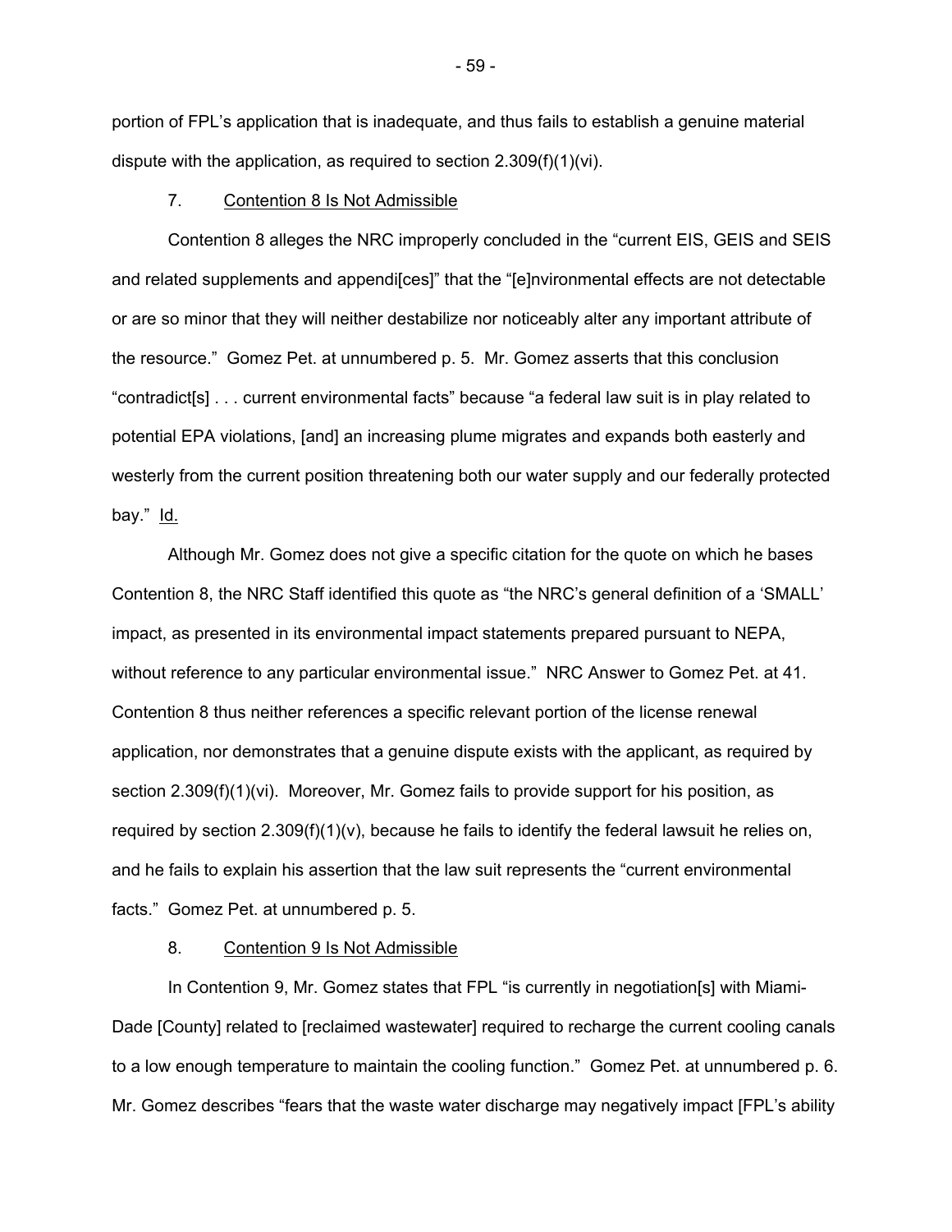portion of FPL's application that is inadequate, and thus fails to establish a genuine material dispute with the application, as required to section 2.309(f)(1)(vi).

7. Contention 8 Is Not Admissible

Contention 8 alleges the NRC improperly concluded in the "current EIS, GEIS and SEIS and related supplements and appendi[ces]" that the "[e]nvironmental effects are not detectable or are so minor that they will neither destabilize nor noticeably alter any important attribute of the resource." Gomez Pet. at unnumbered p. 5. Mr. Gomez asserts that this conclusion "contradict[s] . . . current environmental facts" because "a federal law suit is in play related to potential EPA violations, [and] an increasing plume migrates and expands both easterly and westerly from the current position threatening both our water supply and our federally protected bay." Id.

Although Mr. Gomez does not give a specific citation for the quote on which he bases Contention 8, the NRC Staff identified this quote as "the NRC's general definition of a 'SMALL' impact, as presented in its environmental impact statements prepared pursuant to NEPA, without reference to any particular environmental issue." NRC Answer to Gomez Pet. at 41. Contention 8 thus neither references a specific relevant portion of the license renewal application, nor demonstrates that a genuine dispute exists with the applicant, as required by section 2.309(f)(1)(vi). Moreover, Mr. Gomez fails to provide support for his position, as required by section 2.309(f)(1)(v), because he fails to identify the federal lawsuit he relies on, and he fails to explain his assertion that the law suit represents the "current environmental facts." Gomez Pet. at unnumbered p. 5.

8. Contention 9 Is Not Admissible

In Contention 9, Mr. Gomez states that FPL "is currently in negotiation[s] with Miami-Dade [County] related to [reclaimed wastewater] required to recharge the current cooling canals to a low enough temperature to maintain the cooling function." Gomez Pet. at unnumbered p. 6. Mr. Gomez describes "fears that the waste water discharge may negatively impact [FPL's ability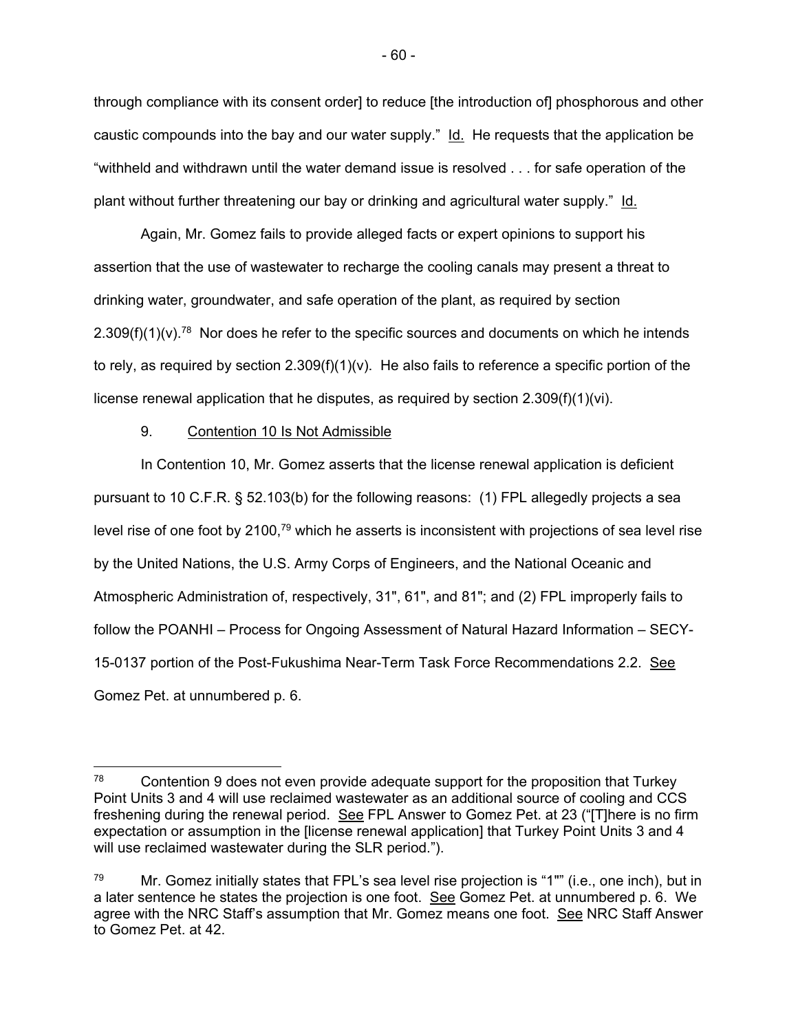through compliance with its consent order] to reduce [the introduction of] phosphorous and other caustic compounds into the bay and our water supply." Id. He requests that the application be "withheld and withdrawn until the water demand issue is resolved . . . for safe operation of the plant without further threatening our bay or drinking and agricultural water supply." Id.

Again, Mr. Gomez fails to provide alleged facts or expert opinions to support his assertion that the use of wastewater to recharge the cooling canals may present a threat to drinking water, groundwater, and safe operation of the plant, as required by section 2.309(f)(1)(v).[78] Nor does he refer to the specific sources and documents on which he intends to rely, as required by section 2.309(f)(1)(v). He also fails to reference a specific portion of the license renewal application that he disputes, as required by section 2.309(f)(1)(vi).

9. Contention 10 Is Not Admissible

In Contention 10, Mr. Gomez asserts that the license renewal application is deficient pursuant to 10 C.F.R. § 52.103(b) for the following reasons: (1) FPL allegedly projects a sea level rise of one foot by 2100,[79] which he asserts is inconsistent with projections of sea level rise by the United Nations, the U.S. Army Corps of Engineers, and the National Oceanic and Atmospheric Administration of, respectively, 31", 61", and 81"; and (2) FPL improperly fails to follow the POANHI – Process for Ongoing Assessment of Natural Hazard Information – SECY-15-0137 portion of the Post-Fukushima Near-Term Task Force Recommendations 2.2. See Gomez Pet. at unnumbered p. 6.

---

[78] Contention 9 does not even provide adequate support for the proposition that Turkey Point Units 3 and 4 will use reclaimed wastewater as an additional source of cooling and CCS freshening during the renewal period. See FPL Answer to Gomez Pet. at 23 ("[T]here is no firm expectation or assumption in the [license renewal application] that Turkey Point Units 3 and 4 will use reclaimed wastewater during the SLR period.").

[79] Mr. Gomez initially states that FPL's sea level rise projection is "1"" (i.e., one inch), but in a later sentence he states the projection is one foot. See Gomez Pet. at unnumbered p. 6. We agree with the NRC Staff's assumption that Mr. Gomez means one foot. See NRC Staff Answer to Gomez Pet. at 42.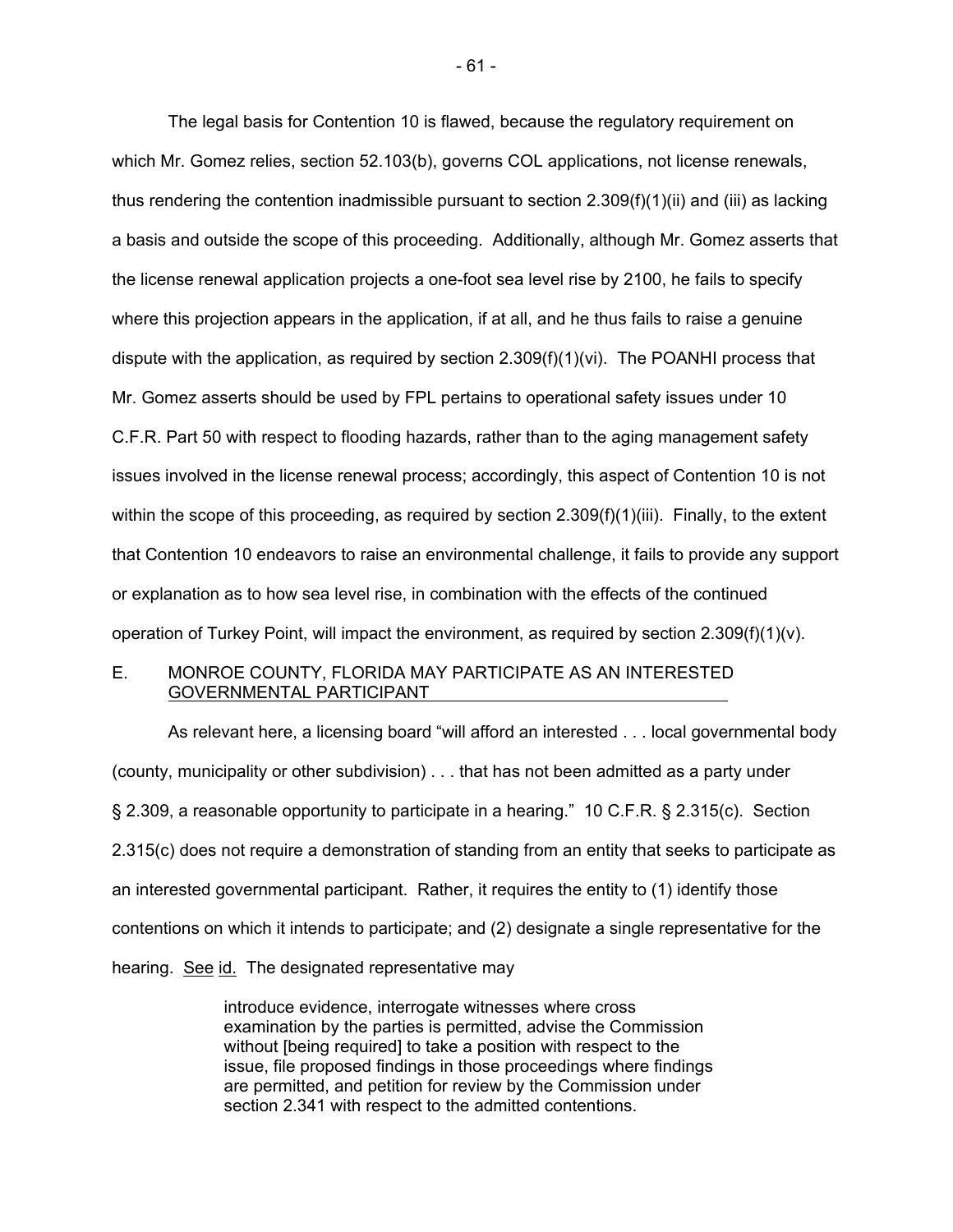The legal basis for Contention 10 is flawed, because the regulatory requirement on which Mr. Gomez relies, section 52.103(b), governs COL applications, not license renewals, thus rendering the contention inadmissible pursuant to section 2.309(f)(1)(ii) and (iii) as lacking a basis and outside the scope of this proceeding. Additionally, although Mr. Gomez asserts that the license renewal application projects a one-foot sea level rise by 2100, he fails to specify where this projection appears in the application, if at all, and he thus fails to raise a genuine dispute with the application, as required by section 2.309(f)(1)(vi). The POANHI process that Mr. Gomez asserts should be used by FPL pertains to operational safety issues under 10 C.F.R. Part 50 with respect to flooding hazards, rather than to the aging management safety issues involved in the license renewal process; accordingly, this aspect of Contention 10 is not within the scope of this proceeding, as required by section 2.309(f)(1)(iii). Finally, to the extent that Contention 10 endeavors to raise an environmental challenge, it fails to provide any support or explanation as to how sea level rise, in combination with the effects of the continued operation of Turkey Point, will impact the environment, as required by section 2.309(f)(1)(v).

## E. MONROE COUNTY, FLORIDA MAY PARTICIPATE AS AN INTERESTED GOVERNMENTAL PARTICIPANT

As relevant here, a licensing board "will afford an interested . . . local governmental body (county, municipality or other subdivision) . . . that has not been admitted as a party under § 2.309, a reasonable opportunity to participate in a hearing." 10 C.F.R. § 2.315(c). Section 2.315(c) does not require a demonstration of standing from an entity that seeks to participate as an interested governmental participant. Rather, it requires the entity to (1) identify those contentions on which it intends to participate; and (2) designate a single representative for the hearing. See id. The designated representative may

> introduce evidence, interrogate witnesses where cross examination by the parties is permitted, advise the Commission without [being required] to take a position with respect to the issue, file proposed findings in those proceedings where findings are permitted, and petition for review by the Commission under section 2.341 with respect to the admitted contentions.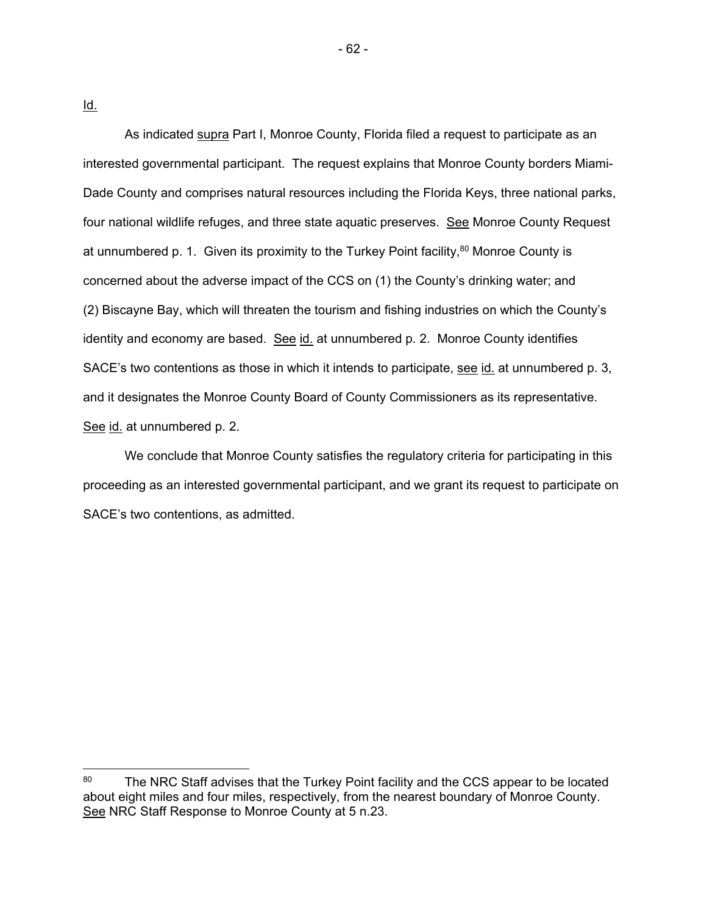Id.

As indicated supra Part I, Monroe County, Florida filed a request to participate as an interested governmental participant. The request explains that Monroe County borders Miami-Dade County and comprises natural resources including the Florida Keys, three national parks, four national wildlife refuges, and three state aquatic preserves. See Monroe County Request at unnumbered p. 1. Given its proximity to the Turkey Point facility,[80] Monroe County is concerned about the adverse impact of the CCS on (1) the County's drinking water; and (2) Biscayne Bay, which will threaten the tourism and fishing industries on which the County's identity and economy are based. See id. at unnumbered p. 2. Monroe County identifies SACE's two contentions as those in which it intends to participate, see id. at unnumbered p. 3, and it designates the Monroe County Board of County Commissioners as its representative. See id. at unnumbered p. 2.

We conclude that Monroe County satisfies the regulatory criteria for participating in this proceeding as an interested governmental participant, and we grant its request to participate on SACE's two contentions, as admitted.

---

[80] The NRC Staff advises that the Turkey Point facility and the CCS appear to be located about eight miles and four miles, respectively, from the nearest boundary of Monroe County. See NRC Staff Response to Monroe County at 5 n.23.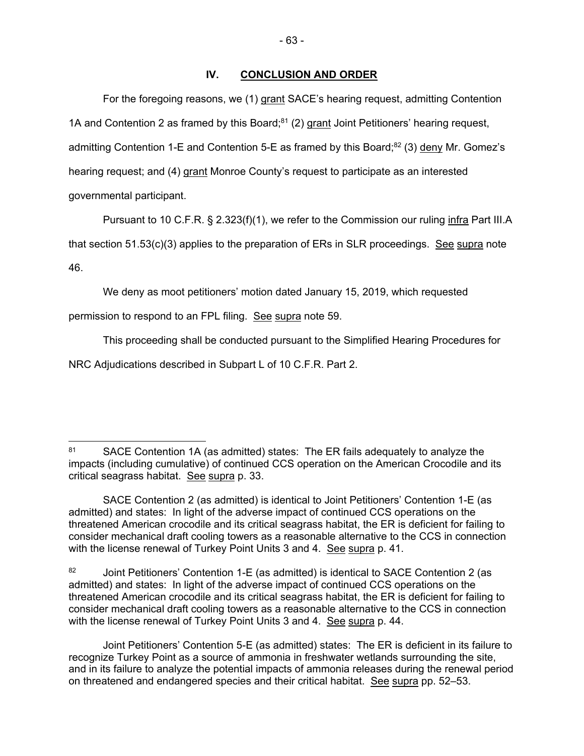## IV. CONCLUSION AND ORDER

For the foregoing reasons, we (1) grant SACE's hearing request, admitting Contention 1A and Contention 2 as framed by this Board;[81] (2) grant Joint Petitioners' hearing request, admitting Contention 1-E and Contention 5-E as framed by this Board;[82] (3) deny Mr. Gomez's hearing request; and (4) grant Monroe County's request to participate as an interested governmental participant.

Pursuant to 10 C.F.R. § 2.323(f)(1), we refer to the Commission our ruling infra Part III.A that section 51.53(c)(3) applies to the preparation of ERs in SLR proceedings. See supra note 46.

We deny as moot petitioners' motion dated January 15, 2019, which requested permission to respond to an FPL filing. See supra note 59.

This proceeding shall be conducted pursuant to the Simplified Hearing Procedures for NRC Adjudications described in Subpart L of 10 C.F.R. Part 2.

---

[81] SACE Contention 1A (as admitted) states: The ER fails adequately to analyze the impacts (including cumulative) of continued CCS operation on the American Crocodile and its critical seagrass habitat. See supra p. 33.

SACE Contention 2 (as admitted) is identical to Joint Petitioners' Contention 1-E (as admitted) and states: In light of the adverse impact of continued CCS operations on the threatened American crocodile and its critical seagrass habitat, the ER is deficient for failing to consider mechanical draft cooling towers as a reasonable alternative to the CCS in connection with the license renewal of Turkey Point Units 3 and 4. See supra p. 41.

[82] Joint Petitioners' Contention 1-E (as admitted) is identical to SACE Contention 2 (as admitted) and states: In light of the adverse impact of continued CCS operations on the threatened American crocodile and its critical seagrass habitat, the ER is deficient for failing to consider mechanical draft cooling towers as a reasonable alternative to the CCS in connection with the license renewal of Turkey Point Units 3 and 4. See supra p. 44.

Joint Petitioners' Contention 5-E (as admitted) states: The ER is deficient in its failure to recognize Turkey Point as a source of ammonia in freshwater wetlands surrounding the site, and in its failure to analyze the potential impacts of ammonia releases during the renewal period on threatened and endangered species and their critical habitat. See supra pp. 52–53.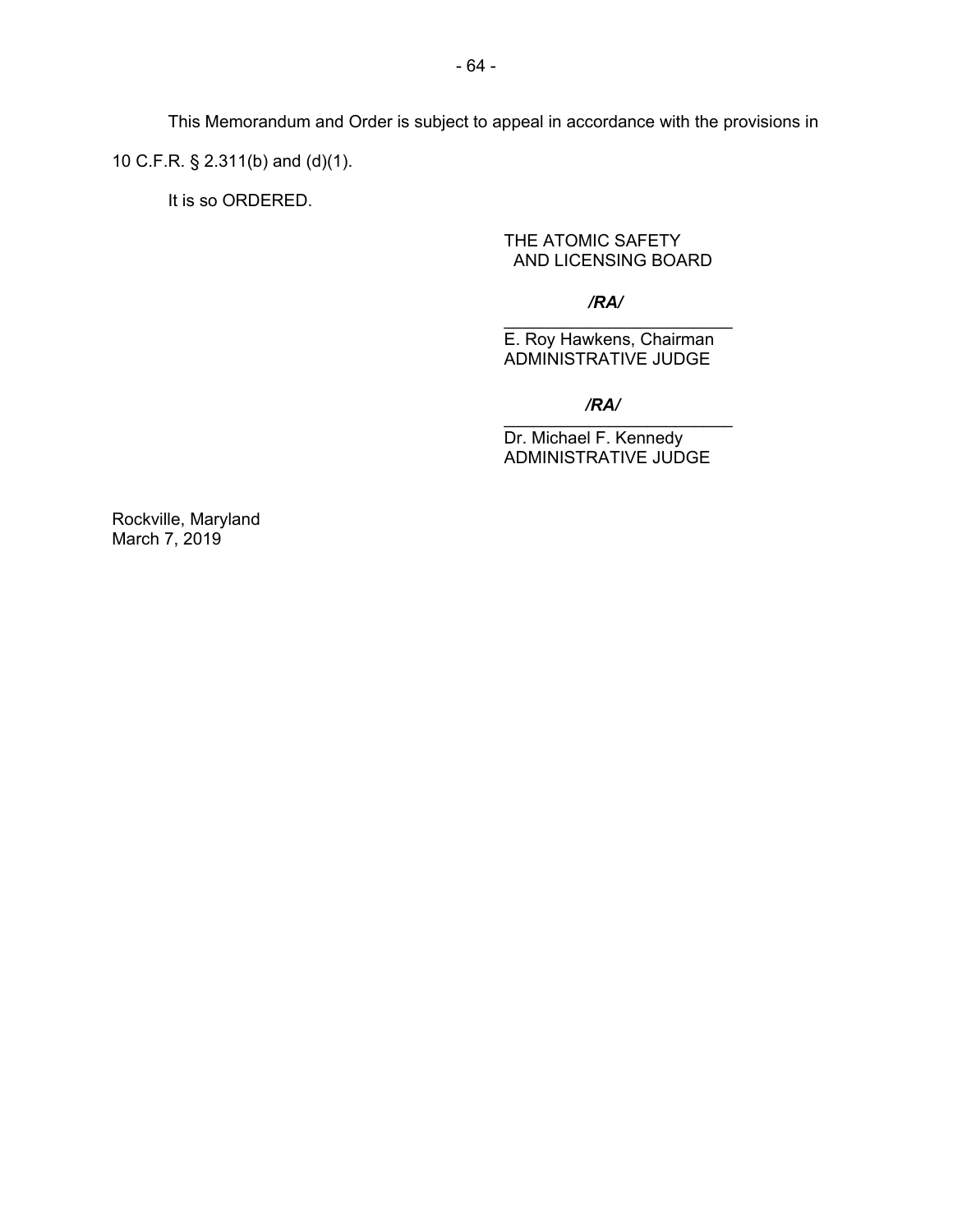This Memorandum and Order is subject to appeal in accordance with the provisions in 10 C.F.R. § 2.311(b) and (d)(1).

It is so ORDERED.

THE ATOMIC SAFETY
AND LICENSING BOARD

*/RA/*

\_\_\_\_\_\_\_\_\_\_\_\_\_\_\_\_\_\_\_\_\_\_\_\_

E. Roy Hawkens, Chairman
ADMINISTRATIVE JUDGE

*/RA/*

\_\_\_\_\_\_\_\_\_\_\_\_\_\_\_\_\_\_\_\_\_\_\_\_

Dr. Michael F. Kennedy
ADMINISTRATIVE JUDGE

Rockville, Maryland
March 7, 2019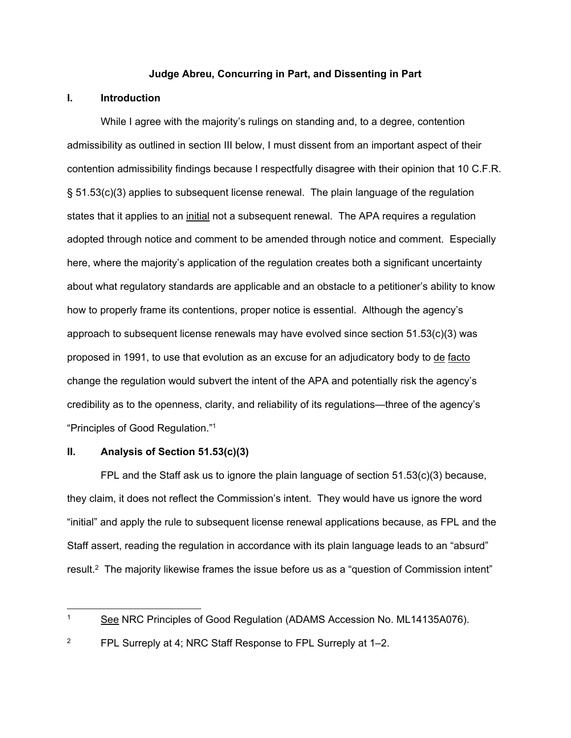**Judge Abreu, Concurring in Part, and Dissenting in Part**

## I. Introduction

While I agree with the majority's rulings on standing and, to a degree, contention admissibility as outlined in section III below, I must dissent from an important aspect of their contention admissibility findings because I respectfully disagree with their opinion that 10 C.F.R. § 51.53(c)(3) applies to subsequent license renewal. The plain language of the regulation states that it applies to an initial not a subsequent renewal. The APA requires a regulation adopted through notice and comment to be amended through notice and comment. Especially here, where the majority's application of the regulation creates both a significant uncertainty about what regulatory standards are applicable and an obstacle to a petitioner's ability to know how to properly frame its contentions, proper notice is essential. Although the agency's approach to subsequent license renewals may have evolved since section 51.53(c)(3) was proposed in 1991, to use that evolution as an excuse for an adjudicatory body to de facto change the regulation would subvert the intent of the APA and potentially risk the agency's credibility as to the openness, clarity, and reliability of its regulations—three of the agency's "Principles of Good Regulation."[1]

## II. Analysis of Section 51.53(c)(3)

FPL and the Staff ask us to ignore the plain language of section 51.53(c)(3) because, they claim, it does not reflect the Commission's intent. They would have us ignore the word "initial" and apply the rule to subsequent license renewal applications because, as FPL and the Staff assert, reading the regulation in accordance with its plain language leads to an "absurd" result.[2] The majority likewise frames the issue before us as a "question of Commission intent"

---

[1] See NRC Principles of Good Regulation (ADAMS Accession No. ML14135A076).

[2] FPL Surreply at 4; NRC Staff Response to FPL Surreply at 1–2.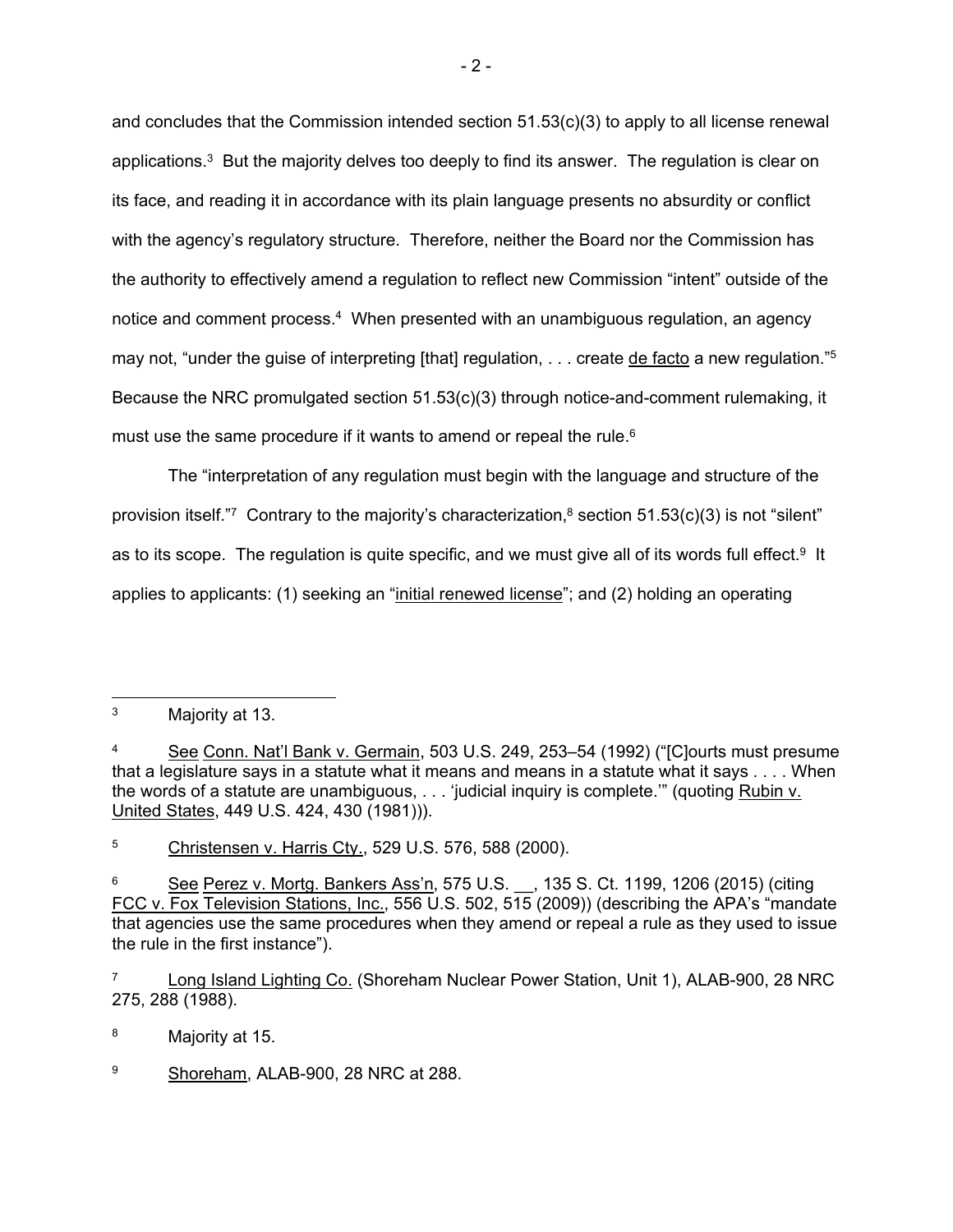and concludes that the Commission intended section 51.53(c)(3) to apply to all license renewal applications.[3] But the majority delves too deeply to find its answer. The regulation is clear on its face, and reading it in accordance with its plain language presents no absurdity or conflict with the agency's regulatory structure. Therefore, neither the Board nor the Commission has the authority to effectively amend a regulation to reflect new Commission "intent" outside of the notice and comment process.[4] When presented with an unambiguous regulation, an agency may not, "under the guise of interpreting [that] regulation, . . . create de facto a new regulation."[5] Because the NRC promulgated section 51.53(c)(3) through notice-and-comment rulemaking, it must use the same procedure if it wants to amend or repeal the rule.[6]

The "interpretation of any regulation must begin with the language and structure of the provision itself."[7] Contrary to the majority's characterization,[8] section 51.53(c)(3) is not "silent" as to its scope. The regulation is quite specific, and we must give all of its words full effect.[9] It applies to applicants: (1) seeking an "initial renewed license"; and (2) holding an operating

---

[3] Majority at 13.

[4] See Conn. Nat'l Bank v. Germain, 503 U.S. 249, 253–54 (1992) ("[C]ourts must presume that a legislature says in a statute what it means and means in a statute what it says . . . . When the words of a statute are unambiguous, . . . 'judicial inquiry is complete.'" (quoting Rubin v. United States, 449 U.S. 424, 430 (1981))).

[5] Christensen v. Harris Cty., 529 U.S. 576, 588 (2000).

[6] See Perez v. Mortg. Bankers Ass'n, 575 U.S. __, 135 S. Ct. 1199, 1206 (2015) (citing FCC v. Fox Television Stations, Inc., 556 U.S. 502, 515 (2009)) (describing the APA's "mandate that agencies use the same procedures when they amend or repeal a rule as they used to issue the rule in the first instance").

[7] Long Island Lighting Co. (Shoreham Nuclear Power Station, Unit 1), ALAB-900, 28 NRC 275, 288 (1988).

[8] Majority at 15.

[9] Shoreham, ALAB-900, 28 NRC at 288.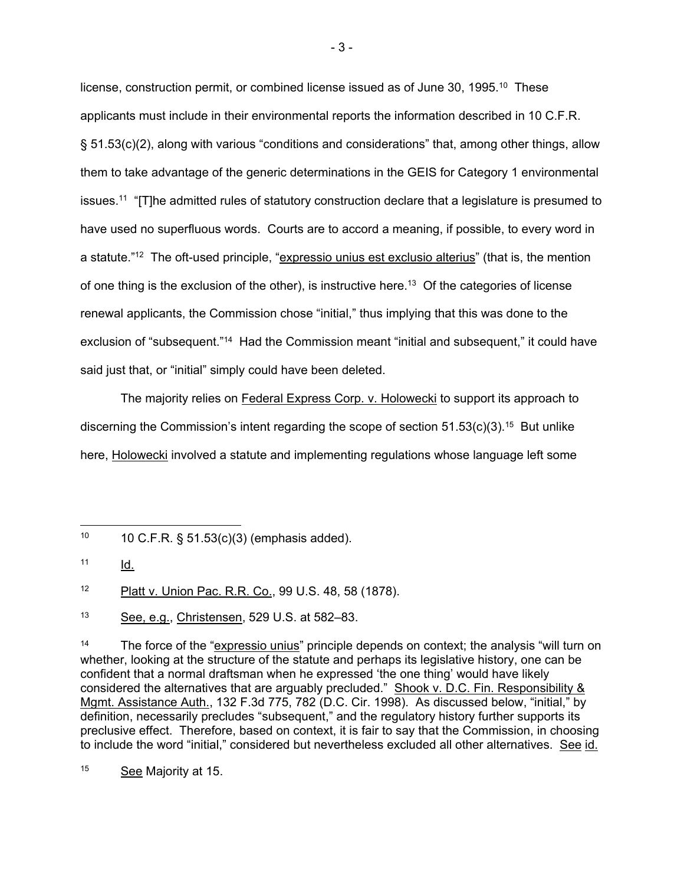license, construction permit, or combined license issued as of June 30, 1995.[10] These applicants must include in their environmental reports the information described in 10 C.F.R. § 51.53(c)(2), along with various "conditions and considerations" that, among other things, allow them to take advantage of the generic determinations in the GEIS for Category 1 environmental issues.[11] "[T]he admitted rules of statutory construction declare that a legislature is presumed to have used no superfluous words. Courts are to accord a meaning, if possible, to every word in a statute."[12] The oft-used principle, "expressio unius est exclusio alterius" (that is, the mention of one thing is the exclusion of the other), is instructive here.[13] Of the categories of license renewal applicants, the Commission chose "initial," thus implying that this was done to the exclusion of "subsequent."[14] Had the Commission meant "initial and subsequent," it could have said just that, or "initial" simply could have been deleted.

The majority relies on Federal Express Corp. v. Holowecki to support its approach to discerning the Commission's intent regarding the scope of section 51.53(c)(3).[15] But unlike here, Holowecki involved a statute and implementing regulations whose language left some

---

[10] 10 C.F.R. § 51.53(c)(3) (emphasis added).

[11] Id.

[12] Platt v. Union Pac. R.R. Co., 99 U.S. 48, 58 (1878).

[13] See, e.g., Christensen, 529 U.S. at 582–83.

[14] The force of the "expressio unius" principle depends on context; the analysis "will turn on whether, looking at the structure of the statute and perhaps its legislative history, one can be confident that a normal draftsman when he expressed 'the one thing' would have likely considered the alternatives that are arguably precluded." Shook v. D.C. Fin. Responsibility & Mgmt. Assistance Auth., 132 F.3d 775, 782 (D.C. Cir. 1998). As discussed below, "initial," by definition, necessarily precludes "subsequent," and the regulatory history further supports its preclusive effect. Therefore, based on context, it is fair to say that the Commission, in choosing to include the word "initial," considered but nevertheless excluded all other alternatives. See id.

[15] See Majority at 15.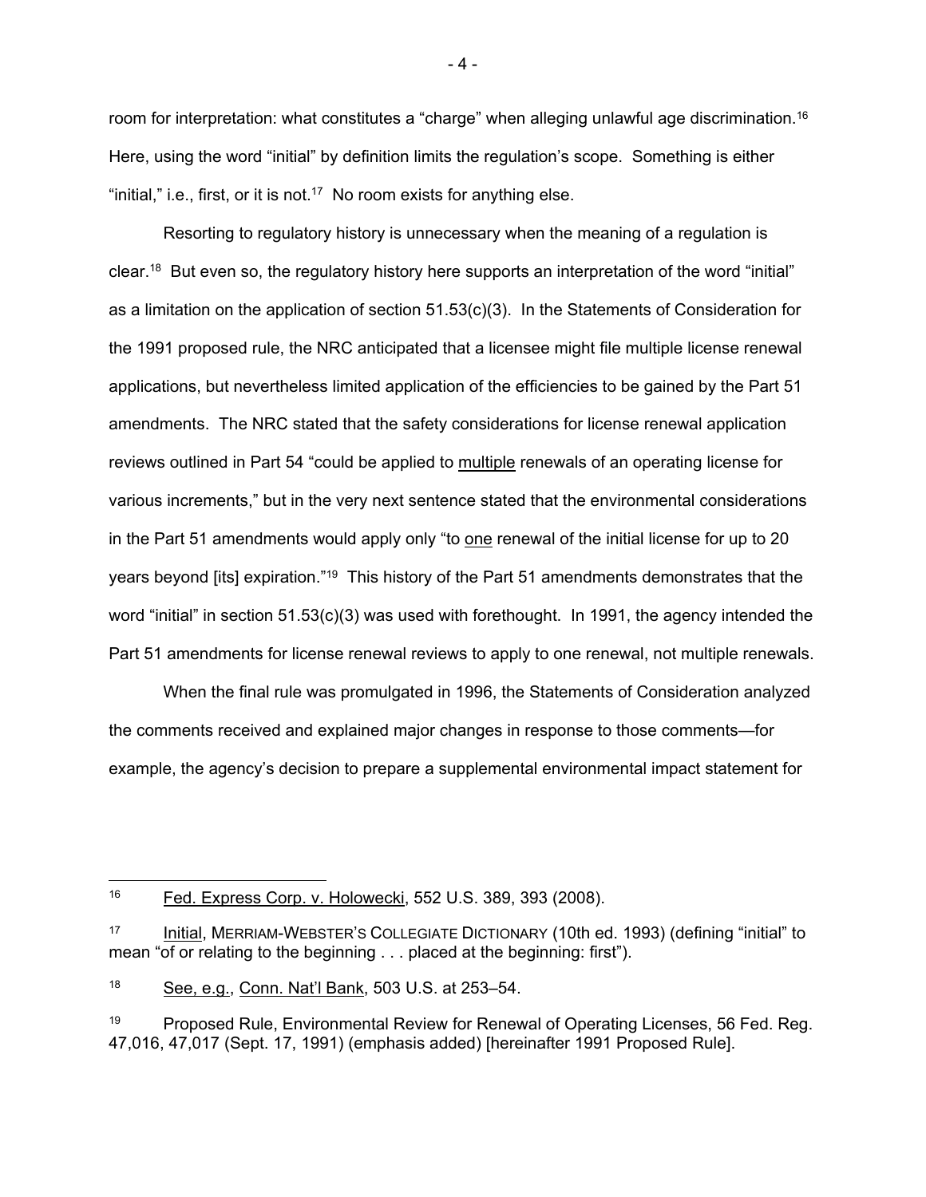room for interpretation: what constitutes a "charge" when alleging unlawful age discrimination.[16] Here, using the word "initial" by definition limits the regulation's scope. Something is either "initial," i.e., first, or it is not.[17] No room exists for anything else.

Resorting to regulatory history is unnecessary when the meaning of a regulation is clear.[18] But even so, the regulatory history here supports an interpretation of the word "initial" as a limitation on the application of section 51.53(c)(3). In the Statements of Consideration for the 1991 proposed rule, the NRC anticipated that a licensee might file multiple license renewal applications, but nevertheless limited application of the efficiencies to be gained by the Part 51 amendments. The NRC stated that the safety considerations for license renewal application reviews outlined in Part 54 "could be applied to <u>multiple</u> renewals of an operating license for various increments," but in the very next sentence stated that the environmental considerations in the Part 51 amendments would apply only "to <u>one</u> renewal of the initial license for up to 20 years beyond [its] expiration."[19] This history of the Part 51 amendments demonstrates that the word "initial" in section 51.53(c)(3) was used with forethought. In 1991, the agency intended the Part 51 amendments for license renewal reviews to apply to one renewal, not multiple renewals.

When the final rule was promulgated in 1996, the Statements of Consideration analyzed the comments received and explained major changes in response to those comments—for example, the agency's decision to prepare a supplemental environmental impact statement for

---

[16] <u>Fed. Express Corp. v. Holowecki</u>, 552 U.S. 389, 393 (2008).

[17] <u>Initial</u>, MERRIAM-WEBSTER'S COLLEGIATE DICTIONARY (10th ed. 1993) (defining "initial" to mean "of or relating to the beginning . . . placed at the beginning: first").

[18] <u>See, e.g.</u>, <u>Conn. Nat'l Bank</u>, 503 U.S. at 253–54.

[19] Proposed Rule, Environmental Review for Renewal of Operating Licenses, 56 Fed. Reg. 47,016, 47,017 (Sept. 17, 1991) (emphasis added) [hereinafter 1991 Proposed Rule].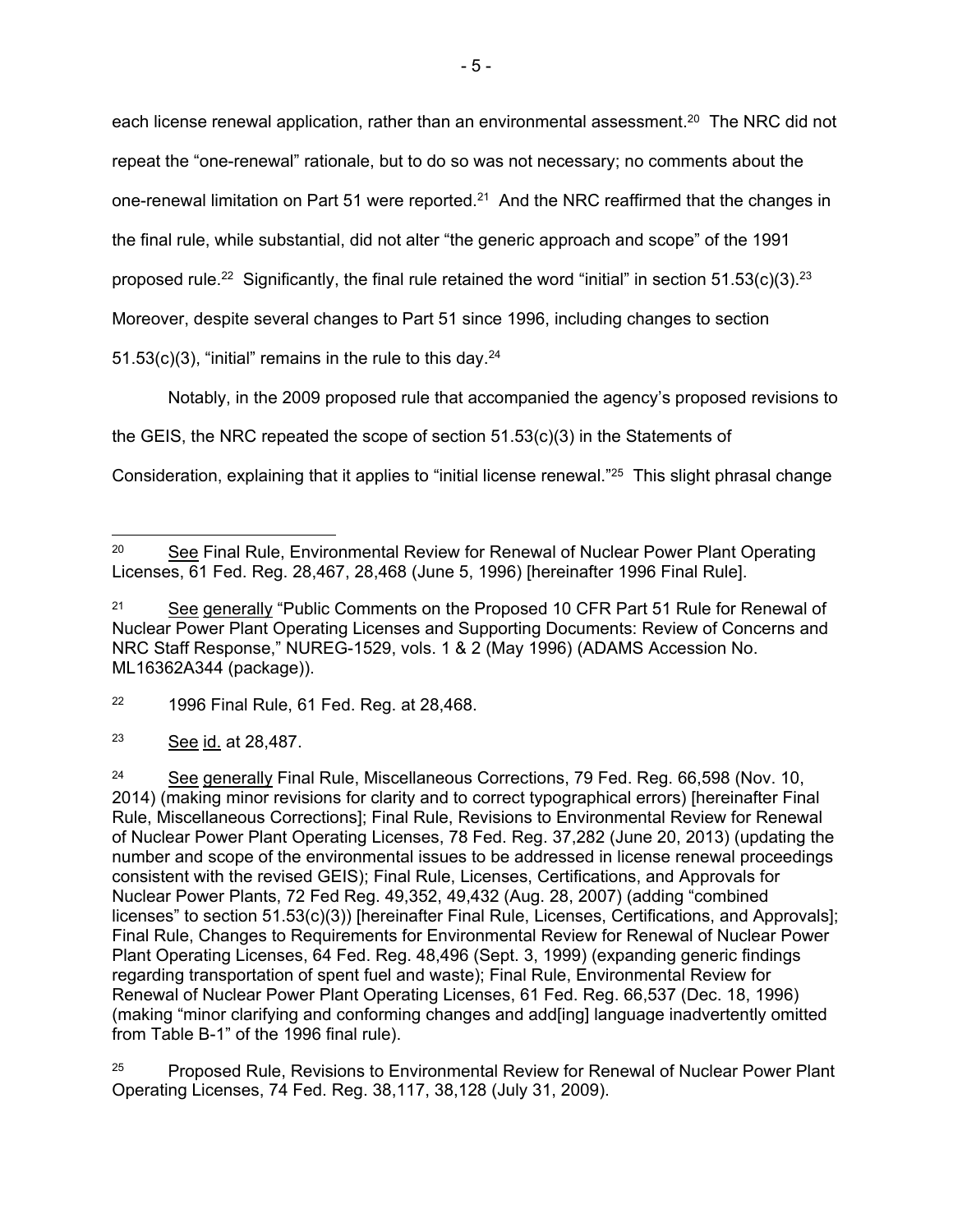each license renewal application, rather than an environmental assessment.[20] The NRC did not repeat the "one-renewal" rationale, but to do so was not necessary; no comments about the one-renewal limitation on Part 51 were reported.[21] And the NRC reaffirmed that the changes in the final rule, while substantial, did not alter "the generic approach and scope" of the 1991 proposed rule.[22] Significantly, the final rule retained the word "initial" in section 51.53(c)(3).[23] Moreover, despite several changes to Part 51 since 1996, including changes to section 51.53(c)(3), "initial" remains in the rule to this day.[24]

Notably, in the 2009 proposed rule that accompanied the agency's proposed revisions to the GEIS, the NRC repeated the scope of section 51.53(c)(3) in the Statements of Consideration, explaining that it applies to "initial license renewal."[25] This slight phrasal change

---

[20] See Final Rule, Environmental Review for Renewal of Nuclear Power Plant Operating Licenses, 61 Fed. Reg. 28,467, 28,468 (June 5, 1996) [hereinafter 1996 Final Rule].

[21] See generally "Public Comments on the Proposed 10 CFR Part 51 Rule for Renewal of Nuclear Power Plant Operating Licenses and Supporting Documents: Review of Concerns and NRC Staff Response," NUREG-1529, vols. 1 & 2 (May 1996) (ADAMS Accession No. ML16362A344 (package)).

[22] 1996 Final Rule, 61 Fed. Reg. at 28,468.

[23] See id. at 28,487.

[24] See generally Final Rule, Miscellaneous Corrections, 79 Fed. Reg. 66,598 (Nov. 10, 2014) (making minor revisions for clarity and to correct typographical errors) [hereinafter Final Rule, Miscellaneous Corrections]; Final Rule, Revisions to Environmental Review for Renewal of Nuclear Power Plant Operating Licenses, 78 Fed. Reg. 37,282 (June 20, 2013) (updating the number and scope of the environmental issues to be addressed in license renewal proceedings consistent with the revised GEIS); Final Rule, Licenses, Certifications, and Approvals for Nuclear Power Plants, 72 Fed Reg. 49,352, 49,432 (Aug. 28, 2007) (adding "combined licenses" to section 51.53(c)(3)) [hereinafter Final Rule, Licenses, Certifications, and Approvals]; Final Rule, Changes to Requirements for Environmental Review for Renewal of Nuclear Power Plant Operating Licenses, 64 Fed. Reg. 48,496 (Sept. 3, 1999) (expanding generic findings regarding transportation of spent fuel and waste); Final Rule, Environmental Review for Renewal of Nuclear Power Plant Operating Licenses, 61 Fed. Reg. 66,537 (Dec. 18, 1996) (making "minor clarifying and conforming changes and add[ing] language inadvertently omitted from Table B-1" of the 1996 final rule).

[25] Proposed Rule, Revisions to Environmental Review for Renewal of Nuclear Power Plant Operating Licenses, 74 Fed. Reg. 38,117, 38,128 (July 31, 2009).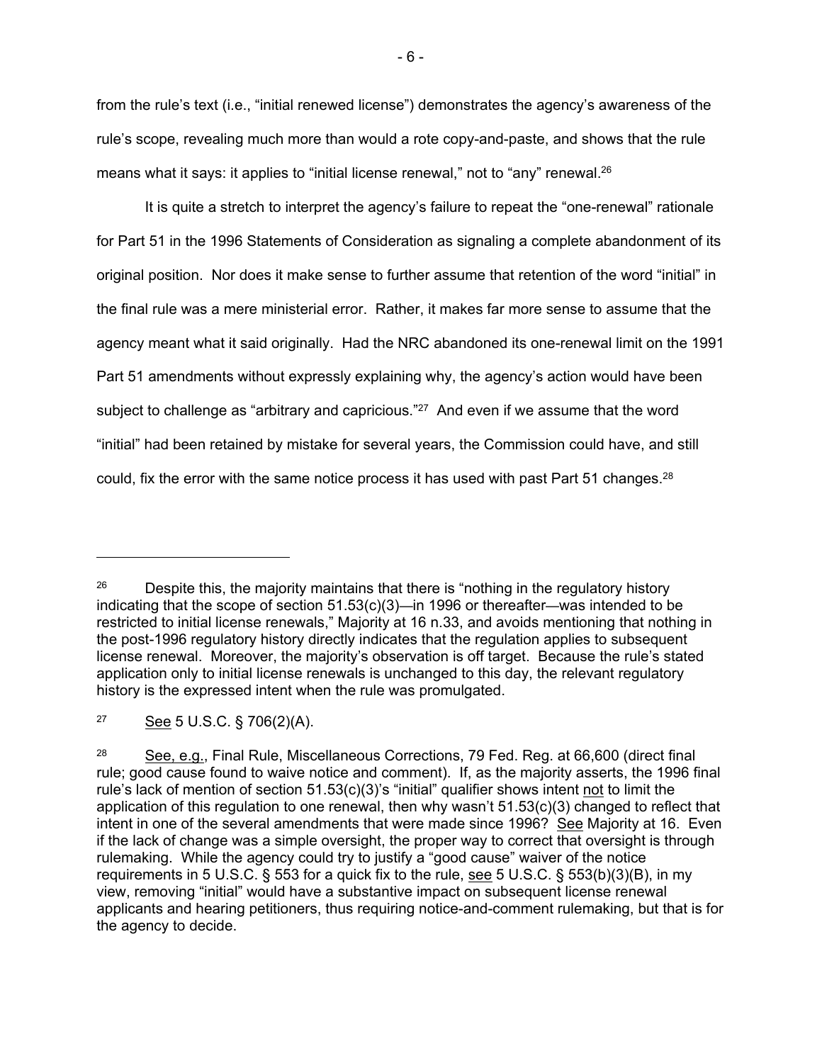from the rule's text (i.e., "initial renewed license") demonstrates the agency's awareness of the rule's scope, revealing much more than would a rote copy-and-paste, and shows that the rule means what it says: it applies to "initial license renewal," not to "any" renewal.[26]

It is quite a stretch to interpret the agency's failure to repeat the "one-renewal" rationale for Part 51 in the 1996 Statements of Consideration as signaling a complete abandonment of its original position. Nor does it make sense to further assume that retention of the word "initial" in the final rule was a mere ministerial error. Rather, it makes far more sense to assume that the agency meant what it said originally. Had the NRC abandoned its one-renewal limit on the 1991 Part 51 amendments without expressly explaining why, the agency's action would have been subject to challenge as "arbitrary and capricious."[27] And even if we assume that the word "initial" had been retained by mistake for several years, the Commission could have, and still could, fix the error with the same notice process it has used with past Part 51 changes.[28]

---

[26] Despite this, the majority maintains that there is "nothing in the regulatory history indicating that the scope of section 51.53(c)(3)—in 1996 or thereafter—was intended to be restricted to initial license renewals," Majority at 16 n.33, and avoids mentioning that nothing in the post-1996 regulatory history directly indicates that the regulation applies to subsequent license renewal. Moreover, the majority's observation is off target. Because the rule's stated application only to initial license renewals is unchanged to this day, the relevant regulatory history is the expressed intent when the rule was promulgated.

[27] See 5 U.S.C. § 706(2)(A).

[28] See, e.g., Final Rule, Miscellaneous Corrections, 79 Fed. Reg. at 66,600 (direct final rule; good cause found to waive notice and comment). If, as the majority asserts, the 1996 final rule's lack of mention of section 51.53(c)(3)'s "initial" qualifier shows intent not to limit the application of this regulation to one renewal, then why wasn't 51.53(c)(3) changed to reflect that intent in one of the several amendments that were made since 1996? See Majority at 16. Even if the lack of change was a simple oversight, the proper way to correct that oversight is through rulemaking. While the agency could try to justify a "good cause" waiver of the notice requirements in 5 U.S.C. § 553 for a quick fix to the rule, see 5 U.S.C. § 553(b)(3)(B), in my view, removing "initial" would have a substantive impact on subsequent license renewal applicants and hearing petitioners, thus requiring notice-and-comment rulemaking, but that is for the agency to decide.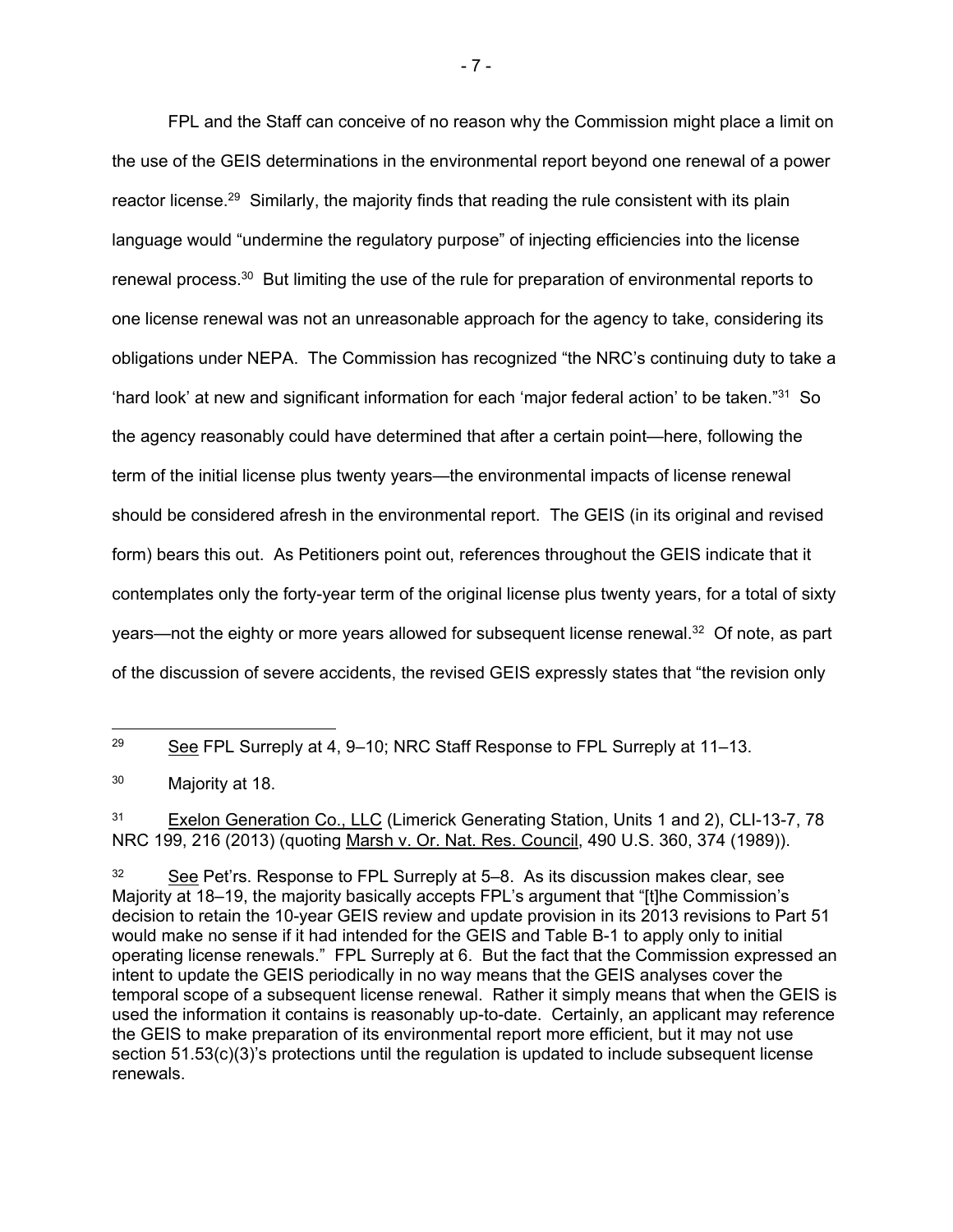FPL and the Staff can conceive of no reason why the Commission might place a limit on the use of the GEIS determinations in the environmental report beyond one renewal of a power reactor license.[29] Similarly, the majority finds that reading the rule consistent with its plain language would "undermine the regulatory purpose" of injecting efficiencies into the license renewal process.[30] But limiting the use of the rule for preparation of environmental reports to one license renewal was not an unreasonable approach for the agency to take, considering its obligations under NEPA. The Commission has recognized "the NRC's continuing duty to take a 'hard look' at new and significant information for each 'major federal action' to be taken."[31] So the agency reasonably could have determined that after a certain point—here, following the term of the initial license plus twenty years—the environmental impacts of license renewal should be considered afresh in the environmental report. The GEIS (in its original and revised form) bears this out. As Petitioners point out, references throughout the GEIS indicate that it contemplates only the forty-year term of the original license plus twenty years, for a total of sixty years—not the eighty or more years allowed for subsequent license renewal.[32] Of note, as part of the discussion of severe accidents, the revised GEIS expressly states that "the revision only

---

[29] See FPL Surreply at 4, 9–10; NRC Staff Response to FPL Surreply at 11–13.

[30] Majority at 18.

[31] Exelon Generation Co., LLC (Limerick Generating Station, Units 1 and 2), CLI-13-7, 78 NRC 199, 216 (2013) (quoting Marsh v. Or. Nat. Res. Council, 490 U.S. 360, 374 (1989)).

[32] See Pet'rs. Response to FPL Surreply at 5–8. As its discussion makes clear, see Majority at 18–19, the majority basically accepts FPL's argument that "[t]he Commission's decision to retain the 10-year GEIS review and update provision in its 2013 revisions to Part 51 would make no sense if it had intended for the GEIS and Table B-1 to apply only to initial operating license renewals." FPL Surreply at 6. But the fact that the Commission expressed an intent to update the GEIS periodically in no way means that the GEIS analyses cover the temporal scope of a subsequent license renewal. Rather it simply means that when the GEIS is used the information it contains is reasonably up-to-date. Certainly, an applicant may reference the GEIS to make preparation of its environmental report more efficient, but it may not use section 51.53(c)(3)'s protections until the regulation is updated to include subsequent license renewals.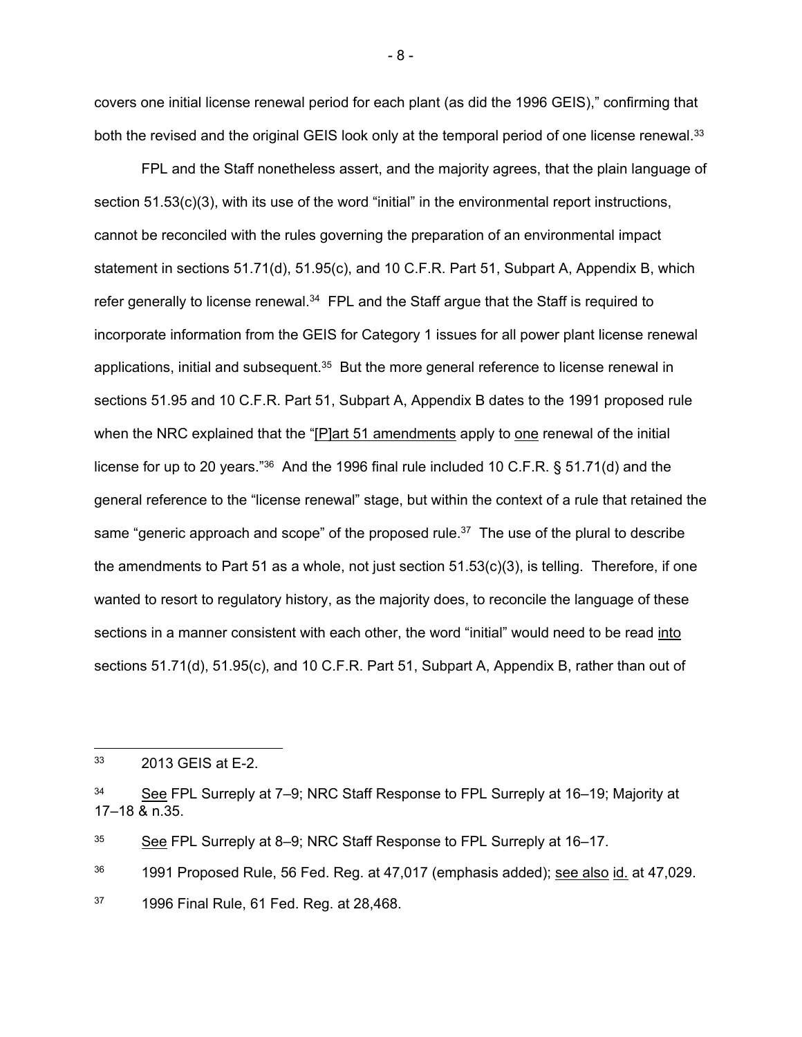covers one initial license renewal period for each plant (as did the 1996 GEIS)," confirming that both the revised and the original GEIS look only at the temporal period of one license renewal.[33]

FPL and the Staff nonetheless assert, and the majority agrees, that the plain language of section 51.53(c)(3), with its use of the word "initial" in the environmental report instructions, cannot be reconciled with the rules governing the preparation of an environmental impact statement in sections 51.71(d), 51.95(c), and 10 C.F.R. Part 51, Subpart A, Appendix B, which refer generally to license renewal.[34] FPL and the Staff argue that the Staff is required to incorporate information from the GEIS for Category 1 issues for all power plant license renewal applications, initial and subsequent.[35] But the more general reference to license renewal in sections 51.95 and 10 C.F.R. Part 51, Subpart A, Appendix B dates to the 1991 proposed rule when the NRC explained that the "[P]art 51 amendments apply to one renewal of the initial license for up to 20 years."[36] And the 1996 final rule included 10 C.F.R. § 51.71(d) and the general reference to the "license renewal" stage, but within the context of a rule that retained the same "generic approach and scope" of the proposed rule.[37] The use of the plural to describe the amendments to Part 51 as a whole, not just section 51.53(c)(3), is telling. Therefore, if one wanted to resort to regulatory history, as the majority does, to reconcile the language of these sections in a manner consistent with each other, the word "initial" would need to be read into sections 51.71(d), 51.95(c), and 10 C.F.R. Part 51, Subpart A, Appendix B, rather than out of

---

[33] 2013 GEIS at E-2.

[34] See FPL Surreply at 7–9; NRC Staff Response to FPL Surreply at 16–19; Majority at 17–18 & n.35.

[35] See FPL Surreply at 8–9; NRC Staff Response to FPL Surreply at 16–17.

[36] 1991 Proposed Rule, 56 Fed. Reg. at 47,017 (emphasis added); see also id. at 47,029.

[37] 1996 Final Rule, 61 Fed. Reg. at 28,468.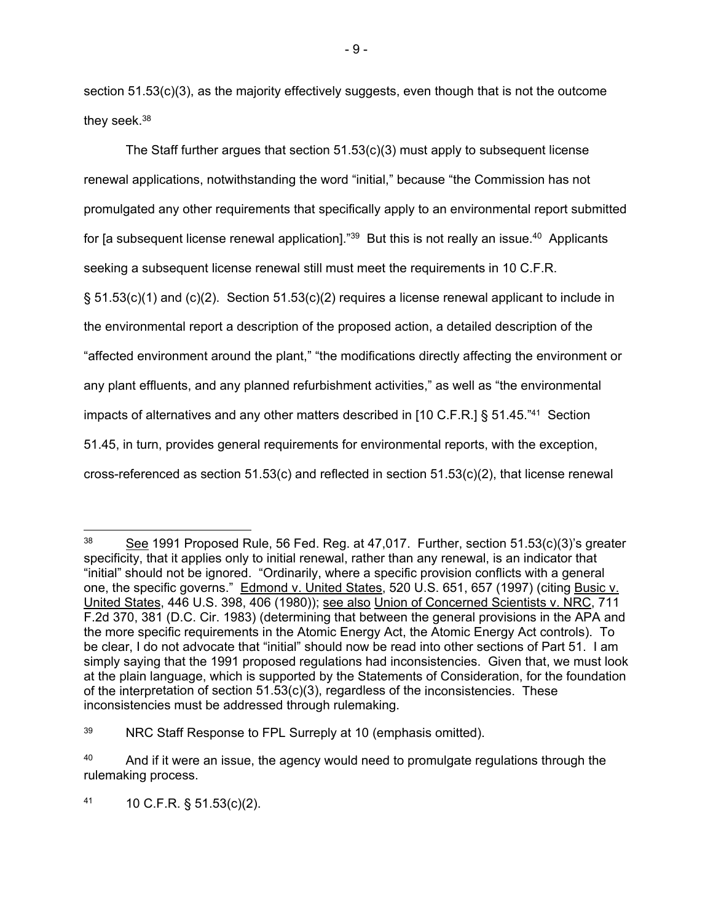section 51.53(c)(3), as the majority effectively suggests, even though that is not the outcome they seek.[38]

The Staff further argues that section 51.53(c)(3) must apply to subsequent license renewal applications, notwithstanding the word "initial," because "the Commission has not promulgated any other requirements that specifically apply to an environmental report submitted for [a subsequent license renewal application]."[39] But this is not really an issue.[40] Applicants seeking a subsequent license renewal still must meet the requirements in 10 C.F.R. § 51.53(c)(1) and (c)(2). Section 51.53(c)(2) requires a license renewal applicant to include in the environmental report a description of the proposed action, a detailed description of the "affected environment around the plant," "the modifications directly affecting the environment or any plant effluents, and any planned refurbishment activities," as well as "the environmental impacts of alternatives and any other matters described in [10 C.F.R.] § 51.45."[41] Section 51.45, in turn, provides general requirements for environmental reports, with the exception, cross-referenced as section 51.53(c) and reflected in section 51.53(c)(2), that license renewal

---

[38] See 1991 Proposed Rule, 56 Fed. Reg. at 47,017. Further, section 51.53(c)(3)'s greater specificity, that it applies only to initial renewal, rather than any renewal, is an indicator that "initial" should not be ignored. "Ordinarily, where a specific provision conflicts with a general one, the specific governs." Edmond v. United States, 520 U.S. 651, 657 (1997) (citing Busic v. United States, 446 U.S. 398, 406 (1980)); see also Union of Concerned Scientists v. NRC, 711 F.2d 370, 381 (D.C. Cir. 1983) (determining that between the general provisions in the APA and the more specific requirements in the Atomic Energy Act, the Atomic Energy Act controls). To be clear, I do not advocate that "initial" should now be read into other sections of Part 51. I am simply saying that the 1991 proposed regulations had inconsistencies. Given that, we must look at the plain language, which is supported by the Statements of Consideration, for the foundation of the interpretation of section 51.53(c)(3), regardless of the inconsistencies. These inconsistencies must be addressed through rulemaking.

[39] NRC Staff Response to FPL Surreply at 10 (emphasis omitted).

[40] And if it were an issue, the agency would need to promulgate regulations through the rulemaking process.

[41] 10 C.F.R. § 51.53(c)(2).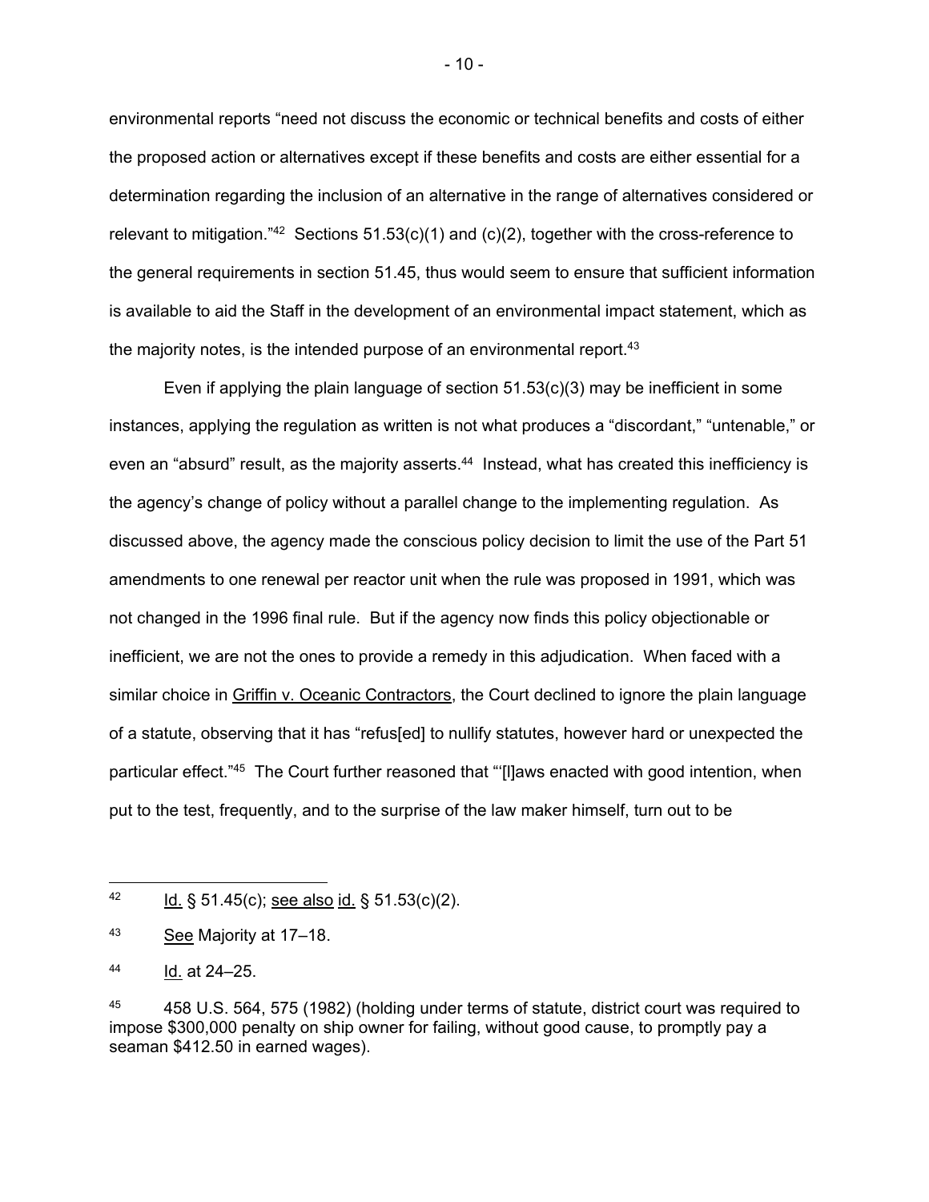environmental reports "need not discuss the economic or technical benefits and costs of either the proposed action or alternatives except if these benefits and costs are either essential for a determination regarding the inclusion of an alternative in the range of alternatives considered or relevant to mitigation."[42] Sections 51.53(c)(1) and (c)(2), together with the cross-reference to the general requirements in section 51.45, thus would seem to ensure that sufficient information is available to aid the Staff in the development of an environmental impact statement, which as the majority notes, is the intended purpose of an environmental report.[43]

Even if applying the plain language of section 51.53(c)(3) may be inefficient in some instances, applying the regulation as written is not what produces a "discordant," "untenable," or even an "absurd" result, as the majority asserts.[44] Instead, what has created this inefficiency is the agency's change of policy without a parallel change to the implementing regulation. As discussed above, the agency made the conscious policy decision to limit the use of the Part 51 amendments to one renewal per reactor unit when the rule was proposed in 1991, which was not changed in the 1996 final rule. But if the agency now finds this policy objectionable or inefficient, we are not the ones to provide a remedy in this adjudication. When faced with a similar choice in Griffin v. Oceanic Contractors, the Court declined to ignore the plain language of a statute, observing that it has "refus[ed] to nullify statutes, however hard or unexpected the particular effect."[45] The Court further reasoned that "'[l]aws enacted with good intention, when put to the test, frequently, and to the surprise of the law maker himself, turn out to be

---

[42] Id. § 51.45(c); see also id. § 51.53(c)(2).

[43] See Majority at 17–18.

[44] Id. at 24–25.

[45] 458 U.S. 564, 575 (1982) (holding under terms of statute, district court was required to impose $300,000 penalty on ship owner for failing, without good cause, to promptly pay a seaman $412.50 in earned wages).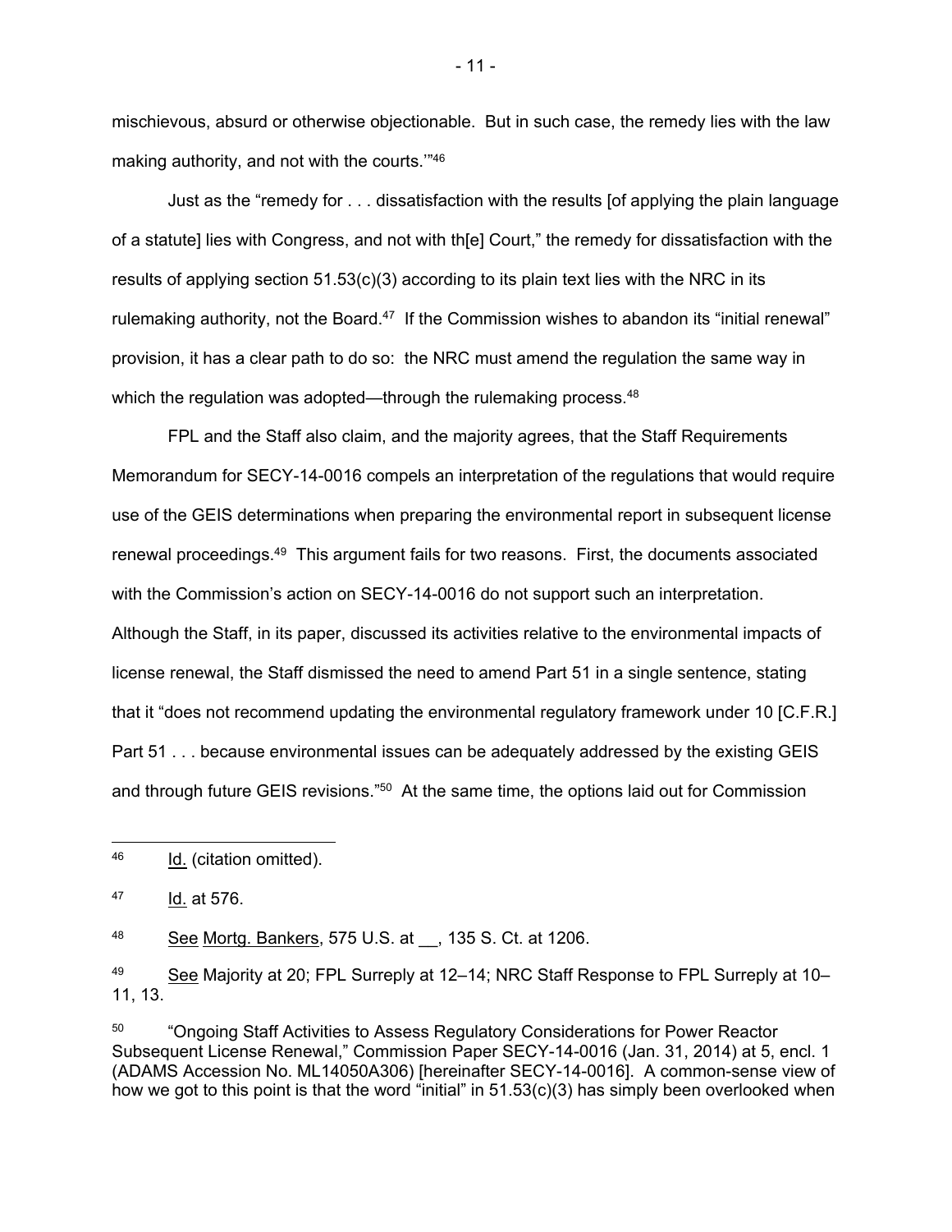mischievous, absurd or otherwise objectionable. But in such case, the remedy lies with the law making authority, and not with the courts.'"[46]

Just as the "remedy for . . . dissatisfaction with the results [of applying the plain language of a statute] lies with Congress, and not with th[e] Court," the remedy for dissatisfaction with the results of applying section 51.53(c)(3) according to its plain text lies with the NRC in its rulemaking authority, not the Board.[47] If the Commission wishes to abandon its "initial renewal" provision, it has a clear path to do so: the NRC must amend the regulation the same way in which the regulation was adopted—through the rulemaking process.[48]

FPL and the Staff also claim, and the majority agrees, that the Staff Requirements Memorandum for SECY-14-0016 compels an interpretation of the regulations that would require use of the GEIS determinations when preparing the environmental report in subsequent license renewal proceedings.[49] This argument fails for two reasons. First, the documents associated with the Commission's action on SECY-14-0016 do not support such an interpretation. Although the Staff, in its paper, discussed its activities relative to the environmental impacts of license renewal, the Staff dismissed the need to amend Part 51 in a single sentence, stating that it "does not recommend updating the environmental regulatory framework under 10 [C.F.R.] Part 51 . . . because environmental issues can be adequately addressed by the existing GEIS and through future GEIS revisions."[50] At the same time, the options laid out for Commission

---

[46] Id. (citation omitted).

[47] Id. at 576.

[48] See Mortg. Bankers, 575 U.S. at __, 135 S. Ct. at 1206.

[49] See Majority at 20; FPL Surreply at 12–14; NRC Staff Response to FPL Surreply at 10–11, 13.

[50] "Ongoing Staff Activities to Assess Regulatory Considerations for Power Reactor Subsequent License Renewal," Commission Paper SECY-14-0016 (Jan. 31, 2014) at 5, encl. 1 (ADAMS Accession No. ML14050A306) [hereinafter SECY-14-0016]. A common-sense view of how we got to this point is that the word "initial" in 51.53(c)(3) has simply been overlooked when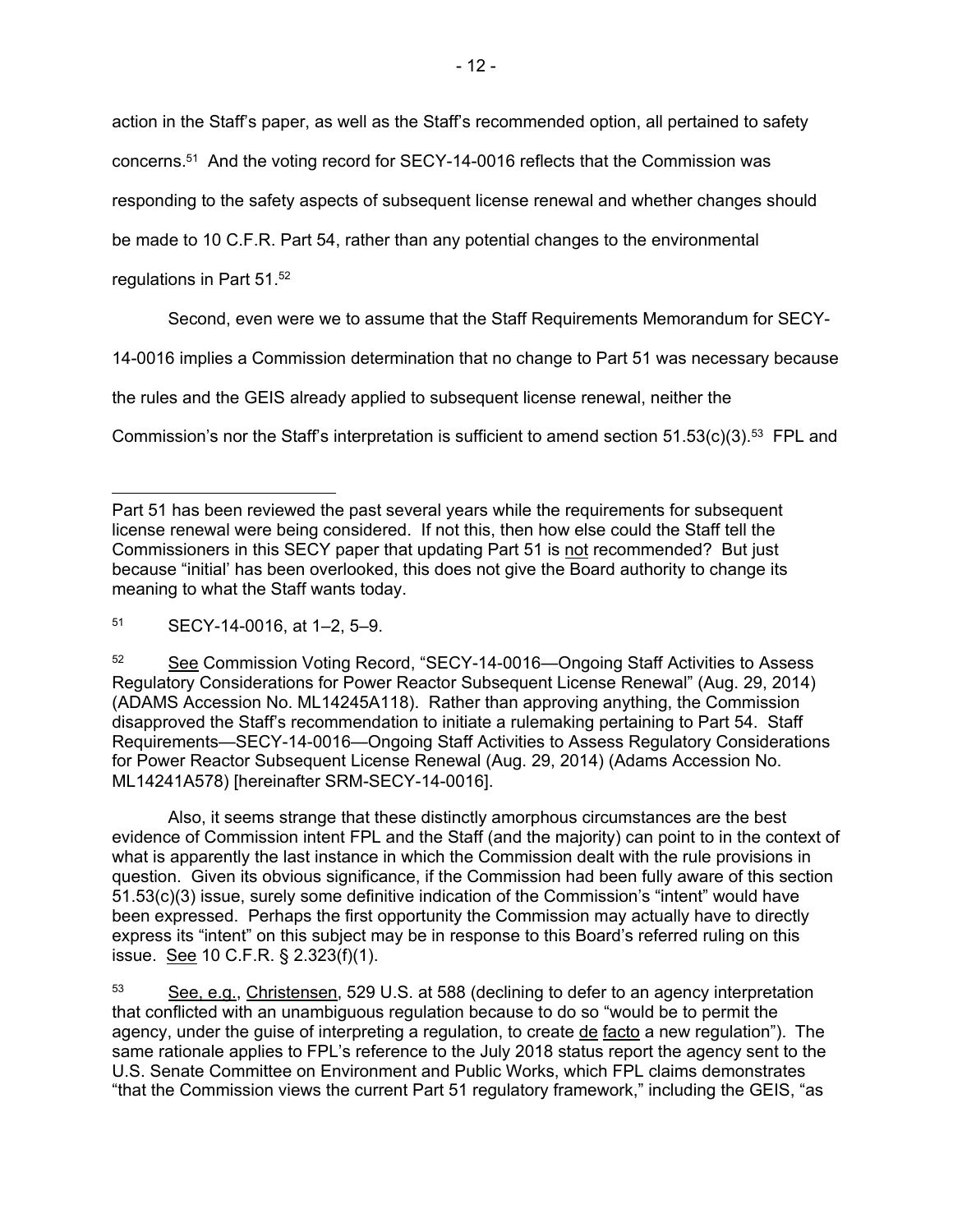action in the Staff's paper, as well as the Staff's recommended option, all pertained to safety concerns.[51] And the voting record for SECY-14-0016 reflects that the Commission was responding to the safety aspects of subsequent license renewal and whether changes should be made to 10 C.F.R. Part 54, rather than any potential changes to the environmental regulations in Part 51.[52]

Second, even were we to assume that the Staff Requirements Memorandum for SECY-14-0016 implies a Commission determination that no change to Part 51 was necessary because the rules and the GEIS already applied to subsequent license renewal, neither the Commission's nor the Staff's interpretation is sufficient to amend section 51.53(c)(3).[53] FPL and

---

Part 51 has been reviewed the past several years while the requirements for subsequent license renewal were being considered. If not this, then how else could the Staff tell the Commissioners in this SECY paper that updating Part 51 is not recommended? But just because "initial' has been overlooked, this does not give the Board authority to change its meaning to what the Staff wants today.

[51] SECY-14-0016, at 1–2, 5–9.

[52] See Commission Voting Record, "SECY-14-0016—Ongoing Staff Activities to Assess Regulatory Considerations for Power Reactor Subsequent License Renewal" (Aug. 29, 2014) (ADAMS Accession No. ML14245A118). Rather than approving anything, the Commission disapproved the Staff's recommendation to initiate a rulemaking pertaining to Part 54. Staff Requirements—SECY-14-0016—Ongoing Staff Activities to Assess Regulatory Considerations for Power Reactor Subsequent License Renewal (Aug. 29, 2014) (Adams Accession No. ML14241A578) [hereinafter SRM-SECY-14-0016].

Also, it seems strange that these distinctly amorphous circumstances are the best evidence of Commission intent FPL and the Staff (and the majority) can point to in the context of what is apparently the last instance in which the Commission dealt with the rule provisions in question. Given its obvious significance, if the Commission had been fully aware of this section 51.53(c)(3) issue, surely some definitive indication of the Commission's "intent" would have been expressed. Perhaps the first opportunity the Commission may actually have to directly express its "intent" on this subject may be in response to this Board's referred ruling on this issue. See 10 C.F.R. § 2.323(f)(1).

[53] See, e.g., Christensen, 529 U.S. at 588 (declining to defer to an agency interpretation that conflicted with an unambiguous regulation because to do so "would be to permit the agency, under the guise of interpreting a regulation, to create de facto a new regulation"). The same rationale applies to FPL's reference to the July 2018 status report the agency sent to the U.S. Senate Committee on Environment and Public Works, which FPL claims demonstrates "that the Commission views the current Part 51 regulatory framework," including the GEIS, "as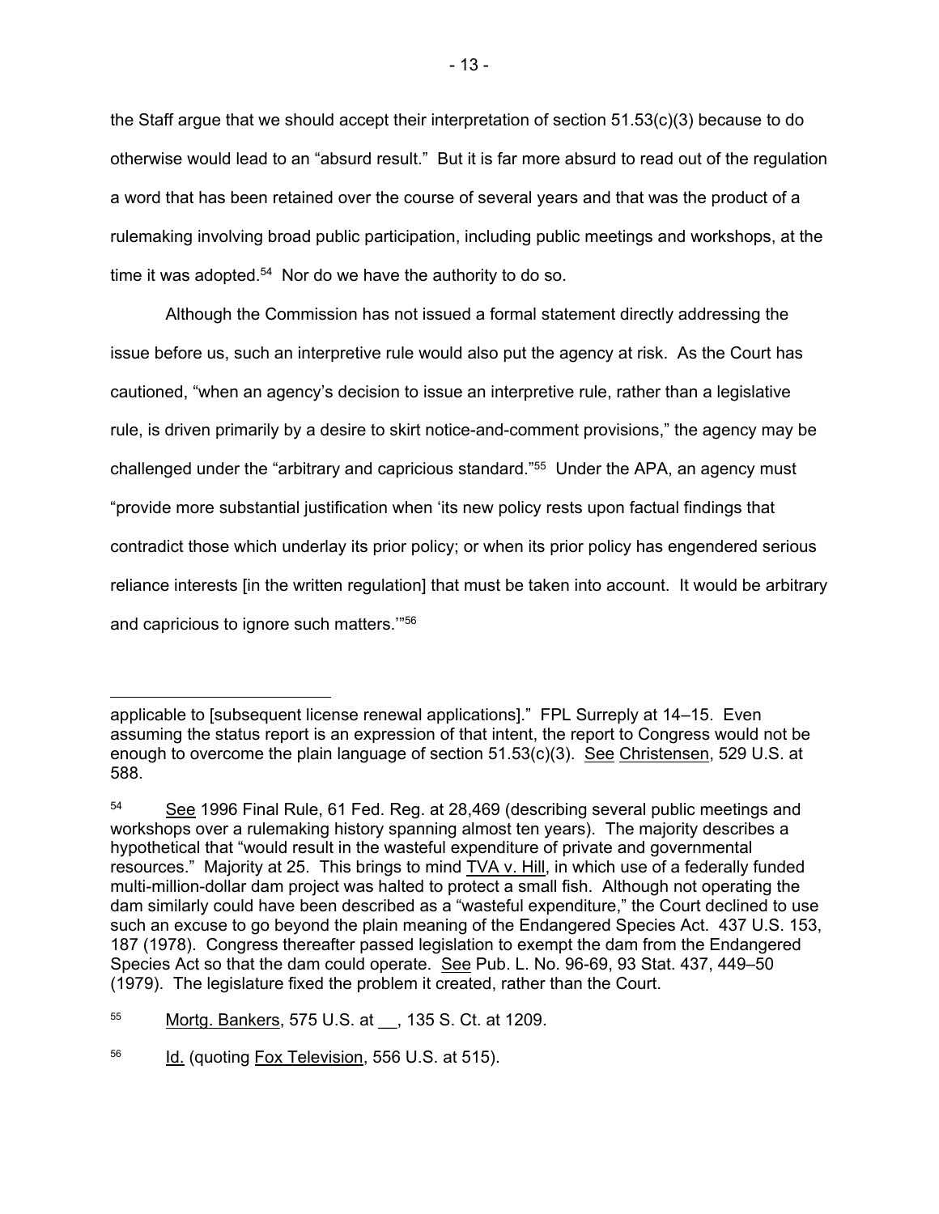the Staff argue that we should accept their interpretation of section 51.53(c)(3) because to do otherwise would lead to an "absurd result." But it is far more absurd to read out of the regulation a word that has been retained over the course of several years and that was the product of a rulemaking involving broad public participation, including public meetings and workshops, at the time it was adopted.[54] Nor do we have the authority to do so.

Although the Commission has not issued a formal statement directly addressing the issue before us, such an interpretive rule would also put the agency at risk. As the Court has cautioned, "when an agency's decision to issue an interpretive rule, rather than a legislative rule, is driven primarily by a desire to skirt notice-and-comment provisions," the agency may be challenged under the "arbitrary and capricious standard."[55] Under the APA, an agency must "provide more substantial justification when 'its new policy rests upon factual findings that contradict those which underlay its prior policy; or when its prior policy has engendered serious reliance interests [in the written regulation] that must be taken into account. It would be arbitrary and capricious to ignore such matters.'"[56]

---

applicable to [subsequent license renewal applications]." FPL Surreply at 14–15. Even assuming the status report is an expression of that intent, the report to Congress would not be enough to overcome the plain language of section 51.53(c)(3). See Christensen, 529 U.S. at 588.

[54] See 1996 Final Rule, 61 Fed. Reg. at 28,469 (describing several public meetings and workshops over a rulemaking history spanning almost ten years). The majority describes a hypothetical that "would result in the wasteful expenditure of private and governmental resources." Majority at 25. This brings to mind TVA v. Hill, in which use of a federally funded multi-million-dollar dam project was halted to protect a small fish. Although not operating the dam similarly could have been described as a "wasteful expenditure," the Court declined to use such an excuse to go beyond the plain meaning of the Endangered Species Act. 437 U.S. 153, 187 (1978). Congress thereafter passed legislation to exempt the dam from the Endangered Species Act so that the dam could operate. See Pub. L. No. 96-69, 93 Stat. 437, 449–50 (1979). The legislature fixed the problem it created, rather than the Court.

[55] Mortg. Bankers, 575 U.S. at __, 135 S. Ct. at 1209.

[56] Id. (quoting Fox Television, 556 U.S. at 515).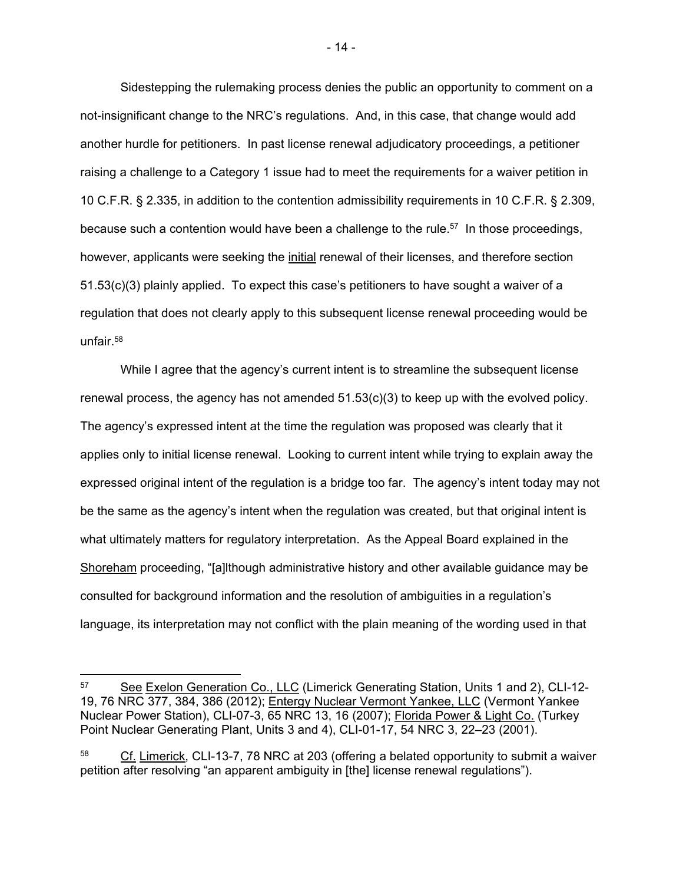Sidestepping the rulemaking process denies the public an opportunity to comment on a not-insignificant change to the NRC's regulations. And, in this case, that change would add another hurdle for petitioners. In past license renewal adjudicatory proceedings, a petitioner raising a challenge to a Category 1 issue had to meet the requirements for a waiver petition in 10 C.F.R. § 2.335, in addition to the contention admissibility requirements in 10 C.F.R. § 2.309, because such a contention would have been a challenge to the rule.[57] In those proceedings, however, applicants were seeking the initial renewal of their licenses, and therefore section 51.53(c)(3) plainly applied. To expect this case's petitioners to have sought a waiver of a regulation that does not clearly apply to this subsequent license renewal proceeding would be unfair.[58]

While I agree that the agency's current intent is to streamline the subsequent license renewal process, the agency has not amended 51.53(c)(3) to keep up with the evolved policy. The agency's expressed intent at the time the regulation was proposed was clearly that it applies only to initial license renewal. Looking to current intent while trying to explain away the expressed original intent of the regulation is a bridge too far. The agency's intent today may not be the same as the agency's intent when the regulation was created, but that original intent is what ultimately matters for regulatory interpretation. As the Appeal Board explained in the Shoreham proceeding, "[a]lthough administrative history and other available guidance may be consulted for background information and the resolution of ambiguities in a regulation's language, its interpretation may not conflict with the plain meaning of the wording used in that

---

[57] See Exelon Generation Co., LLC (Limerick Generating Station, Units 1 and 2), CLI-12-19, 76 NRC 377, 384, 386 (2012); Entergy Nuclear Vermont Yankee, LLC (Vermont Yankee Nuclear Power Station), CLI-07-3, 65 NRC 13, 16 (2007); Florida Power & Light Co. (Turkey Point Nuclear Generating Plant, Units 3 and 4), CLI-01-17, 54 NRC 3, 22–23 (2001).

[58] Cf. Limerick, CLI-13-7, 78 NRC at 203 (offering a belated opportunity to submit a waiver petition after resolving "an apparent ambiguity in [the] license renewal regulations").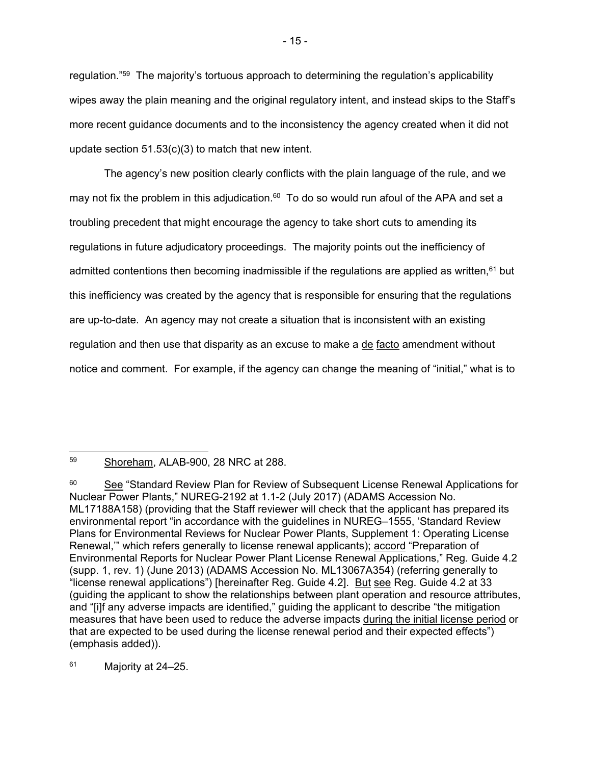regulation."[59] The majority's tortuous approach to determining the regulation's applicability wipes away the plain meaning and the original regulatory intent, and instead skips to the Staff's more recent guidance documents and to the inconsistency the agency created when it did not update section 51.53(c)(3) to match that new intent.

The agency's new position clearly conflicts with the plain language of the rule, and we may not fix the problem in this adjudication.[60] To do so would run afoul of the APA and set a troubling precedent that might encourage the agency to take short cuts to amending its regulations in future adjudicatory proceedings. The majority points out the inefficiency of admitted contentions then becoming inadmissible if the regulations are applied as written,[61] but this inefficiency was created by the agency that is responsible for ensuring that the regulations are up-to-date. An agency may not create a situation that is inconsistent with an existing regulation and then use that disparity as an excuse to make a de facto amendment without notice and comment. For example, if the agency can change the meaning of "initial," what is to

---

[59] Shoreham, ALAB-900, 28 NRC at 288.

[60] See "Standard Review Plan for Review of Subsequent License Renewal Applications for Nuclear Power Plants," NUREG-2192 at 1.1-2 (July 2017) (ADAMS Accession No. ML17188A158) (providing that the Staff reviewer will check that the applicant has prepared its environmental report "in accordance with the guidelines in NUREG–1555, 'Standard Review Plans for Environmental Reviews for Nuclear Power Plants, Supplement 1: Operating License Renewal,'" which refers generally to license renewal applicants); accord "Preparation of Environmental Reports for Nuclear Power Plant License Renewal Applications," Reg. Guide 4.2 (supp. 1, rev. 1) (June 2013) (ADAMS Accession No. ML13067A354) (referring generally to "license renewal applications") [hereinafter Reg. Guide 4.2]. But see Reg. Guide 4.2 at 33 (guiding the applicant to show the relationships between plant operation and resource attributes, and "[i]f any adverse impacts are identified," guiding the applicant to describe "the mitigation measures that have been used to reduce the adverse impacts during the initial license period or that are expected to be used during the license renewal period and their expected effects") (emphasis added)).

[61] Majority at 24–25.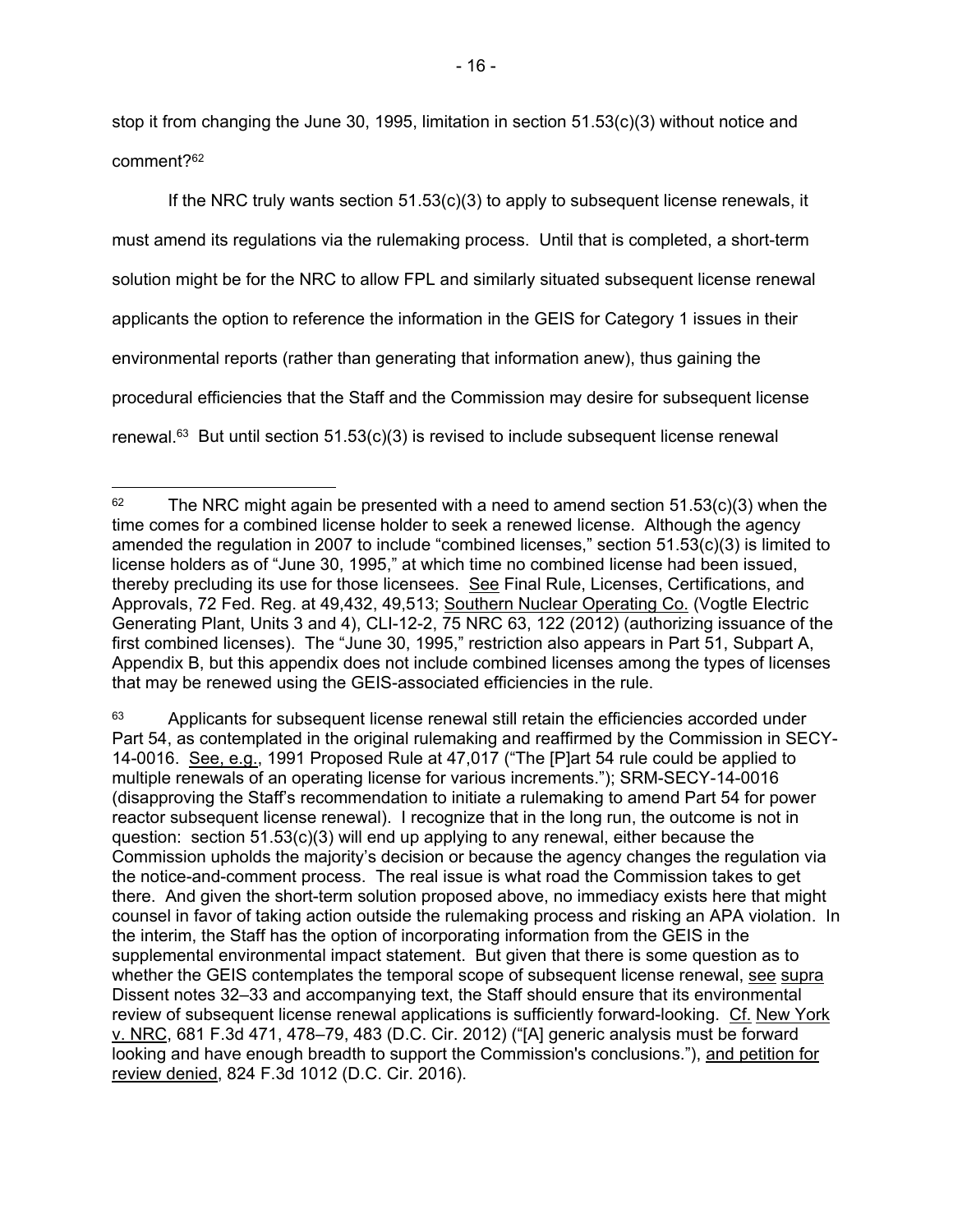stop it from changing the June 30, 1995, limitation in section 51.53(c)(3) without notice and comment?[62]

If the NRC truly wants section 51.53(c)(3) to apply to subsequent license renewals, it must amend its regulations via the rulemaking process. Until that is completed, a short-term solution might be for the NRC to allow FPL and similarly situated subsequent license renewal applicants the option to reference the information in the GEIS for Category 1 issues in their environmental reports (rather than generating that information anew), thus gaining the procedural efficiencies that the Staff and the Commission may desire for subsequent license renewal.[63] But until section 51.53(c)(3) is revised to include subsequent license renewal

---

[62] The NRC might again be presented with a need to amend section 51.53(c)(3) when the time comes for a combined license holder to seek a renewed license. Although the agency amended the regulation in 2007 to include "combined licenses," section 51.53(c)(3) is limited to license holders as of "June 30, 1995," at which time no combined license had been issued, thereby precluding its use for those licensees. See Final Rule, Licenses, Certifications, and Approvals, 72 Fed. Reg. at 49,432, 49,513; Southern Nuclear Operating Co. (Vogtle Electric Generating Plant, Units 3 and 4), CLI-12-2, 75 NRC 63, 122 (2012) (authorizing issuance of the first combined licenses). The "June 30, 1995," restriction also appears in Part 51, Subpart A, Appendix B, but this appendix does not include combined licenses among the types of licenses that may be renewed using the GEIS-associated efficiencies in the rule.

[63] Applicants for subsequent license renewal still retain the efficiencies accorded under Part 54, as contemplated in the original rulemaking and reaffirmed by the Commission in SECY-14-0016. See, e.g., 1991 Proposed Rule at 47,017 ("The [P]art 54 rule could be applied to multiple renewals of an operating license for various increments."); SRM-SECY-14-0016 (disapproving the Staff's recommendation to initiate a rulemaking to amend Part 54 for power reactor subsequent license renewal). I recognize that in the long run, the outcome is not in question: section 51.53(c)(3) will end up applying to any renewal, either because the Commission upholds the majority's decision or because the agency changes the regulation via the notice-and-comment process. The real issue is what road the Commission takes to get there. And given the short-term solution proposed above, no immediacy exists here that might counsel in favor of taking action outside the rulemaking process and risking an APA violation. In the interim, the Staff has the option of incorporating information from the GEIS in the supplemental environmental impact statement. But given that there is some question as to whether the GEIS contemplates the temporal scope of subsequent license renewal, see supra Dissent notes 32–33 and accompanying text, the Staff should ensure that its environmental review of subsequent license renewal applications is sufficiently forward-looking. Cf. New York v. NRC, 681 F.3d 471, 478–79, 483 (D.C. Cir. 2012) ("[A] generic analysis must be forward looking and have enough breadth to support the Commission's conclusions."), and petition for review denied, 824 F.3d 1012 (D.C. Cir. 2016).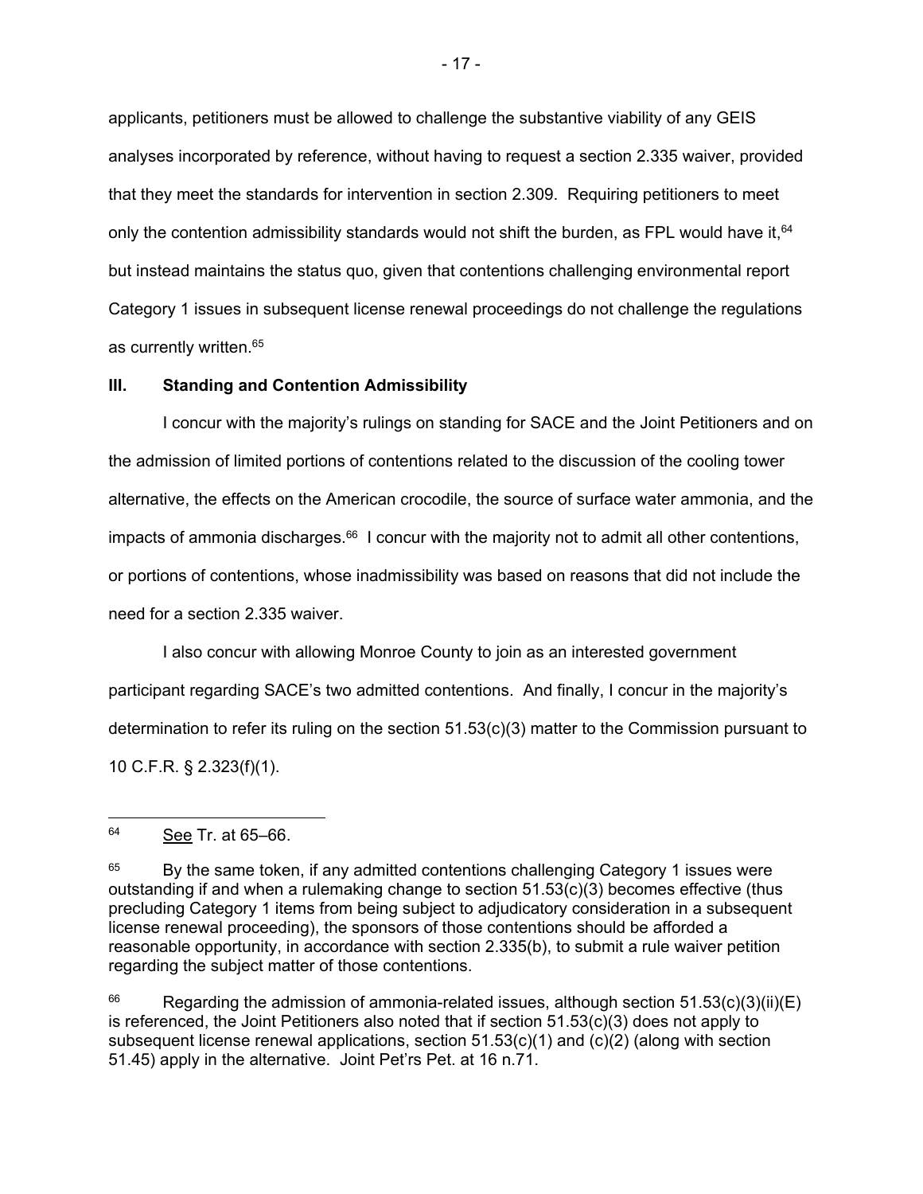applicants, petitioners must be allowed to challenge the substantive viability of any GEIS analyses incorporated by reference, without having to request a section 2.335 waiver, provided that they meet the standards for intervention in section 2.309. Requiring petitioners to meet only the contention admissibility standards would not shift the burden, as FPL would have it,[64] but instead maintains the status quo, given that contentions challenging environmental report Category 1 issues in subsequent license renewal proceedings do not challenge the regulations as currently written.[65]

## III. Standing and Contention Admissibility

I concur with the majority's rulings on standing for SACE and the Joint Petitioners and on the admission of limited portions of contentions related to the discussion of the cooling tower alternative, the effects on the American crocodile, the source of surface water ammonia, and the impacts of ammonia discharges.[66] I concur with the majority not to admit all other contentions, or portions of contentions, whose inadmissibility was based on reasons that did not include the need for a section 2.335 waiver.

I also concur with allowing Monroe County to join as an interested government participant regarding SACE's two admitted contentions. And finally, I concur in the majority's determination to refer its ruling on the section 51.53(c)(3) matter to the Commission pursuant to 10 C.F.R. § 2.323(f)(1).

---

[64] See Tr. at 65–66.

[65] By the same token, if any admitted contentions challenging Category 1 issues were outstanding if and when a rulemaking change to section 51.53(c)(3) becomes effective (thus precluding Category 1 items from being subject to adjudicatory consideration in a subsequent license renewal proceeding), the sponsors of those contentions should be afforded a reasonable opportunity, in accordance with section 2.335(b), to submit a rule waiver petition regarding the subject matter of those contentions.

[66] Regarding the admission of ammonia-related issues, although section 51.53(c)(3)(ii)(E) is referenced, the Joint Petitioners also noted that if section 51.53(c)(3) does not apply to subsequent license renewal applications, section 51.53(c)(1) and (c)(2) (along with section 51.45) apply in the alternative. Joint Pet'rs Pet. at 16 n.71.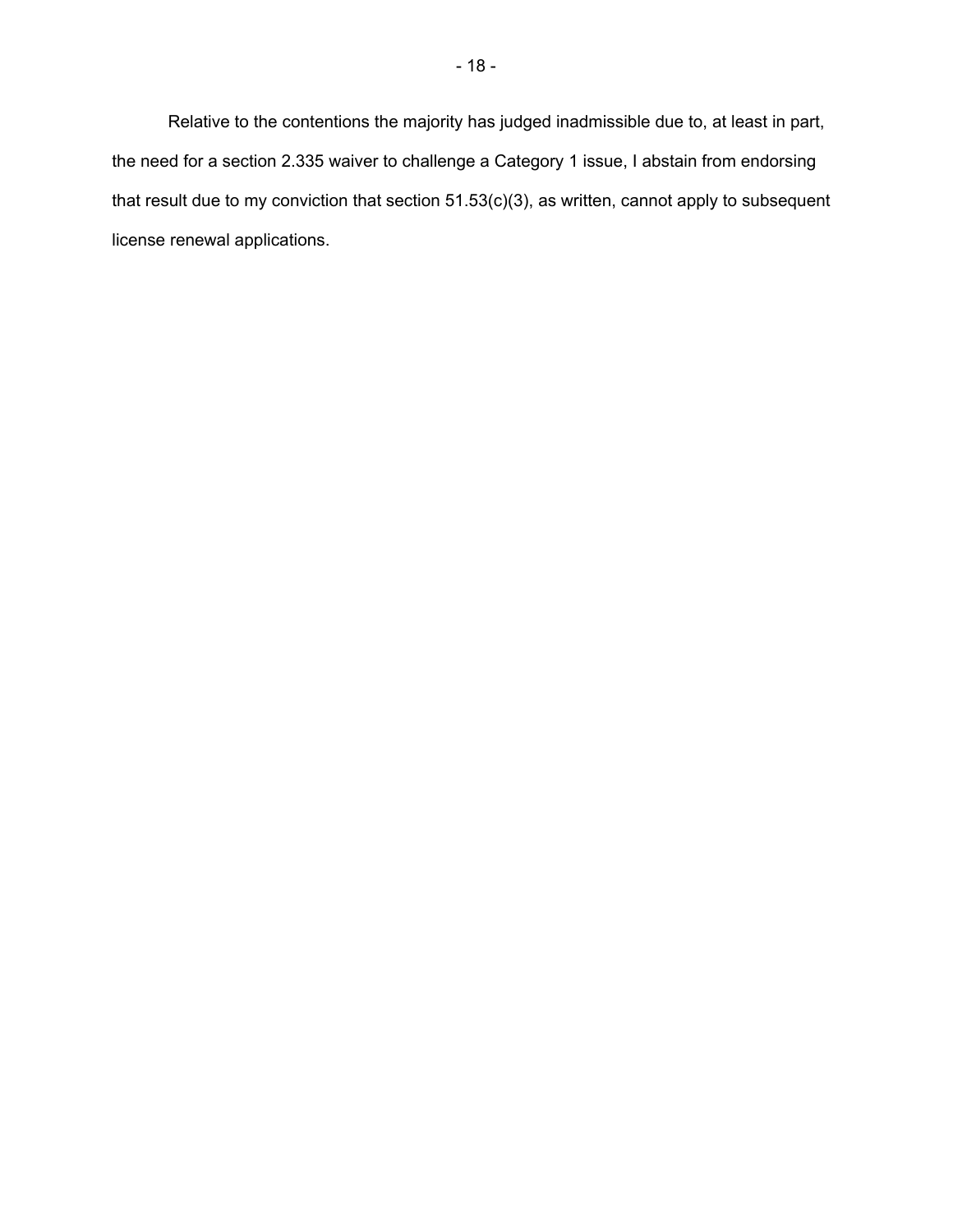Relative to the contentions the majority has judged inadmissible due to, at least in part, the need for a section 2.335 waiver to challenge a Category 1 issue, I abstain from endorsing that result due to my conviction that section 51.53(c)(3), as written, cannot apply to subsequent license renewal applications.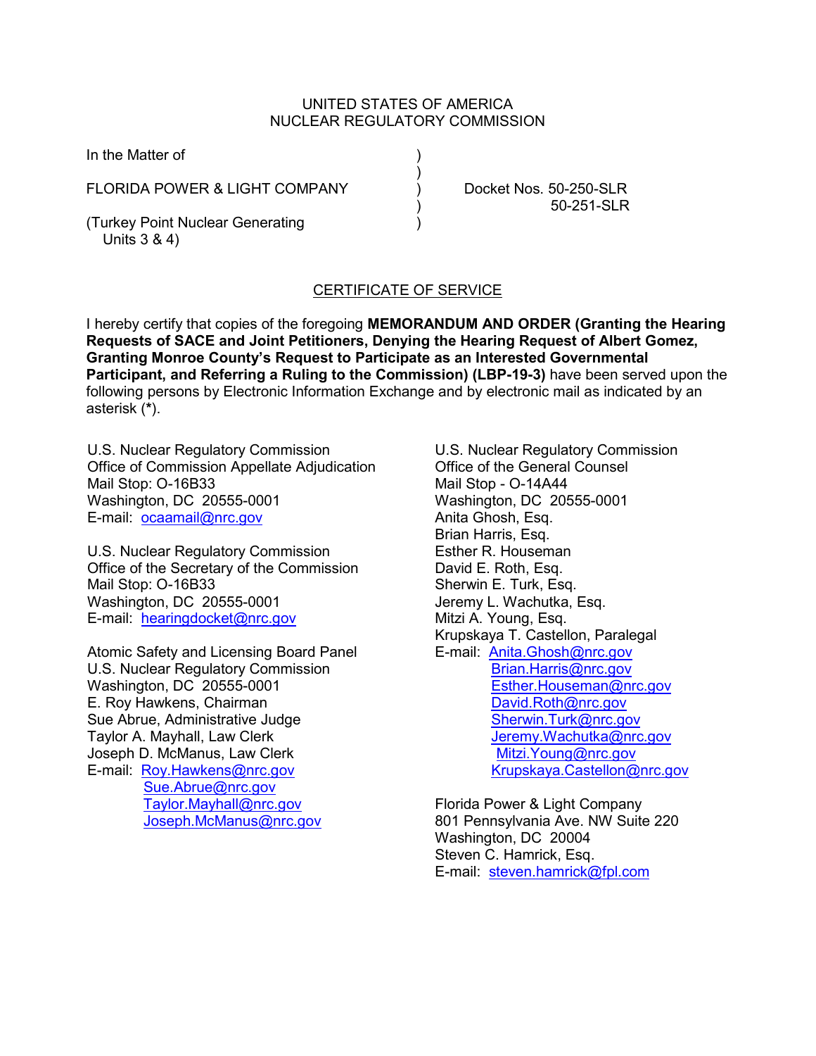UNITED STATES OF AMERICA
NUCLEAR REGULATORY COMMISSION

In the Matter of

FLORIDA POWER & LIGHT COMPANY

(Turkey Point Nuclear Generating Units 3 & 4)

Docket Nos. 50-250-SLR
50-251-SLR

CERTIFICATE OF SERVICE

I hereby certify that copies of the foregoing **MEMORANDUM AND ORDER (Granting the Hearing Requests of SACE and Joint Petitioners, Denying the Hearing Request of Albert Gomez, Granting Monroe County's Request to Participate as an Interested Governmental Participant, and Referring a Ruling to the Commission) (LBP-19-3)** have been served upon the following persons by Electronic Information Exchange and by electronic mail as indicated by an asterisk (*).

U.S. Nuclear Regulatory Commission
Office of Commission Appellate Adjudication
Mail Stop: O-16B33
Washington, DC 20555-0001
E-mail: ocaamail@nrc.gov

U.S. Nuclear Regulatory Commission
Office of the Secretary of the Commission
Mail Stop: O-16B33
Washington, DC 20555-0001
E-mail: hearingdocket@nrc.gov

Atomic Safety and Licensing Board Panel
U.S. Nuclear Regulatory Commission
Washington, DC 20555-0001
E. Roy Hawkens, Chairman
Sue Abrue, Administrative Judge
Taylor A. Mayhall, Law Clerk
Joseph D. McManus, Law Clerk
E-mail: Roy.Hawkens@nrc.gov
Sue.Abrue@nrc.gov
Taylor.Mayhall@nrc.gov
Joseph.McManus@nrc.gov

U.S. Nuclear Regulatory Commission
Office of the General Counsel
Mail Stop - O-14A44
Washington, DC 20555-0001
Anita Ghosh, Esq.
Brian Harris, Esq.
Esther R. Houseman
David E. Roth, Esq.
Sherwin E. Turk, Esq.
Jeremy L. Wachutka, Esq.
Mitzi A. Young, Esq.
Krupskaya T. Castellon, Paralegal
E-mail: Anita.Ghosh@nrc.gov
Brian.Harris@nrc.gov
Esther.Houseman@nrc.gov
David.Roth@nrc.gov
Sherwin.Turk@nrc.gov
Jeremy.Wachutka@nrc.gov
Mitzi.Young@nrc.gov
Krupskaya.Castellon@nrc.gov

Florida Power & Light Company
801 Pennsylvania Ave. NW Suite 220
Washington, DC 20004
Steven C. Hamrick, Esq.
E-mail: steven.hamrick@fpl.com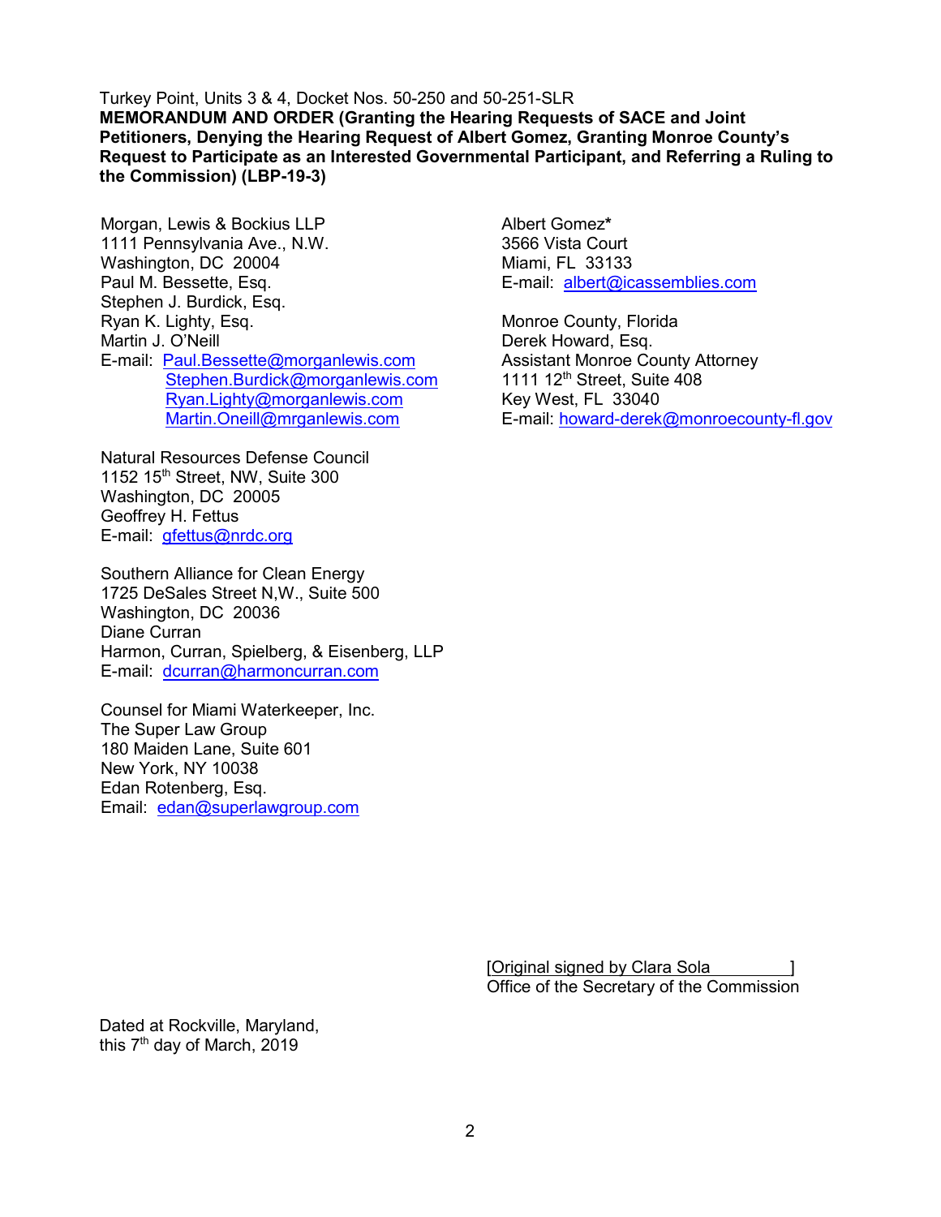Turkey Point, Units 3 & 4, Docket Nos. 50-250 and 50-251-SLR
**MEMORANDUM AND ORDER (Granting the Hearing Requests of SACE and Joint Petitioners, Denying the Hearing Request of Albert Gomez, Granting Monroe County's Request to Participate as an Interested Governmental Participant, and Referring a Ruling to the Commission) (LBP-19-3)**

Morgan, Lewis & Bockius LLP
1111 Pennsylvania Ave., N.W.
Washington, DC 20004
Paul M. Bessette, Esq.
Stephen J. Burdick, Esq.
Ryan K. Lighty, Esq.
Martin J. O'Neill
E-mail: Paul.Bessette@morganlewis.com
Stephen.Burdick@morganlewis.com
Ryan.Lighty@morganlewis.com
Martin.Oneill@mrganlewis.com

Natural Resources Defense Council
1152 15th Street, NW, Suite 300
Washington, DC 20005
Geoffrey H. Fettus
E-mail: gfettus@nrdc.org

Southern Alliance for Clean Energy
1725 DeSales Street N,W., Suite 500
Washington, DC 20036
Diane Curran
Harmon, Curran, Spielberg, & Eisenberg, LLP
E-mail: dcurran@harmoncurran.com

Counsel for Miami Waterkeeper, Inc.
The Super Law Group
180 Maiden Lane, Suite 601
New York, NY 10038
Edan Rotenberg, Esq.
Email: edan@superlawgroup.com

Albert Gomez*
3566 Vista Court
Miami, FL 33133
E-mail: albert@icassemblies.com

Monroe County, Florida
Derek Howard, Esq.
Assistant Monroe County Attorney
1111 12th Street, Suite 408
Key West, FL 33040
E-mail: howard-derek@monroecounty-fl.gov

[Original signed by Clara Sola ]
Office of the Secretary of the Commission

Dated at Rockville, Maryland,
this 7th day of March, 2019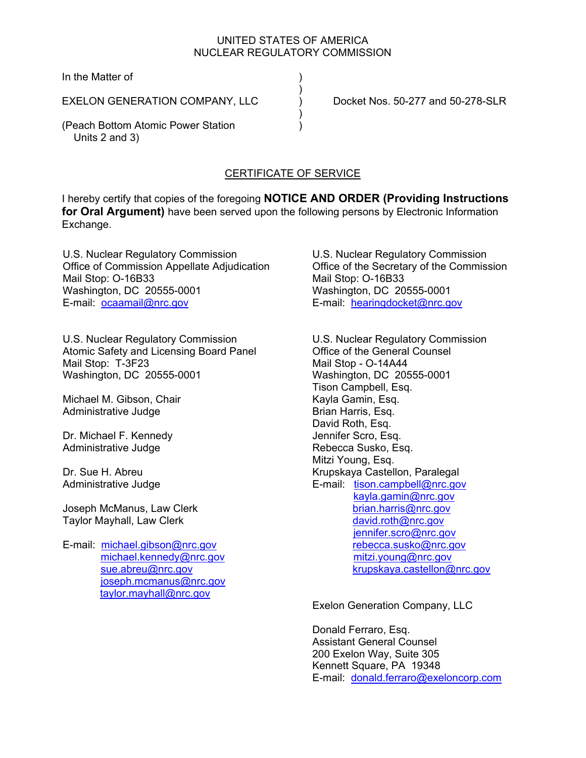UNITED STATES OF AMERICA
NUCLEAR REGULATORY COMMISSION

In the Matter of )
)
EXELON GENERATION COMPANY, LLC ) Docket Nos. 50-277 and 50-278-SLR
)
(Peach Bottom Atomic Power Station )
Units 2 and 3)

## CERTIFICATE OF SERVICE

I hereby certify that copies of the foregoing **NOTICE AND ORDER (Providing Instructions for Oral Argument)** have been served upon the following persons by Electronic Information Exchange.

U.S. Nuclear Regulatory Commission
Office of Commission Appellate Adjudication
Mail Stop: O-16B33
Washington, DC 20555-0001
E-mail: ocaamail@nrc.gov

U.S. Nuclear Regulatory Commission
Office of the Secretary of the Commission
Mail Stop: O-16B33
Washington, DC 20555-0001
E-mail: hearingdocket@nrc.gov

U.S. Nuclear Regulatory Commission
Atomic Safety and Licensing Board Panel
Mail Stop: T-3F23
Washington, DC 20555-0001

Michael M. Gibson, Chair
Administrative Judge

Dr. Michael F. Kennedy
Administrative Judge

Dr. Sue H. Abreu
Administrative Judge

Joseph McManus, Law Clerk
Taylor Mayhall, Law Clerk

E-mail: michael.gibson@nrc.gov
michael.kennedy@nrc.gov
sue.abreu@nrc.gov
joseph.mcmanus@nrc.gov
taylor.mayhall@nrc.gov

U.S. Nuclear Regulatory Commission
Office of the General Counsel
Mail Stop - O-14A44
Washington, DC 20555-0001
Tison Campbell, Esq.
Kayla Gamin, Esq.
Brian Harris, Esq.
David Roth, Esq.
Jennifer Scro, Esq.
Rebecca Susko, Esq.
Mitzi Young, Esq.
Krupskaya Castellon, Paralegal
E-mail: tison.campbell@nrc.gov
kayla.gamin@nrc.gov
brian.harris@nrc.gov
david.roth@nrc.gov
jennifer.scro@nrc.gov
rebecca.susko@nrc.gov
mitzi.young@nrc.gov
krupskaya.castellon@nrc.gov

Exelon Generation Company, LLC

Donald Ferraro, Esq.
Assistant General Counsel
200 Exelon Way, Suite 305
Kennett Square, PA 19348
E-mail: donald.ferraro@exeloncorp.com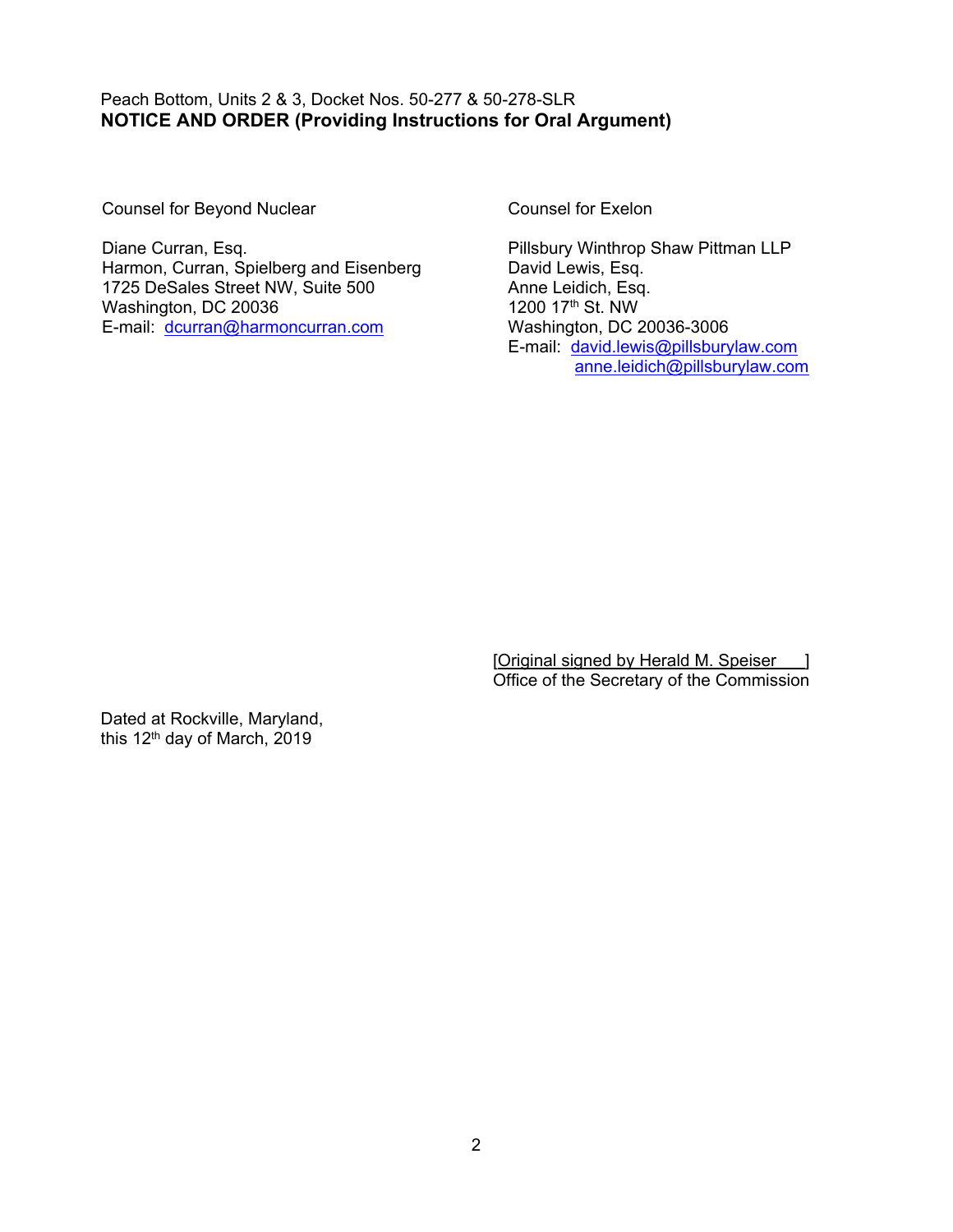Peach Bottom, Units 2 & 3, Docket Nos. 50-277 & 50-278-SLR
**NOTICE AND ORDER (Providing Instructions for Oral Argument)**

Counsel for Beyond Nuclear

Diane Curran, Esq.
Harmon, Curran, Spielberg and Eisenberg
1725 DeSales Street NW, Suite 500
Washington, DC 20036
E-mail: dcurran@harmoncurran.com

Counsel for Exelon

Pillsbury Winthrop Shaw Pittman LLP
David Lewis, Esq.
Anne Leidich, Esq.
1200 17th St. NW
Washington, DC 20036-3006
E-mail: david.lewis@pillsburylaw.com
anne.leidich@pillsburylaw.com

[Original signed by Herald M. Speiser ]
Office of the Secretary of the Commission

Dated at Rockville, Maryland,
this 12th day of March, 2019